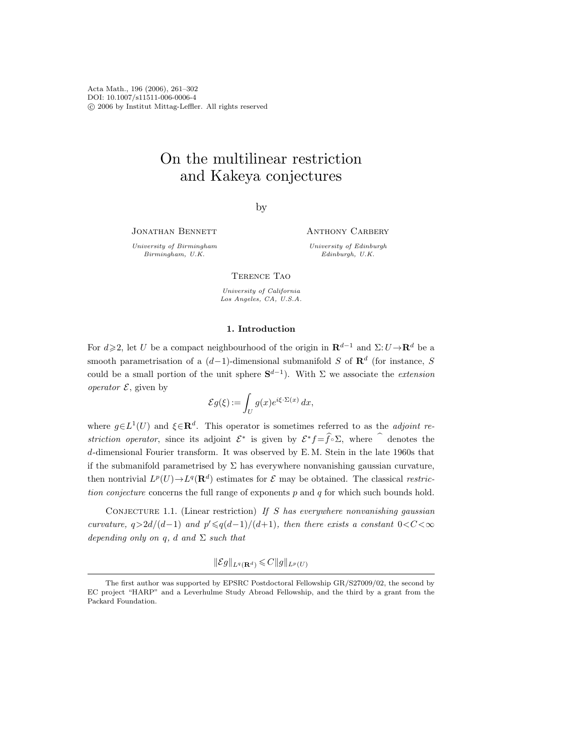# On the multilinear restriction and Kakeya conjectures

by

Jonathan Bennett

*University of Birmingham*
*Birmingham, U.K.*

Anthony Carbery

*University of Edinburgh*
*Edinburgh, U.K.*

Terence Tao

*University of California*
*Los Angeles, CA, U.S.A.*

## 1. Introduction

For $d\geqslant 2$, let $U$ be a compact neighbourhood of the origin in $\mathbf{R}^{d-1}$ and $\Sigma: U\to\mathbf{R}^d$ be a smooth parametrisation of a $(d-1)$-dimensional submanifold $S$ of $\mathbf{R}^d$ (for instance, $S$ could be a small portion of the unit sphere $\mathbf{S}^{d-1}$). With $\Sigma$ we associate the *extension operator* $\mathcal{E}$, given by

$$\mathcal{E}g(\xi) := \int_U g(x)e^{i\xi\cdot\Sigma(x)}\,dx,$$

where $g\in L^1(U)$ and $\xi\in\mathbf{R}^d$. This operator is sometimes referred to as the *adjoint restriction operator*, since its adjoint $\mathcal{E}^*$ is given by $\mathcal{E}^*f=\widehat{f}\circ\Sigma$, where $\widehat{\ }$ denotes the $d$-dimensional Fourier transform. It was observed by E. M. Stein in the late 1960s that if the submanifold parametrised by $\Sigma$ has everywhere nonvanishing gaussian curvature, then nontrivial $L^p(U)\to L^q(\mathbf{R}^d)$ estimates for $\mathcal{E}$ may be obtained. The classical *restriction conjecture* concerns the full range of exponents $p$ and $q$ for which such bounds hold.

Conjecture 1.1. (Linear restriction) *If $S$ has everywhere nonvanishing gaussian curvature, $q>2d/(d-1)$ and $p'\leqslant q(d-1)/(d+1)$, then there exists a constant $0<C<\infty$ depending only on $q$, $d$ and $\Sigma$ such that*

$$\|\mathcal{E}g\|_{L^q(\mathbf{R}^d)} \leqslant C\|g\|_{L^p(U)}$$

The first author was supported by EPSRC Postdoctoral Fellowship GR/S27009/02, the second by EC project "HARP" and a Leverhulme Study Abroad Fellowship, and the third by a grant from the Packard Foundation.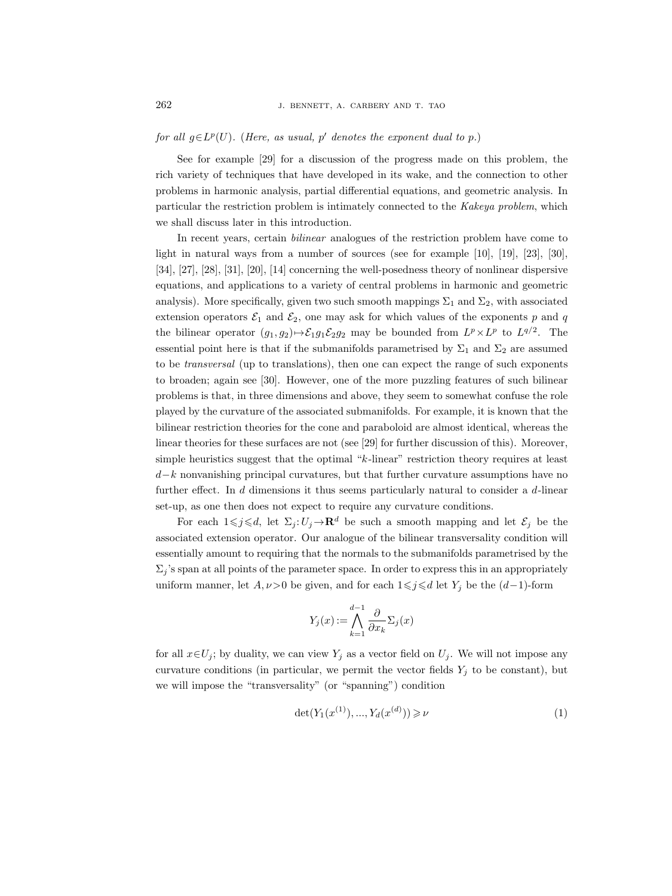*for all $g \in L^p(U)$. (Here, as usual, $p'$ denotes the exponent dual to $p$.)*

See for example [29] for a discussion of the progress made on this problem, the rich variety of techniques that have developed in its wake, and the connection to other problems in harmonic analysis, partial differential equations, and geometric analysis. In particular the restriction problem is intimately connected to the *Kakeya problem*, which we shall discuss later in this introduction.

In recent years, certain *bilinear* analogues of the restriction problem have come to light in natural ways from a number of sources (see for example [10], [19], [23], [30], [34], [27], [28], [31], [20], [14] concerning the well-posedness theory of nonlinear dispersive equations, and applications to a variety of central problems in harmonic and geometric analysis). More specifically, given two such smooth mappings $\Sigma_1$ and $\Sigma_2$, with associated extension operators $\mathcal{E}_1$ and $\mathcal{E}_2$, one may ask for which values of the exponents $p$ and $q$ the bilinear operator $(g_1, g_2) \mapsto \mathcal{E}_1 g_1 \mathcal{E}_2 g_2$ may be bounded from $L^p \times L^p$ to $L^{q/2}$. The essential point here is that if the submanifolds parametrised by $\Sigma_1$ and $\Sigma_2$ are assumed to be *transversal* (up to translations), then one can expect the range of such exponents to broaden; again see [30]. However, one of the more puzzling features of such bilinear problems is that, in three dimensions and above, they seem to somewhat confuse the role played by the curvature of the associated submanifolds. For example, it is known that the bilinear restriction theories for the cone and paraboloid are almost identical, whereas the linear theories for these surfaces are not (see [29] for further discussion of this). Moreover, simple heuristics suggest that the optimal "$k$-linear" restriction theory requires at least $d-k$ nonvanishing principal curvatures, but that further curvature assumptions have no further effect. In $d$ dimensions it thus seems particularly natural to consider a $d$-linear set-up, as one then does not expect to require any curvature conditions.

For each $1 \leqslant j \leqslant d$, let $\Sigma_j : U_j \to \mathbf{R}^d$ be such a smooth mapping and let $\mathcal{E}_j$ be the associated extension operator. Our analogue of the bilinear transversality condition will essentially amount to requiring that the normals to the submanifolds parametrised by the $\Sigma_j$'s span at all points of the parameter space. In order to express this in an appropriately uniform manner, let $A, \nu > 0$ be given, and for each $1 \leqslant j \leqslant d$ let $Y_j$ be the $(d-1)$-form

$$Y_j(x) := \bigwedge_{k=1}^{d-1} \frac{\partial}{\partial x_k} \Sigma_j(x)$$

for all $x \in U_j$; by duality, we can view $Y_j$ as a vector field on $U_j$. We will not impose any curvature conditions (in particular, we permit the vector fields $Y_j$ to be constant), but we will impose the "transversality" (or "spanning") condition

$$\det(Y_1(x^{(1)}), ..., Y_d(x^{(d)})) \geqslant \nu \tag{1}$$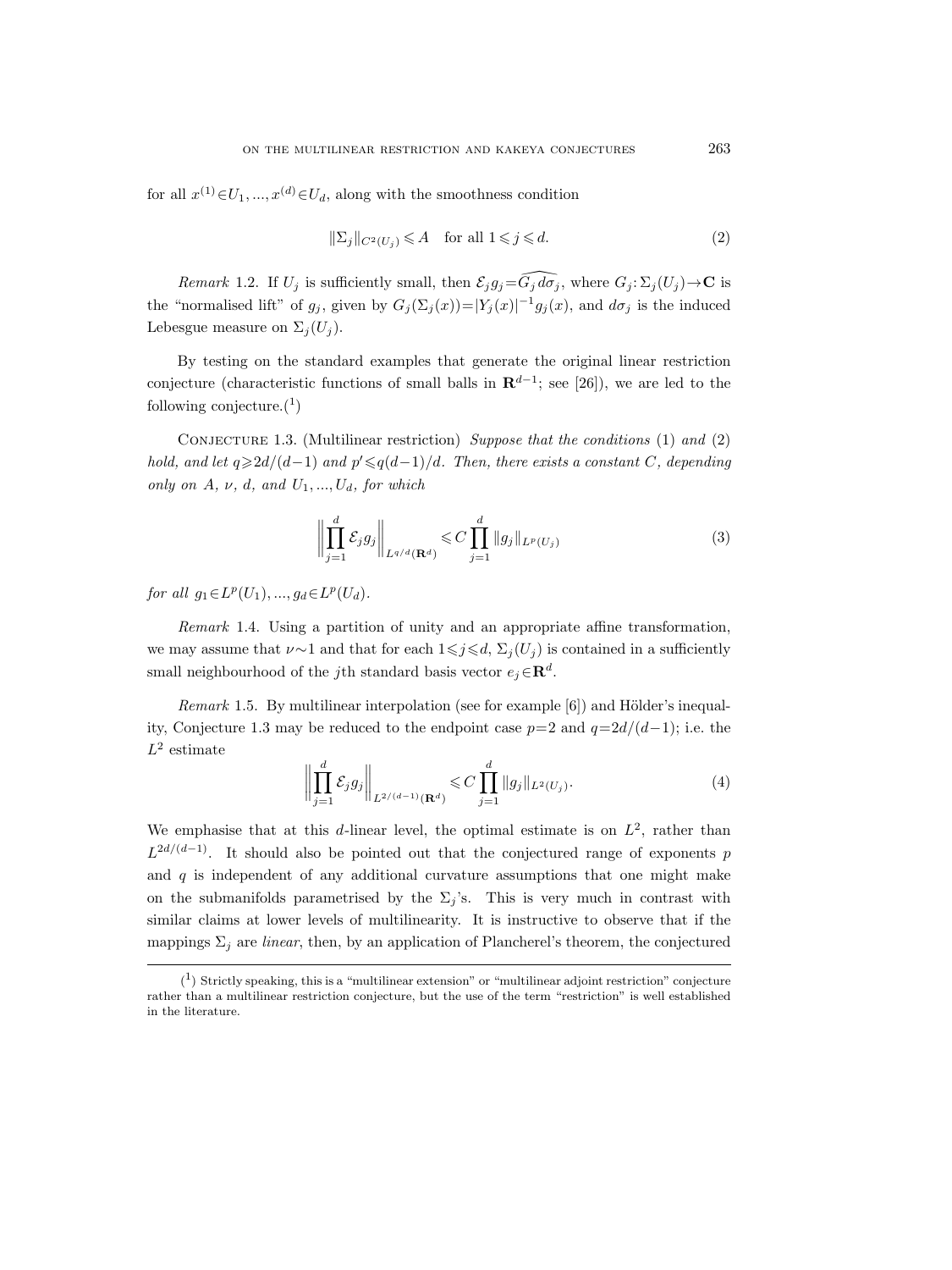for all $x^{(1)} \in U_1, ..., x^{(d)} \in U_d$, along with the smoothness condition

$$\|\Sigma_j\|_{C^2(U_j)} \leqslant A \quad \text{for all } 1 \leqslant j \leqslant d. \tag{2}$$

*Remark* 1.2. If $U_j$ is sufficiently small, then $\mathcal{E}_j g_j = \widehat{G_j\, d\sigma_j}$, where $G_j: \Sigma_j(U_j) \to \mathbf{C}$ is the "normalised lift" of $g_j$, given by $G_j(\Sigma_j(x)) = |Y_j(x)|^{-1} g_j(x)$, and $d\sigma_j$ is the induced Lebesgue measure on $\Sigma_j(U_j)$.

By testing on the standard examples that generate the original linear restriction conjecture (characteristic functions of small balls in $\mathbf{R}^{d-1}$; see [26]), we are led to the following conjecture.(1)

Conjecture 1.3. (Multilinear restriction) *Suppose that the conditions* (1) *and* (2) *hold, and let* $q \geqslant 2d/(d-1)$ *and* $p' \leqslant q(d-1)/d$. *Then, there exists a constant* $C$, *depending only on* $A$, $\nu$, $d$, *and* $U_1, ..., U_d$, *for which*

$$\left\| \prod_{j=1}^{d} \mathcal{E}_j g_j \right\|_{L^{q/d}(\mathbf{R}^d)} \leqslant C \prod_{j=1}^{d} \|g_j\|_{L^p(U_j)} \tag{3}$$

*for all* $g_1 \in L^p(U_1), ..., g_d \in L^p(U_d)$.

*Remark* 1.4. Using a partition of unity and an appropriate affine transformation, we may assume that $\nu \sim 1$ and that for each $1 \leqslant j \leqslant d$, $\Sigma_j(U_j)$ is contained in a sufficiently small neighbourhood of the $j$th standard basis vector $e_j \in \mathbf{R}^d$.

*Remark* 1.5. By multilinear interpolation (see for example [6]) and Hölder's inequality, Conjecture 1.3 may be reduced to the endpoint case $p=2$ and $q=2d/(d-1)$; i.e. the $L^2$ estimate

$$\left\| \prod_{j=1}^{d} \mathcal{E}_j g_j \right\|_{L^{2/(d-1)}(\mathbf{R}^d)} \leqslant C \prod_{j=1}^{d} \|g_j\|_{L^2(U_j)}. \tag{4}$$

We emphasise that at this $d$-linear level, the optimal estimate is on $L^2$, rather than $L^{2d/(d-1)}$. It should also be pointed out that the conjectured range of exponents $p$ and $q$ is independent of any additional curvature assumptions that one might make on the submanifolds parametrised by the $\Sigma_j$'s. This is very much in contrast with similar claims at lower levels of multilinearity. It is instructive to observe that if the mappings $\Sigma_j$ are *linear*, then, by an application of Plancherel's theorem, the conjectured

(1) Strictly speaking, this is a "multilinear extension" or "multilinear adjoint restriction" conjecture rather than a multilinear restriction conjecture, but the use of the term "restriction" is well established in the literature.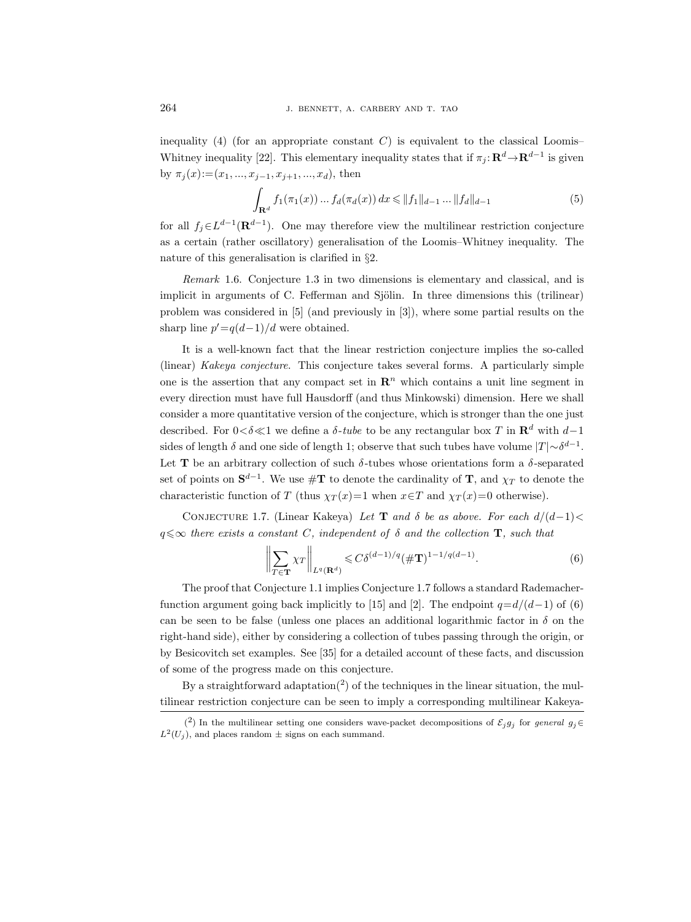inequality (4) (for an appropriate constant $C$) is equivalent to the classical Loomis–Whitney inequality [22]. This elementary inequality states that if $\pi_j\colon \mathbf{R}^d \to \mathbf{R}^{d-1}$ is given by $\pi_j(x) := (x_1, ..., x_{j-1}, x_{j+1}, ..., x_d)$, then

$$\int_{\mathbf{R}^d} f_1(\pi_1(x)) \ldots f_d(\pi_d(x))\, dx \leqslant \|f_1\|_{d-1} \ldots \|f_d\|_{d-1} \tag{5}$$

for all $f_j \in L^{d-1}(\mathbf{R}^{d-1})$. One may therefore view the multilinear restriction conjecture as a certain (rather oscillatory) generalisation of the Loomis–Whitney inequality. The nature of this generalisation is clarified in §2.

*Remark* 1.6. Conjecture 1.3 in two dimensions is elementary and classical, and is implicit in arguments of C. Fefferman and Sjölin. In three dimensions this (trilinear) problem was considered in [5] (and previously in [3]), where some partial results on the sharp line $p' = q(d-1)/d$ were obtained.

It is a well-known fact that the linear restriction conjecture implies the so-called (linear) *Kakeya conjecture*. This conjecture takes several forms. A particularly simple one is the assertion that any compact set in $\mathbf{R}^n$ which contains a unit line segment in every direction must have full Hausdorff (and thus Minkowski) dimension. Here we shall consider a more quantitative version of the conjecture, which is stronger than the one just described. For $0 < \delta \ll 1$ we define a *$\delta$-tube* to be any rectangular box $T$ in $\mathbf{R}^d$ with $d-1$ sides of length $\delta$ and one side of length 1; observe that such tubes have volume $|T| \sim \delta^{d-1}$. Let $\mathbf{T}$ be an arbitrary collection of such $\delta$-tubes whose orientations form a $\delta$-separated set of points on $\mathbf{S}^{d-1}$. We use $\#\mathbf{T}$ to denote the cardinality of $\mathbf{T}$, and $\chi_T$ to denote the characteristic function of $T$ (thus $\chi_T(x) = 1$ when $x \in T$ and $\chi_T(x) = 0$ otherwise).

Conjecture 1.7. (Linear Kakeya) *Let $\mathbf{T}$ and $\delta$ be as above. For each $d/(d-1) < q \leqslant \infty$ there exists a constant $C$, independent of $\delta$ and the collection $\mathbf{T}$, such that*

$$\Big\| \sum_{T \in \mathbf{T}} \chi_T \Big\|_{L^q(\mathbf{R}^d)} \leqslant C \delta^{(d-1)/q} (\#\mathbf{T})^{1-1/q(d-1)}. \tag{6}$$

The proof that Conjecture 1.1 implies Conjecture 1.7 follows a standard Rademacher-function argument going back implicitly to [15] and [2]. The endpoint $q = d/(d-1)$ of (6) can be seen to be false (unless one places an additional logarithmic factor in $\delta$ on the right-hand side), either by considering a collection of tubes passing through the origin, or by Besicovitch set examples. See [35] for a detailed account of these facts, and discussion of some of the progress made on this conjecture.

By a straightforward adaptation([2]) of the techniques in the linear situation, the multilinear restriction conjecture can be seen to imply a corresponding multilinear Kakeya-

([2]) In the multilinear setting one considers wave-packet decompositions of $\mathcal{E}_j g_j$ for *general* $g_j \in L^2(U_j)$, and places random $\pm$ signs on each summand.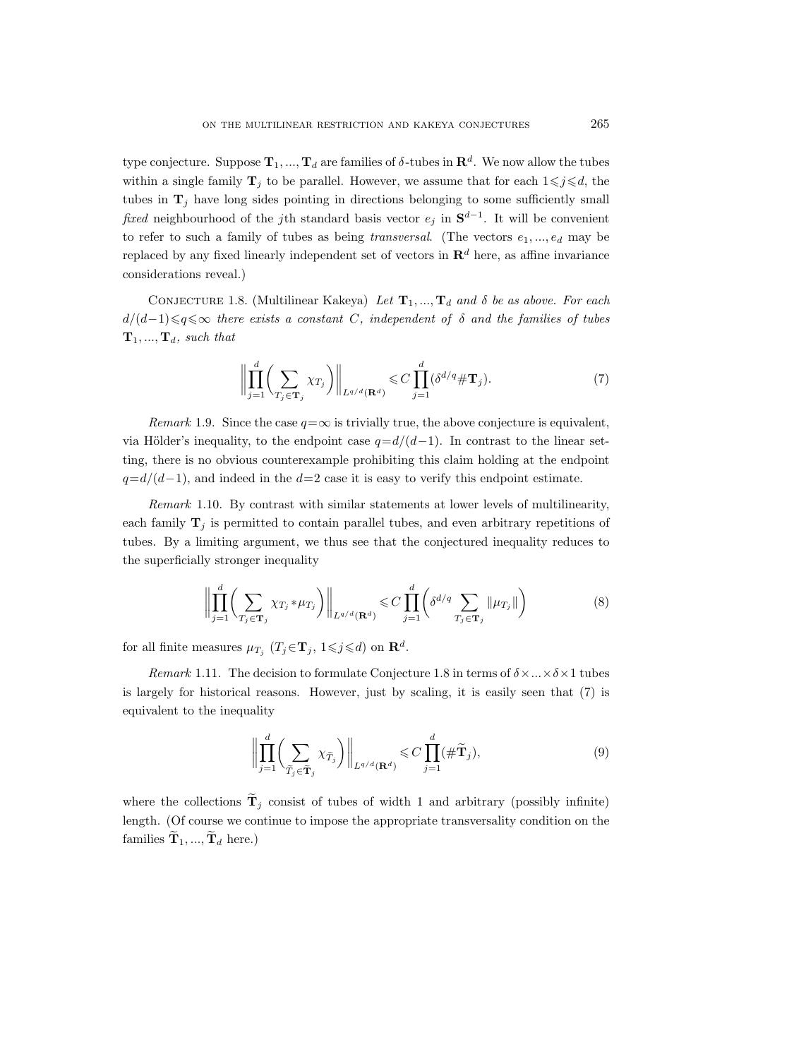type conjecture. Suppose $\mathbf{T}_1, ..., \mathbf{T}_d$ are families of $\delta$-tubes in $\mathbf{R}^d$. We now allow the tubes within a single family $\mathbf{T}_j$ to be parallel. However, we assume that for each $1 \leqslant j \leqslant d$, the tubes in $\mathbf{T}_j$ have long sides pointing in directions belonging to some sufficiently small *fixed* neighbourhood of the $j$th standard basis vector $e_j$ in $\mathbf{S}^{d-1}$. It will be convenient to refer to such a family of tubes as being *transversal*. (The vectors $e_1, ..., e_d$ may be replaced by any fixed linearly independent set of vectors in $\mathbf{R}^d$ here, as affine invariance considerations reveal.)

Conjecture 1.8. (Multilinear Kakeya) *Let $\mathbf{T}_1, ..., \mathbf{T}_d$ and $\delta$ be as above. For each $d/(d-1) \leqslant q \leqslant \infty$ there exists a constant $C$, independent of $\delta$ and the families of tubes $\mathbf{T}_1, ..., \mathbf{T}_d$, such that*

$$\left\| \prod_{j=1}^{d} \left( \sum_{T_j \in \mathbf{T}_j} \chi_{T_j} \right) \right\|_{L^{q/d}(\mathbf{R}^d)} \leqslant C \prod_{j=1}^{d} (\delta^{d/q} \# \mathbf{T}_j). \tag{7}$$

*Remark* 1.9. Since the case $q = \infty$ is trivially true, the above conjecture is equivalent, via Hölder's inequality, to the endpoint case $q = d/(d-1)$. In contrast to the linear setting, there is no obvious counterexample prohibiting this claim holding at the endpoint $q = d/(d-1)$, and indeed in the $d = 2$ case it is easy to verify this endpoint estimate.

*Remark* 1.10. By contrast with similar statements at lower levels of multilinearity, each family $\mathbf{T}_j$ is permitted to contain parallel tubes, and even arbitrary repetitions of tubes. By a limiting argument, we thus see that the conjectured inequality reduces to the superficially stronger inequality

$$\left\| \prod_{j=1}^{d} \left( \sum_{T_j \in \mathbf{T}_j} \chi_{T_j} * \mu_{T_j} \right) \right\|_{L^{q/d}(\mathbf{R}^d)} \leqslant C \prod_{j=1}^{d} \left( \delta^{d/q} \sum_{T_j \in \mathbf{T}_j} \|\mu_{T_j}\| \right) \tag{8}$$

for all finite measures $\mu_{T_j}$ ($T_j \in \mathbf{T}_j$, $1 \leqslant j \leqslant d$) on $\mathbf{R}^d$.

*Remark* 1.11. The decision to formulate Conjecture 1.8 in terms of $\delta \times ... \times \delta \times 1$ tubes is largely for historical reasons. However, just by scaling, it is easily seen that (7) is equivalent to the inequality

$$\left\| \prod_{j=1}^{d} \left( \sum_{\widetilde{T}_j \in \widetilde{\mathbf{T}}_j} \chi_{\widetilde{T}_j} \right) \right\|_{L^{q/d}(\mathbf{R}^d)} \leqslant C \prod_{j=1}^{d} (\# \widetilde{\mathbf{T}}_j), \tag{9}$$

where the collections $\widetilde{\mathbf{T}}_j$ consist of tubes of width 1 and arbitrary (possibly infinite) length. (Of course we continue to impose the appropriate transversality condition on the families $\widetilde{\mathbf{T}}_1, ..., \widetilde{\mathbf{T}}_d$ here.)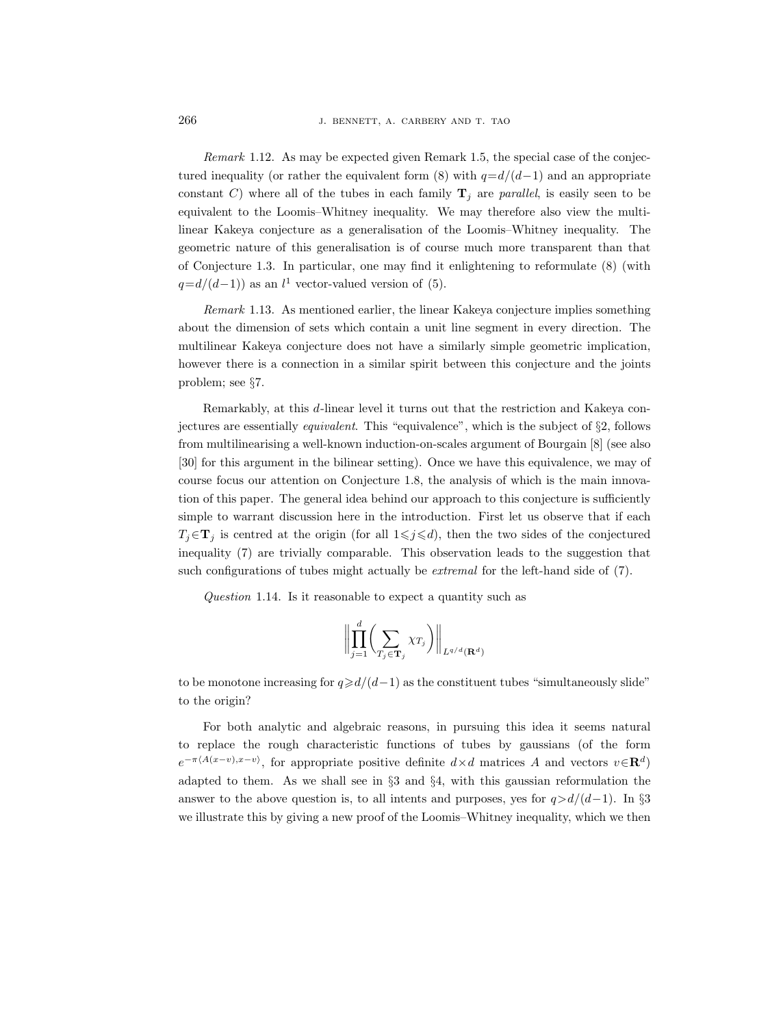*Remark* 1.12. As may be expected given Remark 1.5, the special case of the conjectured inequality (or rather the equivalent form (8) with $q=d/(d-1)$ and an appropriate constant $C$) where all of the tubes in each family $\mathbf{T}_j$ are *parallel*, is easily seen to be equivalent to the Loomis–Whitney inequality. We may therefore also view the multilinear Kakeya conjecture as a generalisation of the Loomis–Whitney inequality. The geometric nature of this generalisation is of course much more transparent than that of Conjecture 1.3. In particular, one may find it enlightening to reformulate (8) (with $q=d/(d-1)$) as an $l^1$ vector-valued version of (5).

*Remark* 1.13. As mentioned earlier, the linear Kakeya conjecture implies something about the dimension of sets which contain a unit line segment in every direction. The multilinear Kakeya conjecture does not have a similarly simple geometric implication, however there is a connection in a similar spirit between this conjecture and the joints problem; see §7.

Remarkably, at this $d$-linear level it turns out that the restriction and Kakeya conjectures are essentially *equivalent*. This "equivalence", which is the subject of §2, follows from multilinearising a well-known induction-on-scales argument of Bourgain [8] (see also [30] for this argument in the bilinear setting). Once we have this equivalence, we may of course focus our attention on Conjecture 1.8, the analysis of which is the main innovation of this paper. The general idea behind our approach to this conjecture is sufficiently simple to warrant discussion here in the introduction. First let us observe that if each $T_j\in\mathbf{T}_j$ is centred at the origin (for all $1\leqslant j\leqslant d$), then the two sides of the conjectured inequality (7) are trivially comparable. This observation leads to the suggestion that such configurations of tubes might actually be *extremal* for the left-hand side of (7).

*Question* 1.14. Is it reasonable to expect a quantity such as

$$\left\|\prod_{j=1}^{d}\biggl(\sum_{T_j\in\mathbf{T}_j}\chi_{T_j}\biggr)\right\|_{L^{q/d}(\mathbf{R}^d)}$$

to be monotone increasing for $q\geqslant d/(d-1)$ as the constituent tubes "simultaneously slide" to the origin?

For both analytic and algebraic reasons, in pursuing this idea it seems natural to replace the rough characteristic functions of tubes by gaussians (of the form $e^{-\pi\langle A(x-v),x-v\rangle}$, for appropriate positive definite $d\times d$ matrices $A$ and vectors $v\in\mathbf{R}^d$) adapted to them. As we shall see in §3 and §4, with this gaussian reformulation the answer to the above question is, to all intents and purposes, yes for $q>d/(d-1)$. In §3 we illustrate this by giving a new proof of the Loomis–Whitney inequality, which we then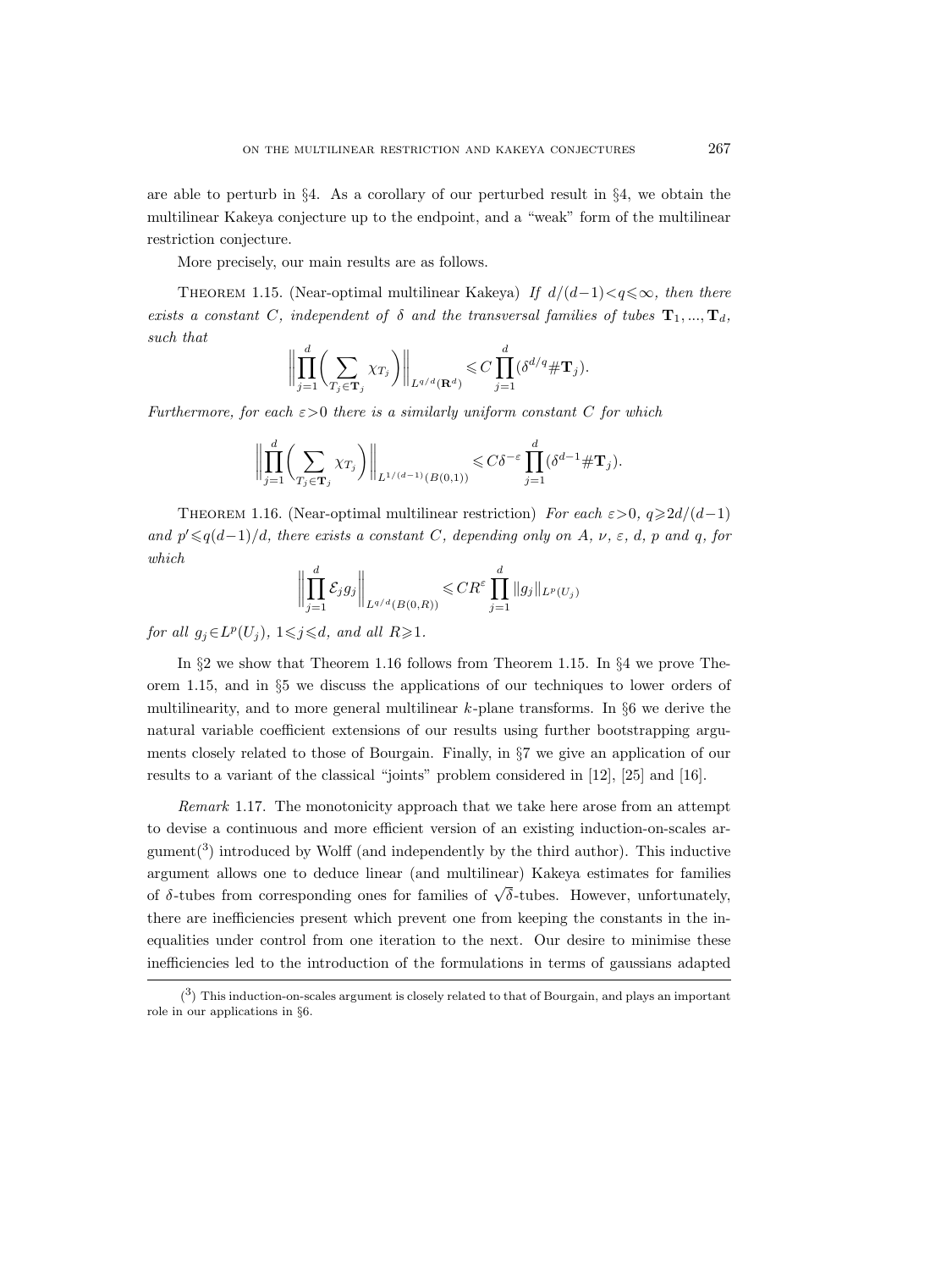are able to perturb in §4. As a corollary of our perturbed result in §4, we obtain the multilinear Kakeya conjecture up to the endpoint, and a "weak" form of the multilinear restriction conjecture.

More precisely, our main results are as follows.

Theorem 1.15. (Near-optimal multilinear Kakeya) *If $d/(d-1)<q\leqslant\infty$, then there exists a constant $C$, independent of $\delta$ and the transversal families of tubes $\mathbf{T}_1, ..., \mathbf{T}_d$, such that*

$$\bigg\|\prod_{j=1}^d\bigg(\sum_{T_j\in\mathbf{T}_j}\chi_{T_j}\bigg)\bigg\|_{L^{q/d}(\mathbf{R}^d)}\leqslant C\prod_{j=1}^d(\delta^{d/q}\#\mathbf{T}_j).$$

*Furthermore, for each $\varepsilon>0$ there is a similarly uniform constant $C$ for which*

$$\bigg\|\prod_{j=1}^d\bigg(\sum_{T_j\in\mathbf{T}_j}\chi_{T_j}\bigg)\bigg\|_{L^{1/(d-1)}(B(0,1))}\leqslant C\delta^{-\varepsilon}\prod_{j=1}^d(\delta^{d-1}\#\mathbf{T}_j).$$

Theorem 1.16. (Near-optimal multilinear restriction) *For each $\varepsilon>0$, $q\geqslant 2d/(d-1)$ and $p'\leqslant q(d-1)/d$, there exists a constant $C$, depending only on $A$, $\nu$, $\varepsilon$, $d$, $p$ and $q$, for which*

$$\bigg\|\prod_{j=1}^d\mathcal{E}_jg_j\bigg\|_{L^{q/d}(B(0,R))}\leqslant CR^\varepsilon\prod_{j=1}^d\|g_j\|_{L^p(U_j)}$$

*for all $g_j\in L^p(U_j)$, $1\leqslant j\leqslant d$, and all $R\geqslant 1$.*

In §2 we show that Theorem 1.16 follows from Theorem 1.15. In §4 we prove Theorem 1.15, and in §5 we discuss the applications of our techniques to lower orders of multilinearity, and to more general multilinear $k$-plane transforms. In §6 we derive the natural variable coefficient extensions of our results using further bootstrapping arguments closely related to those of Bourgain. Finally, in §7 we give an application of our results to a variant of the classical "joints" problem considered in [12], [25] and [16].

*Remark* 1.17. The monotonicity approach that we take here arose from an attempt to devise a continuous and more efficient version of an existing induction-on-scales argument(3) introduced by Wolff (and independently by the third author). This inductive argument allows one to deduce linear (and multilinear) Kakeya estimates for families of $\delta$-tubes from corresponding ones for families of $\sqrt{\delta}$-tubes. However, unfortunately, there are inefficiencies present which prevent one from keeping the constants in the inequalities under control from one iteration to the next. Our desire to minimise these inefficiencies led to the introduction of the formulations in terms of gaussians adapted

(3) This induction-on-scales argument is closely related to that of Bourgain, and plays an important role in our applications in §6.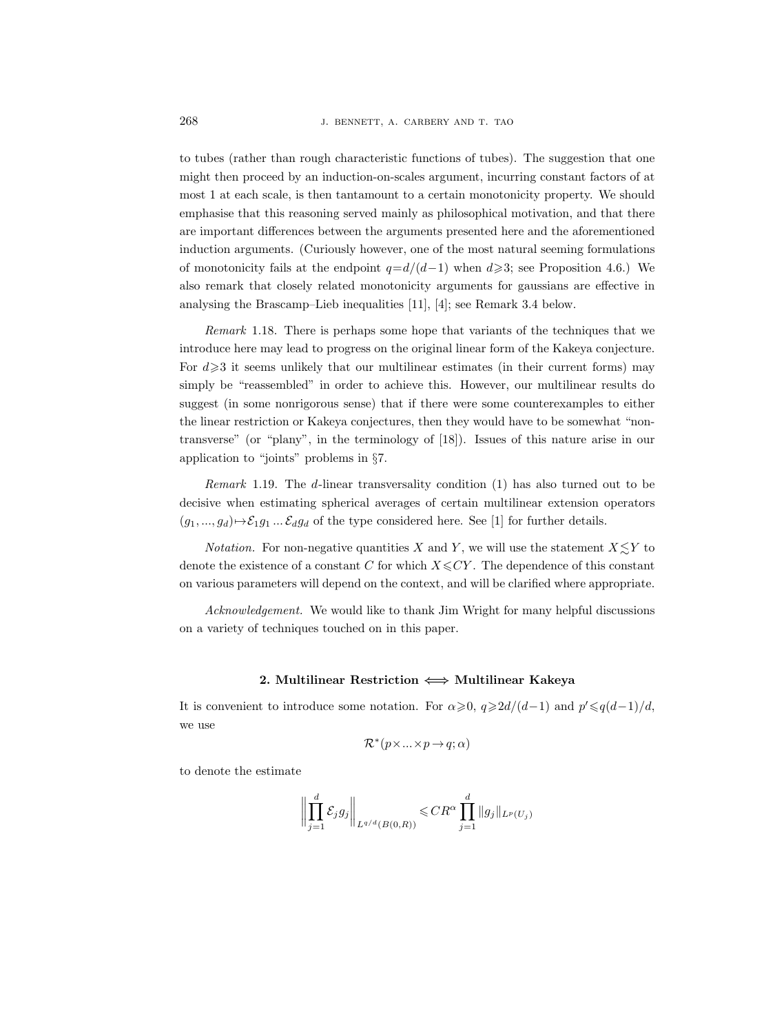to tubes (rather than rough characteristic functions of tubes). The suggestion that one might then proceed by an induction-on-scales argument, incurring constant factors of at most 1 at each scale, is then tantamount to a certain monotonicity property. We should emphasise that this reasoning served mainly as philosophical motivation, and that there are important differences between the arguments presented here and the aforementioned induction arguments. (Curiously however, one of the most natural seeming formulations of monotonicity fails at the endpoint $q=d/(d-1)$ when $d\geqslant 3$; see Proposition 4.6.) We also remark that closely related monotonicity arguments for gaussians are effective in analysing the Brascamp–Lieb inequalities [11], [4]; see Remark 3.4 below.

*Remark* 1.18. There is perhaps some hope that variants of the techniques that we introduce here may lead to progress on the original linear form of the Kakeya conjecture. For $d\geqslant 3$ it seems unlikely that our multilinear estimates (in their current forms) may simply be "reassembled" in order to achieve this. However, our multilinear results do suggest (in some nonrigorous sense) that if there were some counterexamples to either the linear restriction or Kakeya conjectures, then they would have to be somewhat "non-transverse" (or "plany", in the terminology of [18]). Issues of this nature arise in our application to "joints" problems in §7.

*Remark* 1.19. The $d$-linear transversality condition (1) has also turned out to be decisive when estimating spherical averages of certain multilinear extension operators $(g_1, ..., g_d)\mapsto\mathcal{E}_1 g_1 ... \mathcal{E}_d g_d$ of the type considered here. See [1] for further details.

*Notation.* For non-negative quantities $X$ and $Y$, we will use the statement $X\lesssim Y$ to denote the existence of a constant $C$ for which $X\leqslant CY$. The dependence of this constant on various parameters will depend on the context, and will be clarified where appropriate.

*Acknowledgement.* We would like to thank Jim Wright for many helpful discussions on a variety of techniques touched on in this paper.

## 2. Multilinear Restriction $\Longleftrightarrow$ Multilinear Kakeya

It is convenient to introduce some notation. For $\alpha\geqslant 0$, $q\geqslant 2d/(d-1)$ and $p'\leqslant q(d-1)/d$, we use

$$\mathcal{R}^*(p\times...\times p\to q;\alpha)$$

to denote the estimate

$$\left\|\prod_{j=1}^{d}\mathcal{E}_j g_j\right\|_{L^{q/d}(B(0,R))}\leqslant CR^{\alpha}\prod_{j=1}^{d}\|g_j\|_{L^p(U_j)}$$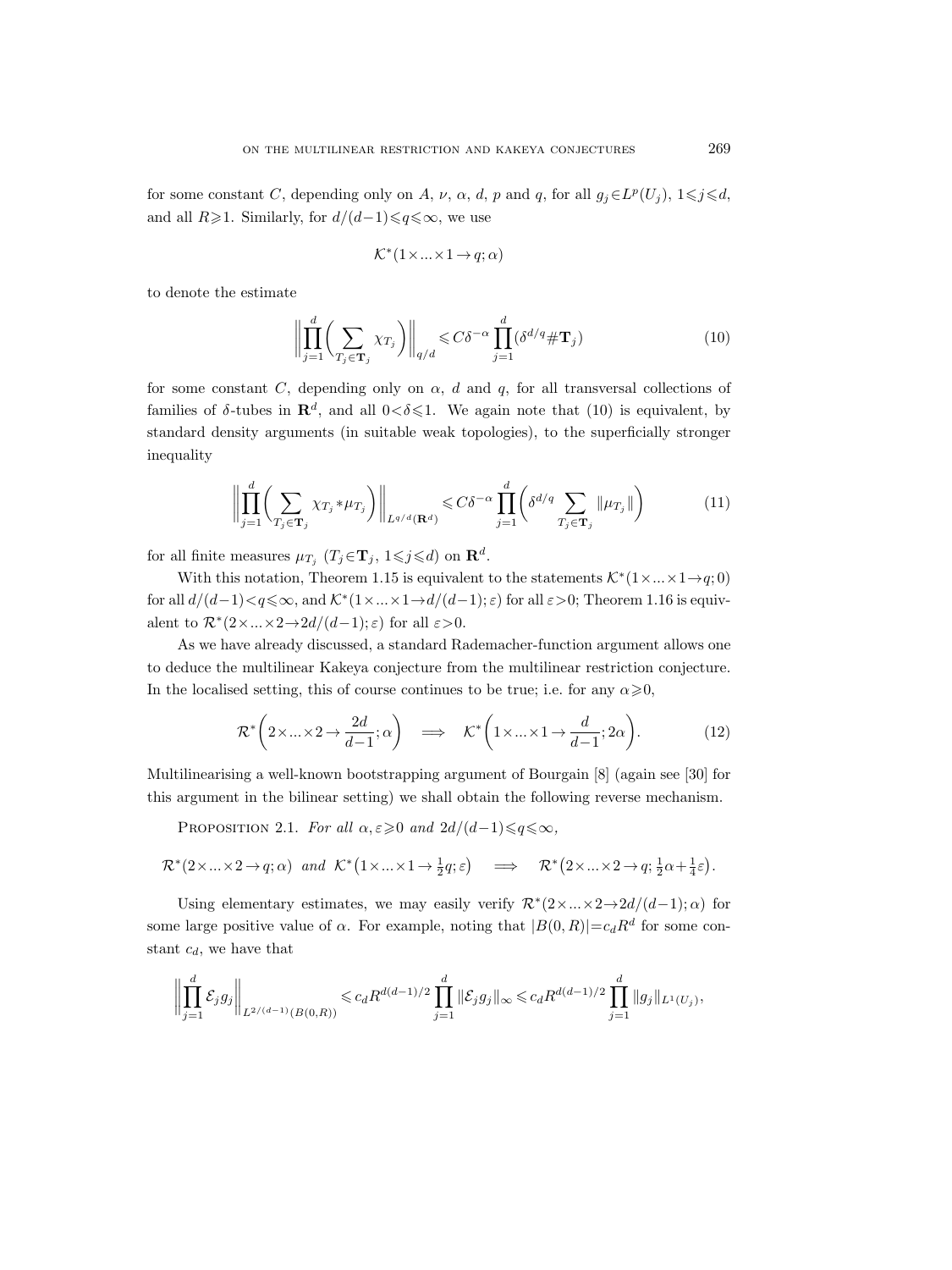for some constant $C$, depending only on $A$, $\nu$, $\alpha$, $d$, $p$ and $q$, for all $g_j \in L^p(U_j)$, $1 \leqslant j \leqslant d$, and all $R \geqslant 1$. Similarly, for $d/(d-1) \leqslant q \leqslant \infty$, we use

$$\mathcal{K}^*(1 \times ... \times 1 \to q; \alpha)$$

to denote the estimate

$$\bigg\| \prod_{j=1}^{d} \bigg( \sum_{T_j \in \mathbf{T}_j} \chi_{T_j} \bigg) \bigg\|_{q/d} \leqslant C\delta^{-\alpha} \prod_{j=1}^{d} (\delta^{d/q} \# \mathbf{T}_j) \tag{10}$$

for some constant $C$, depending only on $\alpha$, $d$ and $q$, for all transversal collections of families of $\delta$-tubes in $\mathbf{R}^d$, and all $0 < \delta \leqslant 1$. We again note that (10) is equivalent, by standard density arguments (in suitable weak topologies), to the superficially stronger inequality

$$\bigg\| \prod_{j=1}^{d} \bigg( \sum_{T_j \in \mathbf{T}_j} \chi_{T_j} * \mu_{T_j} \bigg) \bigg\|_{L^{q/d}(\mathbf{R}^d)} \leqslant C\delta^{-\alpha} \prod_{j=1}^{d} \bigg( \delta^{d/q} \sum_{T_j \in \mathbf{T}_j} \|\mu_{T_j}\| \bigg) \tag{11}$$

for all finite measures $\mu_{T_j}$ ($T_j \in \mathbf{T}_j$, $1 \leqslant j \leqslant d$) on $\mathbf{R}^d$.

With this notation, Theorem 1.15 is equivalent to the statements $\mathcal{K}^*(1 \times ... \times 1 \to q; 0)$ for all $d/(d-1) < q \leqslant \infty$, and $\mathcal{K}^*(1 \times ... \times 1 \to d/(d-1); \varepsilon)$ for all $\varepsilon > 0$; Theorem 1.16 is equivalent to $\mathcal{R}^*(2 \times ... \times 2 \to 2d/(d-1); \varepsilon)$ for all $\varepsilon > 0$.

As we have already discussed, a standard Rademacher-function argument allows one to deduce the multilinear Kakeya conjecture from the multilinear restriction conjecture. In the localised setting, this of course continues to be true; i.e. for any $\alpha \geqslant 0$,

$$\mathcal{R}^*\bigg(2 \times ... \times 2 \to \frac{2d}{d-1}; \alpha\bigg) \implies \mathcal{K}^*\bigg(1 \times ... \times 1 \to \frac{d}{d-1}; 2\alpha\bigg). \tag{12}$$

Multilinearising a well-known bootstrapping argument of Bourgain [8] (again see [30] for this argument in the bilinear setting) we shall obtain the following reverse mechanism.

Proposition 2.1. *For all $\alpha, \varepsilon \geqslant 0$ and $2d/(d-1) \leqslant q \leqslant \infty$,*

$$\mathcal{R}^*(2 \times ... \times 2 \to q; \alpha) \;\; \text{and} \;\; \mathcal{K}^*\big(1 \times ... \times 1 \to \tfrac{1}{2}q; \varepsilon\big) \implies \mathcal{R}^*\big(2 \times ... \times 2 \to q; \tfrac{1}{2}\alpha + \tfrac{1}{4}\varepsilon\big).$$

Using elementary estimates, we may easily verify $\mathcal{R}^*(2 \times ... \times 2 \to 2d/(d-1); \alpha)$ for some large positive value of $\alpha$. For example, noting that $|B(0,R)| = c_d R^d$ for some constant $c_d$, we have that

$$\bigg\| \prod_{j=1}^{d} \mathcal{E}_j g_j \bigg\|_{L^{2/(d-1)}(B(0,R))} \leqslant c_d R^{d(d-1)/2} \prod_{j=1}^{d} \|\mathcal{E}_j g_j\|_\infty \leqslant c_d R^{d(d-1)/2} \prod_{j=1}^{d} \|g_j\|_{L^1(U_j)},$$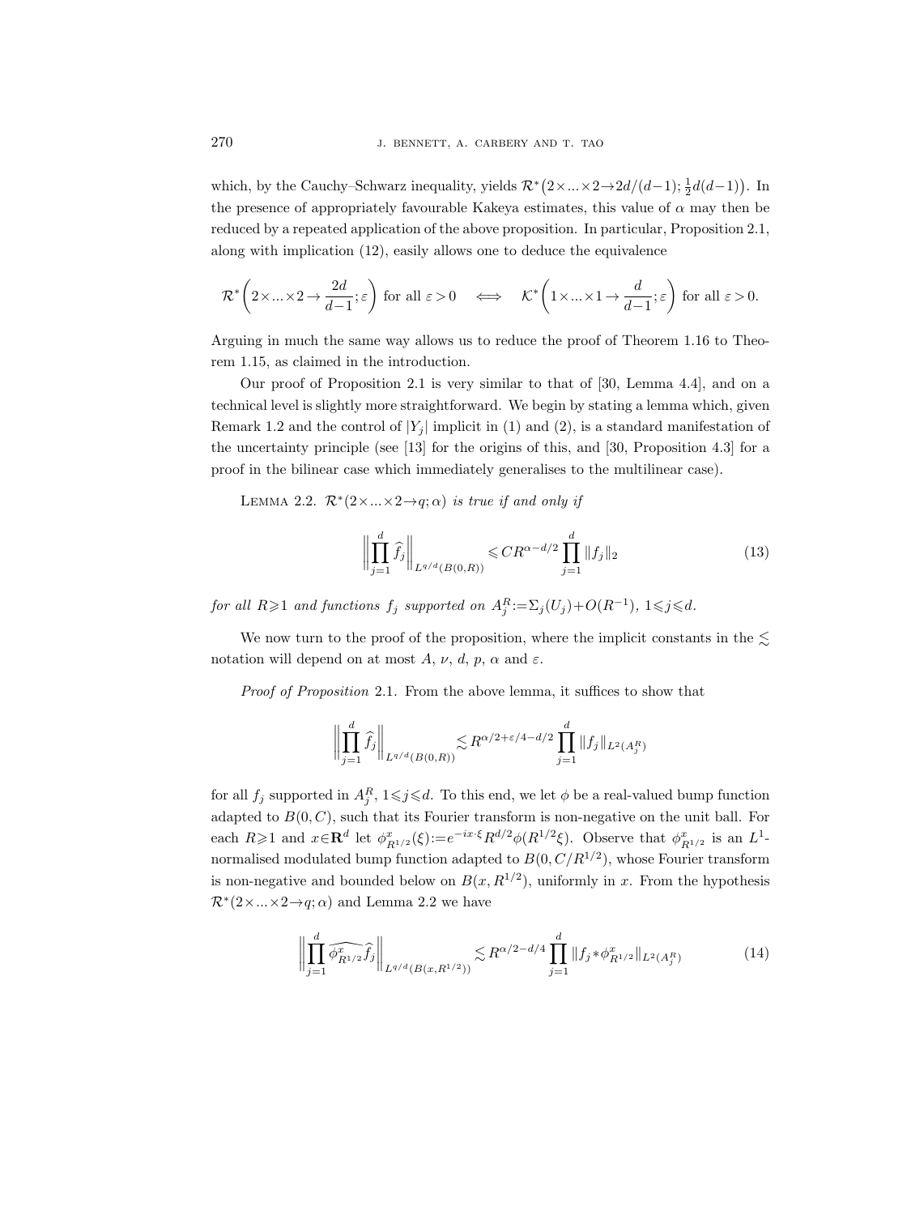which, by the Cauchy–Schwarz inequality, yields $\mathcal{R}^*\big(2\times...\times 2\to 2d/(d-1); \frac{1}{2}d(d-1)\big)$. In the presence of appropriately favourable Kakeya estimates, this value of $\alpha$ may then be reduced by a repeated application of the above proposition. In particular, Proposition 2.1, along with implication (12), easily allows one to deduce the equivalence

$$\mathcal{R}^*\left(2\times...\times 2\to\frac{2d}{d-1};\varepsilon\right) \text{ for all } \varepsilon>0 \quad\Longleftrightarrow\quad \mathcal{K}^*\left(1\times...\times 1\to\frac{d}{d-1};\varepsilon\right) \text{ for all } \varepsilon>0.$$

Arguing in much the same way allows us to reduce the proof of Theorem 1.16 to Theorem 1.15, as claimed in the introduction.

Our proof of Proposition 2.1 is very similar to that of [30, Lemma 4.4], and on a technical level is slightly more straightforward. We begin by stating a lemma which, given Remark 1.2 and the control of $|Y_j|$ implicit in (1) and (2), is a standard manifestation of the uncertainty principle (see [13] for the origins of this, and [30, Proposition 4.3] for a proof in the bilinear case which immediately generalises to the multilinear case).

LEMMA 2.2. *$\mathcal{R}^*(2\times...\times 2\to q;\alpha)$ is true if and only if*

$$\bigg\|\prod_{j=1}^d \widehat{f}_j\bigg\|_{L^{q/d}(B(0,R))} \leqslant CR^{\alpha-d/2}\prod_{j=1}^d \|f_j\|_2 \tag{13}$$

*for all $R\geqslant 1$ and functions $f_j$ supported on $A_j^R:=\Sigma_j(U_j)+O(R^{-1})$, $1\leqslant j\leqslant d$.*

We now turn to the proof of the proposition, where the implicit constants in the $\lesssim$ notation will depend on at most $A$, $\nu$, $d$, $p$, $\alpha$ and $\varepsilon$.

*Proof of Proposition* 2.1. From the above lemma, it suffices to show that

$$\bigg\|\prod_{j=1}^d \widehat{f}_j\bigg\|_{L^{q/d}(B(0,R))} \lesssim R^{\alpha/2+\varepsilon/4-d/2}\prod_{j=1}^d \|f_j\|_{L^2(A_j^R)}$$

for all $f_j$ supported in $A_j^R$, $1\leqslant j\leqslant d$. To this end, we let $\phi$ be a real-valued bump function adapted to $B(0,C)$, such that its Fourier transform is non-negative on the unit ball. For each $R\geqslant 1$ and $x\in\mathbf{R}^d$ let $\phi_{R^{1/2}}^x(\xi):=e^{-ix\cdot\xi}R^{d/2}\phi(R^{1/2}\xi)$. Observe that $\phi_{R^{1/2}}^x$ is an $L^1$-normalised modulated bump function adapted to $B(0,C/R^{1/2})$, whose Fourier transform is non-negative and bounded below on $B(x,R^{1/2})$, uniformly in $x$. From the hypothesis $\mathcal{R}^*(2\times...\times 2\to q;\alpha)$ and Lemma 2.2 we have

$$\bigg\|\prod_{j=1}^d \widehat{\phi_{R^{1/2}}^x}\widehat{f}_j\bigg\|_{L^{q/d}(B(x,R^{1/2}))} \lesssim R^{\alpha/2-d/4}\prod_{j=1}^d \|f_j*\phi_{R^{1/2}}^x\|_{L^2(A_j^R)} \tag{14}$$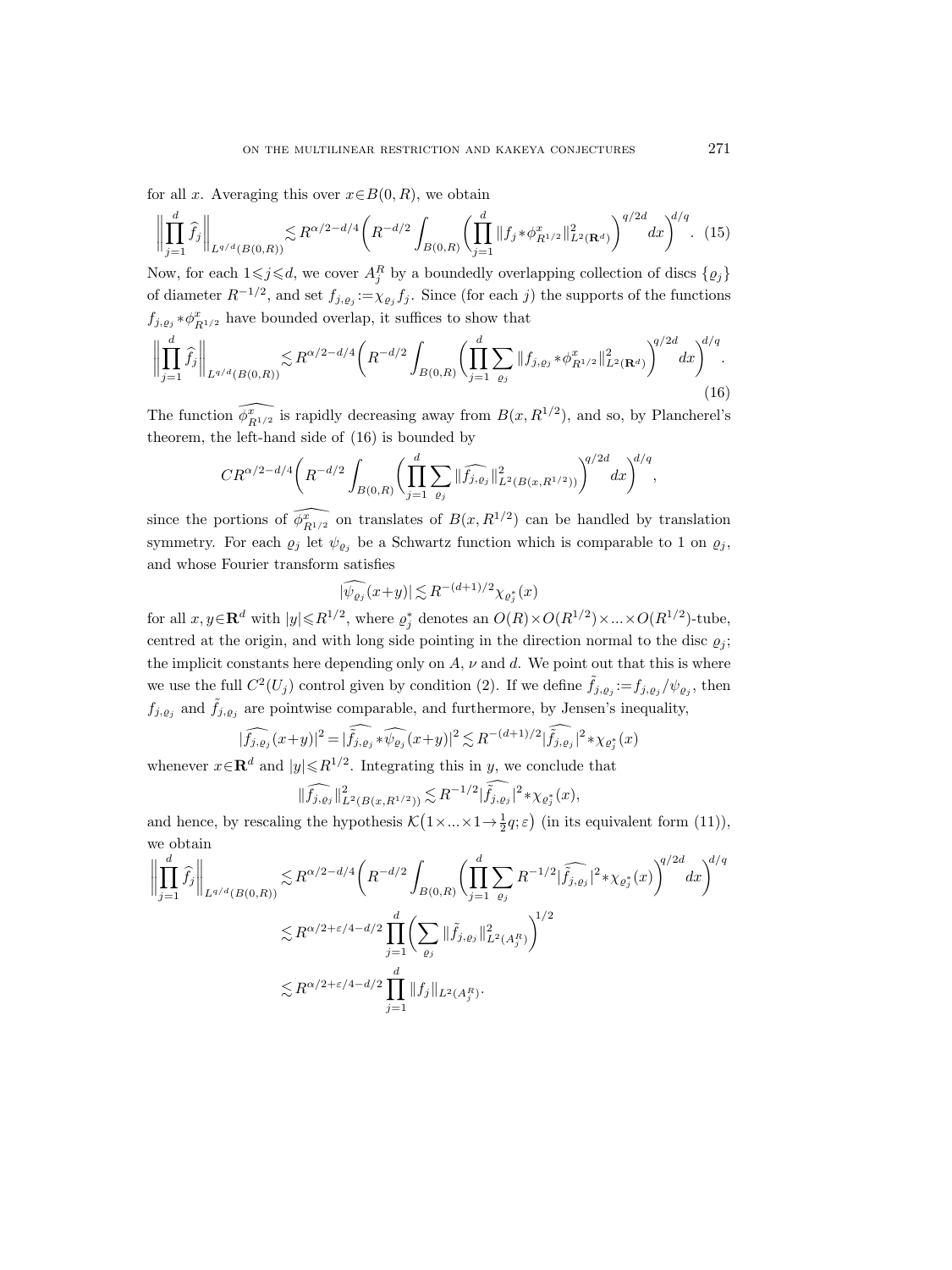for all $x$. Averaging this over $x\in B(0,R)$, we obtain

$$\bigg\|\prod_{j=1}^d \widehat{f_j}\bigg\|_{L^{q/d}(B(0,R))} \lesssim R^{\alpha/2-d/4}\bigg(R^{-d/2}\int_{B(0,R)}\bigg(\prod_{j=1}^d \|f_j*\phi^x_{R^{1/2}}\|^2_{L^2(\mathbf{R}^d)}\bigg)^{q/2d}dx\bigg)^{d/q}. \quad (15)$$

Now, for each $1\leqslant j\leqslant d$, we cover $A_j^R$ by a boundedly overlapping collection of discs $\{\varrho_j\}$ of diameter $R^{-1/2}$, and set $f_{j,\varrho_j}:=\chi_{\varrho_j}f_j$. Since (for each $j$) the supports of the functions $f_{j,\varrho_j}*\phi^x_{R^{1/2}}$ have bounded overlap, it suffices to show that

$$\bigg\|\prod_{j=1}^d \widehat{f_j}\bigg\|_{L^{q/d}(B(0,R))} \lesssim R^{\alpha/2-d/4}\bigg(R^{-d/2}\int_{B(0,R)}\bigg(\prod_{j=1}^d \sum_{\varrho_j}\|f_{j,\varrho_j}*\phi^x_{R^{1/2}}\|^2_{L^2(\mathbf{R}^d)}\bigg)^{q/2d}dx\bigg)^{d/q}. \quad (16)$$

The function $\widehat{\phi^x_{R^{1/2}}}$ is rapidly decreasing away from $B(x,R^{1/2})$, and so, by Plancherel's theorem, the left-hand side of (16) is bounded by

$$CR^{\alpha/2-d/4}\bigg(R^{-d/2}\int_{B(0,R)}\bigg(\prod_{j=1}^d \sum_{\varrho_j}\|\widehat{f_{j,\varrho_j}}\|^2_{L^2(B(x,R^{1/2}))}\bigg)^{q/2d}dx\bigg)^{d/q},$$

since the portions of $\widehat{\phi^x_{R^{1/2}}}$ on translates of $B(x,R^{1/2})$ can be handled by translation symmetry. For each $\varrho_j$ let $\psi_{\varrho_j}$ be a Schwartz function which is comparable to 1 on $\varrho_j$, and whose Fourier transform satisfies

$$|\widehat{\psi_{\varrho_j}}(x+y)| \lesssim R^{-(d+1)/2}\chi_{\varrho_j^*}(x)$$

for all $x,y\in\mathbf{R}^d$ with $|y|\leqslant R^{1/2}$, where $\varrho_j^*$ denotes an $O(R)\times O(R^{1/2})\times...\times O(R^{1/2})$-tube, centred at the origin, and with long side pointing in the direction normal to the disc $\varrho_j$; the implicit constants here depending only on $A$, $\nu$ and $d$. We point out that this is where we use the full $C^2(U_j)$ control given by condition (2). If we define $\tilde f_{j,\varrho_j}:=f_{j,\varrho_j}/\psi_{\varrho_j}$, then $f_{j,\varrho_j}$ and $\tilde f_{j,\varrho_j}$ are pointwise comparable, and furthermore, by Jensen's inequality,

$$|\widehat{f_{j,\varrho_j}}(x+y)|^2 = |\widehat{\tilde f_{j,\varrho_j}}*\widehat{\psi_{\varrho_j}}(x+y)|^2 \lesssim R^{-(d+1)/2}|\widehat{\tilde f_{j,\varrho_j}}|^2*\chi_{\varrho_j^*}(x)$$

whenever $x\in\mathbf{R}^d$ and $|y|\leqslant R^{1/2}$. Integrating this in $y$, we conclude that

$$\|\widehat{f_{j,\varrho_j}}\|^2_{L^2(B(x,R^{1/2}))} \lesssim R^{-1/2}|\widehat{\tilde f_{j,\varrho_j}}|^2*\chi_{\varrho_j^*}(x),$$

and hence, by rescaling the hypothesis $\mathcal{K}\big(1\times...\times1\to\frac12 q;\varepsilon\big)$ (in its equivalent form (11)), we obtain

$$\begin{aligned}
\bigg\|\prod_{j=1}^d \widehat{f_j}\bigg\|_{L^{q/d}(B(0,R))} &\lesssim R^{\alpha/2-d/4}\bigg(R^{-d/2}\int_{B(0,R)}\bigg(\prod_{j=1}^d \sum_{\varrho_j}R^{-1/2}|\widehat{\tilde f_{j,\varrho_j}}|^2*\chi_{\varrho_j^*}(x)\bigg)^{q/2d}dx\bigg)^{d/q} \\
&\lesssim R^{\alpha/2+\varepsilon/4-d/2}\prod_{j=1}^d\bigg(\sum_{\varrho_j}\|\tilde f_{j,\varrho_j}\|^2_{L^2(A_j^R)}\bigg)^{1/2} \\
&\lesssim R^{\alpha/2+\varepsilon/4-d/2}\prod_{j=1}^d \|f_j\|_{L^2(A_j^R)}.
\end{aligned}$$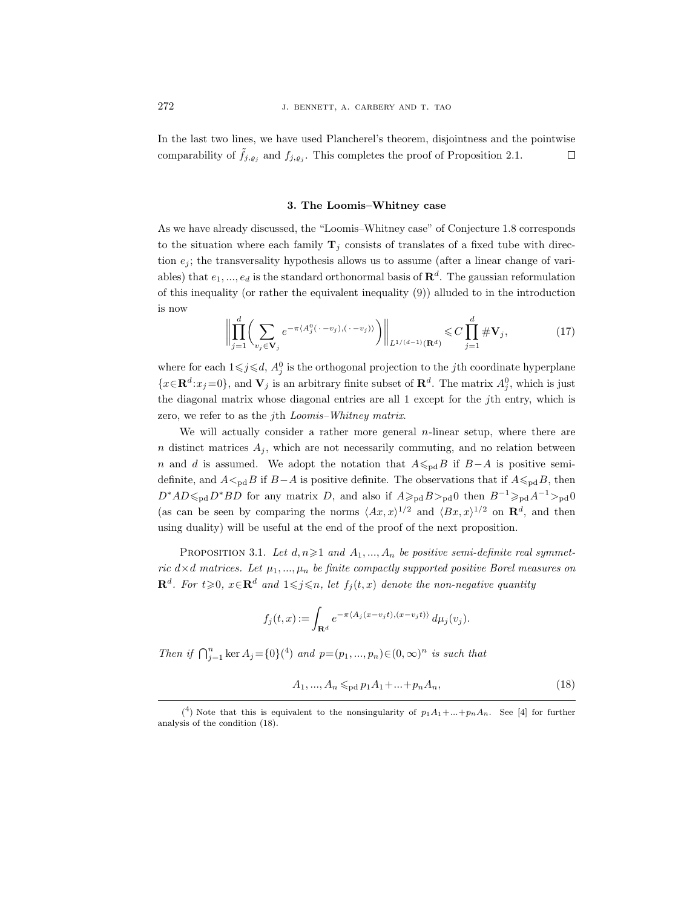In the last two lines, we have used Plancherel's theorem, disjointness and the pointwise comparability of $\tilde{f}_{j,\varrho_j}$ and $f_{j,\varrho_j}$. This completes the proof of Proposition 2.1. $\square$

## 3. The Loomis–Whitney case

As we have already discussed, the "Loomis–Whitney case" of Conjecture 1.8 corresponds to the situation where each family $\mathbf{T}_j$ consists of translates of a fixed tube with direction $e_j$; the transversality hypothesis allows us to assume (after a linear change of variables) that $e_1, ..., e_d$ is the standard orthonormal basis of $\mathbf{R}^d$. The gaussian reformulation of this inequality (or rather the equivalent inequality (9)) alluded to in the introduction is now

$$\left\| \prod_{j=1}^{d} \Big( \sum_{v_j \in \mathbf{V}_j} e^{-\pi \langle A_j^0(\,\cdot\,-v_j), (\,\cdot\,-v_j)\rangle} \Big) \right\|_{L^{1/(d-1)}(\mathbf{R}^d)} \leqslant C \prod_{j=1}^{d} \#\mathbf{V}_j, \tag{17}$$

where for each $1 \leqslant j \leqslant d$, $A_j^0$ is the orthogonal projection to the $j$th coordinate hyperplane $\{x \in \mathbf{R}^d : x_j = 0\}$, and $\mathbf{V}_j$ is an arbitrary finite subset of $\mathbf{R}^d$. The matrix $A_j^0$, which is just the diagonal matrix whose diagonal entries are all 1 except for the $j$th entry, which is zero, we refer to as the $j$th *Loomis–Whitney matrix*.

We will actually consider a rather more general $n$-linear setup, where there are $n$ distinct matrices $A_j$, which are not necessarily commuting, and no relation between $n$ and $d$ is assumed. We adopt the notation that $A \leqslant_{\mathrm{pd}} B$ if $B-A$ is positive semi-definite, and $A <_{\mathrm{pd}} B$ if $B-A$ is positive definite. The observations that if $A \leqslant_{\mathrm{pd}} B$, then $D^*AD \leqslant_{\mathrm{pd}} D^*BD$ for any matrix $D$, and also if $A \geqslant_{\mathrm{pd}} B >_{\mathrm{pd}} 0$ then $B^{-1} \geqslant_{\mathrm{pd}} A^{-1} >_{\mathrm{pd}} 0$ (as can be seen by comparing the norms $\langle Ax, x\rangle^{1/2}$ and $\langle Bx, x\rangle^{1/2}$ on $\mathbf{R}^d$, and then using duality) will be useful at the end of the proof of the next proposition.

PROPOSITION 3.1. *Let $d, n \geqslant 1$ and $A_1, ..., A_n$ be positive semi-definite real symmetric $d \times d$ matrices. Let $\mu_1, ..., \mu_n$ be finite compactly supported positive Borel measures on $\mathbf{R}^d$. For $t \geqslant 0$, $x \in \mathbf{R}^d$ and $1 \leqslant j \leqslant n$, let $f_j(t, x)$ denote the non-negative quantity*

$$f_j(t,x) := \int_{\mathbf{R}^d} e^{-\pi \langle A_j(x - v_j t), (x - v_j t)\rangle} \, d\mu_j(v_j).$$

*Then if $\bigcap_{j=1}^{n} \ker A_j = \{0\}$*([4]) *and $p = (p_1, ..., p_n) \in (0, \infty)^n$ is such that*

$$A_1, ..., A_n \leqslant_{\mathrm{pd}} p_1 A_1 + ... + p_n A_n, \tag{18}$$

---

([4]) Note that this is equivalent to the nonsingularity of $p_1 A_1 + ... + p_n A_n$. See [4] for further analysis of the condition (18).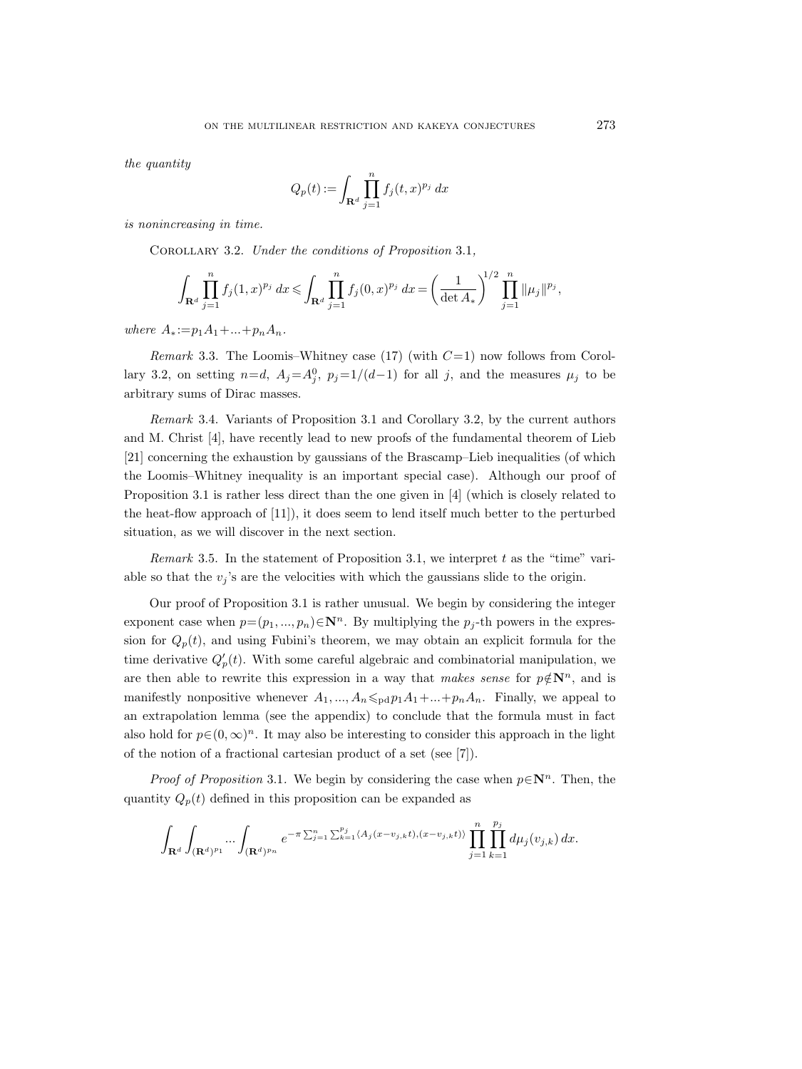*the quantity*

$$Q_p(t) := \int_{\mathbf{R}^d} \prod_{j=1}^n f_j(t,x)^{p_j}\, dx$$

*is nonincreasing in time.*

Corollary 3.2. *Under the conditions of Proposition* 3.1*,*

$$\int_{\mathbf{R}^d} \prod_{j=1}^n f_j(1,x)^{p_j}\, dx \leqslant \int_{\mathbf{R}^d} \prod_{j=1}^n f_j(0,x)^{p_j}\, dx = \left(\frac{1}{\det A_*}\right)^{1/2} \prod_{j=1}^n \|\mu_j\|^{p_j},$$

*where* $A_* := p_1A_1 + ... + p_nA_n$.

*Remark* 3.3. The Loomis–Whitney case (17) (with $C=1$) now follows from Corollary 3.2, on setting $n=d$, $A_j = A_j^0$, $p_j = 1/(d-1)$ for all $j$, and the measures $\mu_j$ to be arbitrary sums of Dirac masses.

*Remark* 3.4. Variants of Proposition 3.1 and Corollary 3.2, by the current authors and M. Christ [4], have recently lead to new proofs of the fundamental theorem of Lieb [21] concerning the exhaustion by gaussians of the Brascamp–Lieb inequalities (of which the Loomis–Whitney inequality is an important special case). Although our proof of Proposition 3.1 is rather less direct than the one given in [4] (which is closely related to the heat-flow approach of [11]), it does seem to lend itself much better to the perturbed situation, as we will discover in the next section.

*Remark* 3.5. In the statement of Proposition 3.1, we interpret $t$ as the "time" variable so that the $v_j$'s are the velocities with which the gaussians slide to the origin.

Our proof of Proposition 3.1 is rather unusual. We begin by considering the integer exponent case when $p = (p_1, ..., p_n) \in \mathbf{N}^n$. By multiplying the $p_j$-th powers in the expression for $Q_p(t)$, and using Fubini's theorem, we may obtain an explicit formula for the time derivative $Q_p'(t)$. With some careful algebraic and combinatorial manipulation, we are then able to rewrite this expression in a way that *makes sense* for $p \notin \mathbf{N}^n$, and is manifestly nonpositive whenever $A_1, ..., A_n \leqslant_{\mathrm{pd}} p_1A_1 + ... + p_nA_n$. Finally, we appeal to an extrapolation lemma (see the appendix) to conclude that the formula must in fact also hold for $p \in (0,\infty)^n$. It may also be interesting to consider this approach in the light of the notion of a fractional cartesian product of a set (see [7]).

*Proof of Proposition* 3.1. We begin by considering the case when $p \in \mathbf{N}^n$. Then, the quantity $Q_p(t)$ defined in this proposition can be expanded as

$$\int_{\mathbf{R}^d} \int_{(\mathbf{R}^d)^{p_1}} ... \int_{(\mathbf{R}^d)^{p_n}} e^{-\pi \sum_{j=1}^n \sum_{k=1}^{p_j} \langle A_j(x - v_{j,k}t), (x - v_{j,k}t)\rangle} \prod_{j=1}^n \prod_{k=1}^{p_j} d\mu_j(v_{j,k})\, dx.$$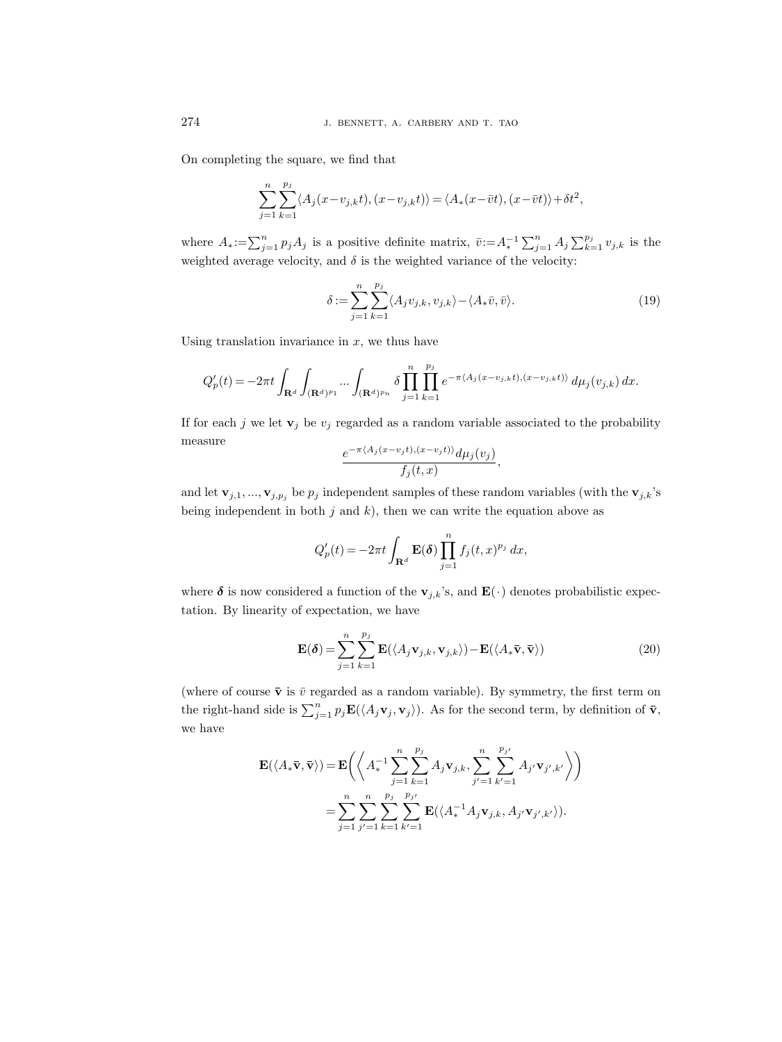On completing the square, we find that

$$\sum_{j=1}^{n}\sum_{k=1}^{p_j}\langle A_j(x-v_{j,k}t),(x-v_{j,k}t)\rangle=\langle A_*(x-\bar{v}t),(x-\bar{v}t)\rangle+\delta t^2,$$

where $A_*:=\sum_{j=1}^n p_jA_j$ is a positive definite matrix, $\bar{v}:=A_*^{-1}\sum_{j=1}^n A_j\sum_{k=1}^{p_j}v_{j,k}$ is the weighted average velocity, and $\delta$ is the weighted variance of the velocity:

$$\delta:=\sum_{j=1}^{n}\sum_{k=1}^{p_j}\langle A_jv_{j,k},v_{j,k}\rangle-\langle A_*\bar{v},\bar{v}\rangle. \tag{19}$$

Using translation invariance in $x$, we thus have

$$Q_p'(t)=-2\pi t\int_{\mathbf{R}^d}\int_{(\mathbf{R}^d)^{p_1}}\dots\int_{(\mathbf{R}^d)^{p_n}}\delta\prod_{j=1}^{n}\prod_{k=1}^{p_j}e^{-\pi\langle A_j(x-v_{j,k}t),(x-v_{j,k}t)\rangle}\,d\mu_j(v_{j,k})\,dx.$$

If for each $j$ we let $\mathbf{v}_j$ be $v_j$ regarded as a random variable associated to the probability measure

$$\frac{e^{-\pi\langle A_j(x-v_jt),(x-v_jt)\rangle}d\mu_j(v_j)}{f_j(t,x)},$$

and let $\mathbf{v}_{j,1},\dots,\mathbf{v}_{j,p_j}$ be $p_j$ independent samples of these random variables (with the $\mathbf{v}_{j,k}$'s being independent in both $j$ and $k$), then we can write the equation above as

$$Q_p'(t)=-2\pi t\int_{\mathbf{R}^d}\mathbf{E}(\boldsymbol{\delta})\prod_{j=1}^{n}f_j(t,x)^{p_j}\,dx,$$

where $\boldsymbol{\delta}$ is now considered a function of the $\mathbf{v}_{j,k}$'s, and $\mathbf{E}(\cdot)$ denotes probabilistic expectation. By linearity of expectation, we have

$$\mathbf{E}(\boldsymbol{\delta})=\sum_{j=1}^{n}\sum_{k=1}^{p_j}\mathbf{E}(\langle A_j\mathbf{v}_{j,k},\mathbf{v}_{j,k}\rangle)-\mathbf{E}(\langle A_*\bar{\mathbf{v}},\bar{\mathbf{v}}\rangle) \tag{20}$$

(where of course $\bar{\mathbf{v}}$ is $\bar{v}$ regarded as a random variable). By symmetry, the first term on the right-hand side is $\sum_{j=1}^n p_j\mathbf{E}(\langle A_j\mathbf{v}_j,\mathbf{v}_j\rangle)$. As for the second term, by definition of $\bar{\mathbf{v}}$, we have

$$\begin{aligned}\mathbf{E}(\langle A_*\bar{\mathbf{v}},\bar{\mathbf{v}}\rangle)&=\mathbf{E}\biggl(\biggl\langle A_*^{-1}\sum_{j=1}^{n}\sum_{k=1}^{p_j}A_j\mathbf{v}_{j,k},\sum_{j'=1}^{n}\sum_{k'=1}^{p_{j'}}A_{j'}\mathbf{v}_{j',k'}\biggr\rangle\biggr)\\&=\sum_{j=1}^{n}\sum_{j'=1}^{n}\sum_{k=1}^{p_j}\sum_{k'=1}^{p_{j'}}\mathbf{E}(\langle A_*^{-1}A_j\mathbf{v}_{j,k},A_{j'}\mathbf{v}_{j',k'}\rangle).\end{aligned}$$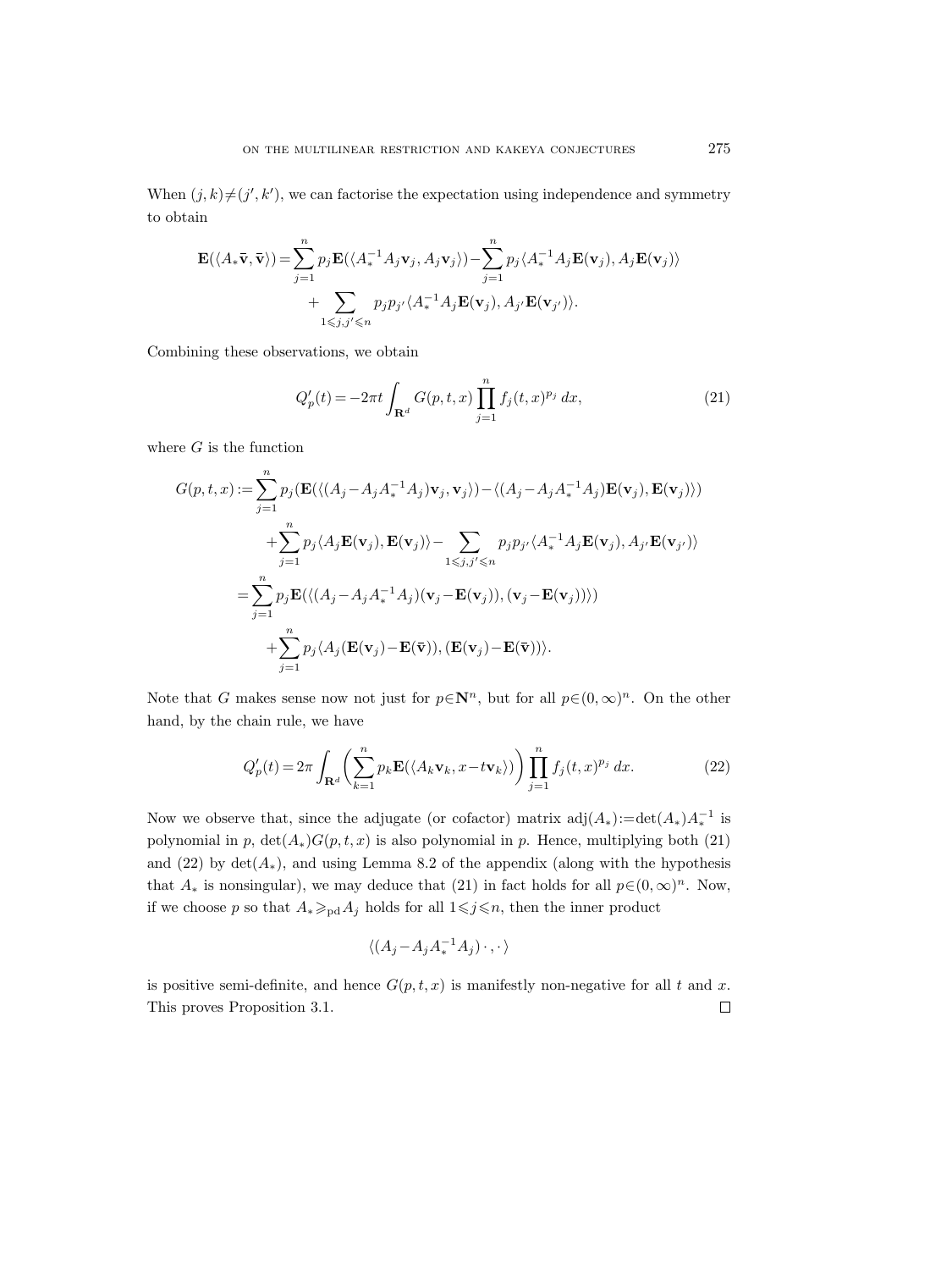When $(j,k)\neq(j',k')$, we can factorise the expectation using independence and symmetry to obtain

$$\mathbf{E}(\langle A_*\bar{\mathbf{v}},\bar{\mathbf{v}}\rangle)=\sum_{j=1}^n p_j\mathbf{E}(\langle A_*^{-1}A_j\mathbf{v}_j,A_j\mathbf{v}_j\rangle)-\sum_{j=1}^n p_j\langle A_*^{-1}A_j\mathbf{E}(\mathbf{v}_j),A_j\mathbf{E}(\mathbf{v}_j)\rangle$$
$$+\sum_{1\leqslant j,j'\leqslant n} p_jp_{j'}\langle A_*^{-1}A_j\mathbf{E}(\mathbf{v}_j),A_{j'}\mathbf{E}(\mathbf{v}_{j'})\rangle.$$

Combining these observations, we obtain

$$Q_p'(t)=-2\pi t\int_{\mathbf{R}^d}G(p,t,x)\prod_{j=1}^n f_j(t,x)^{p_j}\,dx, \tag{21}$$

where $G$ is the function

$$\begin{aligned}G(p,t,x):=&\sum_{j=1}^n p_j(\mathbf{E}(\langle(A_j-A_jA_*^{-1}A_j)\mathbf{v}_j,\mathbf{v}_j\rangle)-\langle(A_j-A_jA_*^{-1}A_j)\mathbf{E}(\mathbf{v}_j),\mathbf{E}(\mathbf{v}_j)\rangle)\\&+\sum_{j=1}^n p_j\langle A_j\mathbf{E}(\mathbf{v}_j),\mathbf{E}(\mathbf{v}_j)\rangle-\sum_{1\leqslant j,j'\leqslant n}p_jp_{j'}\langle A_*^{-1}A_j\mathbf{E}(\mathbf{v}_j),A_{j'}\mathbf{E}(\mathbf{v}_{j'})\rangle\\=&\sum_{j=1}^n p_j\mathbf{E}(\langle(A_j-A_jA_*^{-1}A_j)(\mathbf{v}_j-\mathbf{E}(\mathbf{v}_j)),(\mathbf{v}_j-\mathbf{E}(\mathbf{v}_j))\rangle)\\&+\sum_{j=1}^n p_j\langle A_j(\mathbf{E}(\mathbf{v}_j)-\mathbf{E}(\bar{\mathbf{v}})),(\mathbf{E}(\mathbf{v}_j)-\mathbf{E}(\bar{\mathbf{v}}))\rangle.\end{aligned}$$

Note that $G$ makes sense now not just for $p\in\mathbf{N}^n$, but for all $p\in(0,\infty)^n$. On the other hand, by the chain rule, we have

$$Q_p'(t)=2\pi\int_{\mathbf{R}^d}\biggl(\sum_{k=1}^n p_k\mathbf{E}(\langle A_k\mathbf{v}_k,x-t\mathbf{v}_k\rangle)\biggr)\prod_{j=1}^n f_j(t,x)^{p_j}\,dx. \tag{22}$$

Now we observe that, since the adjugate (or cofactor) matrix $\operatorname{adj}(A_*):=\det(A_*)A_*^{-1}$ is polynomial in $p$, $\det(A_*)G(p,t,x)$ is also polynomial in $p$. Hence, multiplying both (21) and (22) by $\det(A_*)$, and using Lemma 8.2 of the appendix (along with the hypothesis that $A_*$ is nonsingular), we may deduce that (21) in fact holds for all $p\in(0,\infty)^n$. Now, if we choose $p$ so that $A_*\geqslant_{\mathrm{pd}}A_j$ holds for all $1\leqslant j\leqslant n$, then the inner product

$$\langle(A_j-A_jA_*^{-1}A_j)\,\cdot\,,\,\cdot\,\rangle$$

is positive semi-definite, and hence $G(p,t,x)$ is manifestly non-negative for all $t$ and $x$. This proves Proposition 3.1. ∎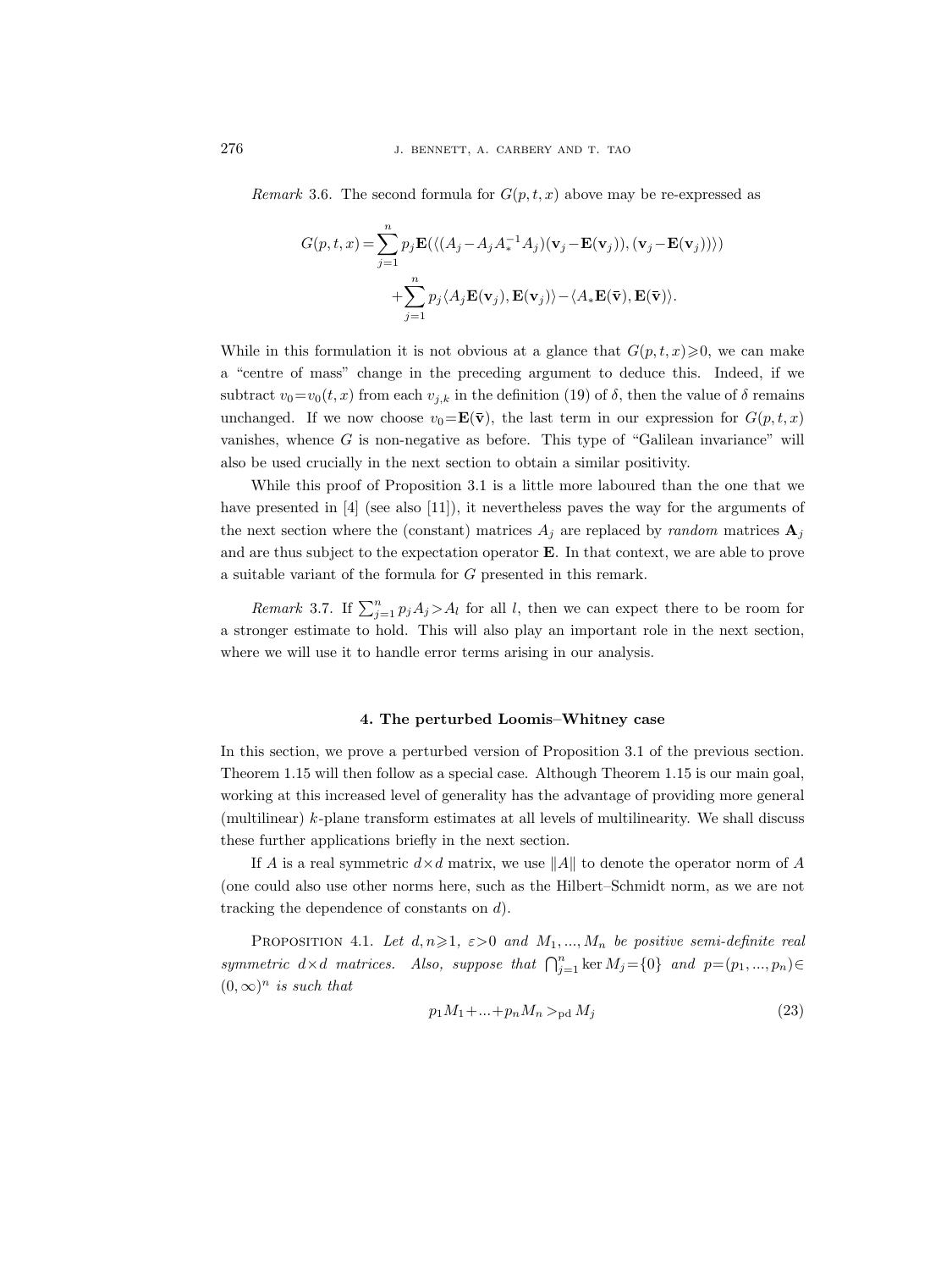*Remark* 3.6. The second formula for $G(p,t,x)$ above may be re-expressed as

$$G(p,t,x) = \sum_{j=1}^{n} p_j \mathbf{E}(\langle (A_j - A_j A_*^{-1} A_j)(\mathbf{v}_j - \mathbf{E}(\mathbf{v}_j)), (\mathbf{v}_j - \mathbf{E}(\mathbf{v}_j))\rangle) \\ + \sum_{j=1}^{n} p_j \langle A_j \mathbf{E}(\mathbf{v}_j), \mathbf{E}(\mathbf{v}_j)\rangle - \langle A_* \mathbf{E}(\bar{\mathbf{v}}), \mathbf{E}(\bar{\mathbf{v}})\rangle.$$

While in this formulation it is not obvious at a glance that $G(p,t,x) \geqslant 0$, we can make a "centre of mass" change in the preceding argument to deduce this. Indeed, if we subtract $v_0 = v_0(t,x)$ from each $v_{j,k}$ in the definition (19) of $\delta$, then the value of $\delta$ remains unchanged. If we now choose $v_0 = \mathbf{E}(\bar{\mathbf{v}})$, the last term in our expression for $G(p,t,x)$ vanishes, whence $G$ is non-negative as before. This type of "Galilean invariance" will also be used crucially in the next section to obtain a similar positivity.

While this proof of Proposition 3.1 is a little more laboured than the one that we have presented in [4] (see also [11]), it nevertheless paves the way for the arguments of the next section where the (constant) matrices $A_j$ are replaced by *random* matrices $\mathbf{A}_j$ and are thus subject to the expectation operator $\mathbf{E}$. In that context, we are able to prove a suitable variant of the formula for $G$ presented in this remark.

*Remark* 3.7. If $\sum_{j=1}^{n} p_j A_j > A_l$ for all $l$, then we can expect there to be room for a stronger estimate to hold. This will also play an important role in the next section, where we will use it to handle error terms arising in our analysis.

## 4. The perturbed Loomis–Whitney case

In this section, we prove a perturbed version of Proposition 3.1 of the previous section. Theorem 1.15 will then follow as a special case. Although Theorem 1.15 is our main goal, working at this increased level of generality has the advantage of providing more general (multilinear) $k$-plane transform estimates at all levels of multilinearity. We shall discuss these further applications briefly in the next section.

If $A$ is a real symmetric $d \times d$ matrix, we use $\|A\|$ to denote the operator norm of $A$ (one could also use other norms here, such as the Hilbert–Schmidt norm, as we are not tracking the dependence of constants on $d$).

PROPOSITION 4.1. *Let $d, n \geqslant 1$, $\varepsilon > 0$ and $M_1, ..., M_n$ be positive semi-definite real symmetric $d \times d$ matrices. Also, suppose that $\bigcap_{j=1}^{n} \ker M_j = \{0\}$ and $p = (p_1, ..., p_n) \in (0, \infty)^n$ is such that*

$$p_1 M_1 + ... + p_n M_n >_{\mathrm{pd}} M_j \tag{23}$$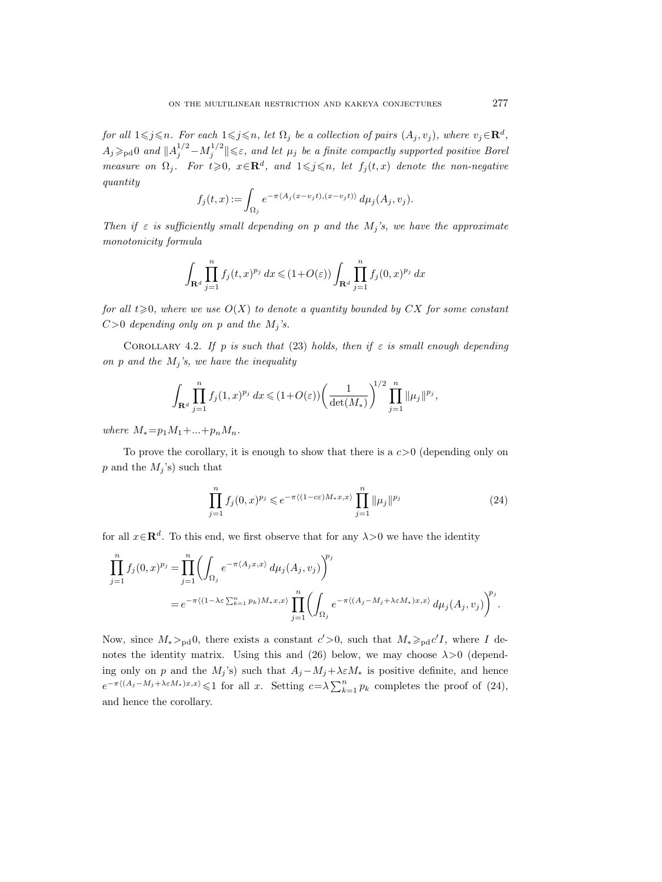*for all $1 \leqslant j \leqslant n$. For each $1 \leqslant j \leqslant n$, let $\Omega_j$ be a collection of pairs $(A_j, v_j)$, where $v_j \in \mathbf{R}^d$, $A_j \geqslant_{\mathrm{pd}} 0$ and $\|A_j^{1/2} - M_j^{1/2}\| \leqslant \varepsilon$, and let $\mu_j$ be a finite compactly supported positive Borel measure on $\Omega_j$. For $t \geqslant 0$, $x \in \mathbf{R}^d$, and $1 \leqslant j \leqslant n$, let $f_j(t,x)$ denote the non-negative quantity*

$$f_j(t,x) := \int_{\Omega_j} e^{-\pi \langle A_j(x - v_j t), (x - v_j t) \rangle} \, d\mu_j(A_j, v_j).$$

*Then if $\varepsilon$ is sufficiently small depending on $p$ and the $M_j$'s, we have the approximate monotonicity formula*

$$\int_{\mathbf{R}^d} \prod_{j=1}^n f_j(t,x)^{p_j} \, dx \leqslant (1 + O(\varepsilon)) \int_{\mathbf{R}^d} \prod_{j=1}^n f_j(0,x)^{p_j} \, dx$$

*for all $t \geqslant 0$, where we use $O(X)$ to denote a quantity bounded by $CX$ for some constant $C > 0$ depending only on $p$ and the $M_j$'s.*

COROLLARY 4.2. *If $p$ is such that (23) holds, then if $\varepsilon$ is small enough depending on $p$ and the $M_j$'s, we have the inequality*

$$\int_{\mathbf{R}^d} \prod_{j=1}^n f_j(1,x)^{p_j} \, dx \leqslant (1 + O(\varepsilon)) \left( \frac{1}{\det(M_*)} \right)^{1/2} \prod_{j=1}^n \|\mu_j\|^{p_j},$$

*where $M_* = p_1 M_1 + \ldots + p_n M_n$.*

To prove the corollary, it is enough to show that there is a $c > 0$ (depending only on $p$ and the $M_j$'s) such that

$$\prod_{j=1}^n f_j(0,x)^{p_j} \leqslant e^{-\pi \langle (1 - c\varepsilon) M_* x, x \rangle} \prod_{j=1}^n \|\mu_j\|^{p_j} \tag{24}$$

for all $x \in \mathbf{R}^d$. To this end, we first observe that for any $\lambda > 0$ we have the identity

$$\begin{aligned} \prod_{j=1}^n f_j(0,x)^{p_j} &= \prod_{j=1}^n \left( \int_{\Omega_j} e^{-\pi \langle A_j x, x \rangle} \, d\mu_j(A_j, v_j) \right)^{p_j} \\ &= e^{-\pi \langle (1 - \lambda\varepsilon \sum_{k=1}^n p_k) M_* x, x \rangle} \prod_{j=1}^n \left( \int_{\Omega_j} e^{-\pi \langle (A_j - M_j + \lambda\varepsilon M_*) x, x \rangle} \, d\mu_j(A_j, v_j) \right)^{p_j}. \end{aligned}$$

Now, since $M_* >_{\mathrm{pd}} 0$, there exists a constant $c' > 0$, such that $M_* \geqslant_{\mathrm{pd}} c' I$, where $I$ denotes the identity matrix. Using this and (26) below, we may choose $\lambda > 0$ (depending only on $p$ and the $M_j$'s) such that $A_j - M_j + \lambda\varepsilon M_*$ is positive definite, and hence $e^{-\pi \langle (A_j - M_j + \lambda\varepsilon M_*) x, x \rangle} \leqslant 1$ for all $x$. Setting $c = \lambda \sum_{k=1}^n p_k$ completes the proof of (24), and hence the corollary.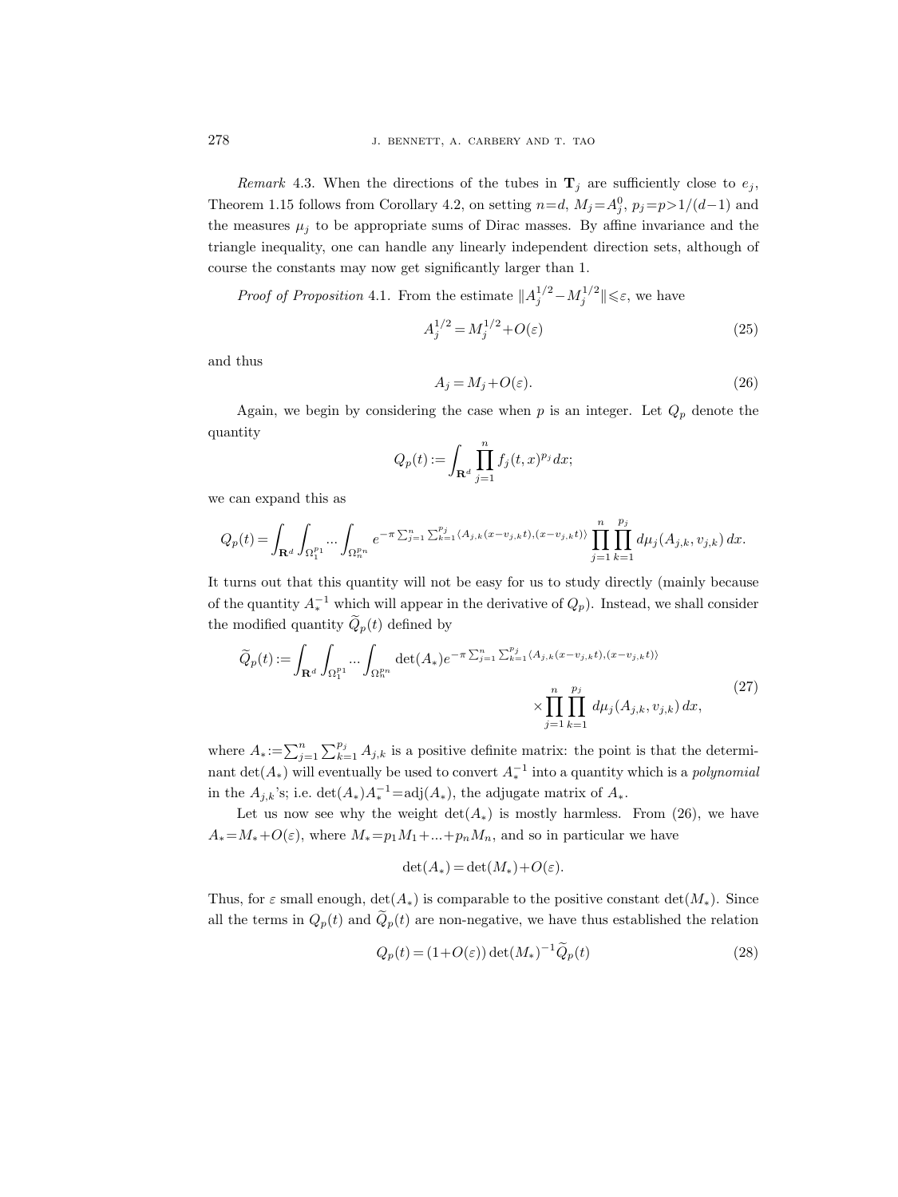*Remark* 4.3. When the directions of the tubes in $\mathbf{T}_j$ are sufficiently close to $e_j$, Theorem 1.15 follows from Corollary 4.2, on setting $n=d$, $M_j=A_j^0$, $p_j=p>1/(d-1)$ and the measures $\mu_j$ to be appropriate sums of Dirac masses. By affine invariance and the triangle inequality, one can handle any linearly independent direction sets, although of course the constants may now get significantly larger than 1.

*Proof of Proposition* 4.1. From the estimate $\|A_j^{1/2}-M_j^{1/2}\|\leqslant\varepsilon$, we have

$$A_j^{1/2}=M_j^{1/2}+O(\varepsilon) \tag{25}$$

and thus

$$A_j=M_j+O(\varepsilon). \tag{26}$$

Again, we begin by considering the case when $p$ is an integer. Let $Q_p$ denote the quantity

$$Q_p(t):=\int_{\mathbf{R}^d}\prod_{j=1}^n f_j(t,x)^{p_j}\,dx;$$

we can expand this as

$$Q_p(t)=\int_{\mathbf{R}^d}\int_{\Omega_1^{p_1}}\cdots\int_{\Omega_n^{p_n}} e^{-\pi\sum_{j=1}^n\sum_{k=1}^{p_j}\langle A_{j,k}(x-v_{j,k}t),(x-v_{j,k}t)\rangle}\prod_{j=1}^n\prod_{k=1}^{p_j}d\mu_j(A_{j,k},v_{j,k})\,dx.$$

It turns out that this quantity will not be easy for us to study directly (mainly because of the quantity $A_*^{-1}$ which will appear in the derivative of $Q_p$). Instead, we shall consider the modified quantity $\widetilde{Q}_p(t)$ defined by

$$\begin{aligned}\widetilde{Q}_p(t):=\int_{\mathbf{R}^d}\int_{\Omega_1^{p_1}}\cdots\int_{\Omega_n^{p_n}}\det(A_*)e^{-\pi\sum_{j=1}^n\sum_{k=1}^{p_j}\langle A_{j,k}(x-v_{j,k}t),(x-v_{j,k}t)\rangle}&\\ \times\prod_{j=1}^n\prod_{k=1}^{p_j}d\mu_j(A_{j,k},v_{j,k})\,dx,&\end{aligned} \tag{27}$$

where $A_*:=\sum_{j=1}^n\sum_{k=1}^{p_j}A_{j,k}$ is a positive definite matrix: the point is that the determinant $\det(A_*)$ will eventually be used to convert $A_*^{-1}$ into a quantity which is a *polynomial* in the $A_{j,k}$'s; i.e. $\det(A_*)A_*^{-1}=\operatorname{adj}(A_*)$, the adjugate matrix of $A_*$.

Let us now see why the weight $\det(A_*)$ is mostly harmless. From (26), we have $A_*=M_*+O(\varepsilon)$, where $M_*=p_1M_1+\ldots+p_nM_n$, and so in particular we have

$$\det(A_*)=\det(M_*)+O(\varepsilon).$$

Thus, for $\varepsilon$ small enough, $\det(A_*)$ is comparable to the positive constant $\det(M_*)$. Since all the terms in $Q_p(t)$ and $\widetilde{Q}_p(t)$ are non-negative, we have thus established the relation

$$Q_p(t)=(1+O(\varepsilon))\det(M_*)^{-1}\widetilde{Q}_p(t) \tag{28}$$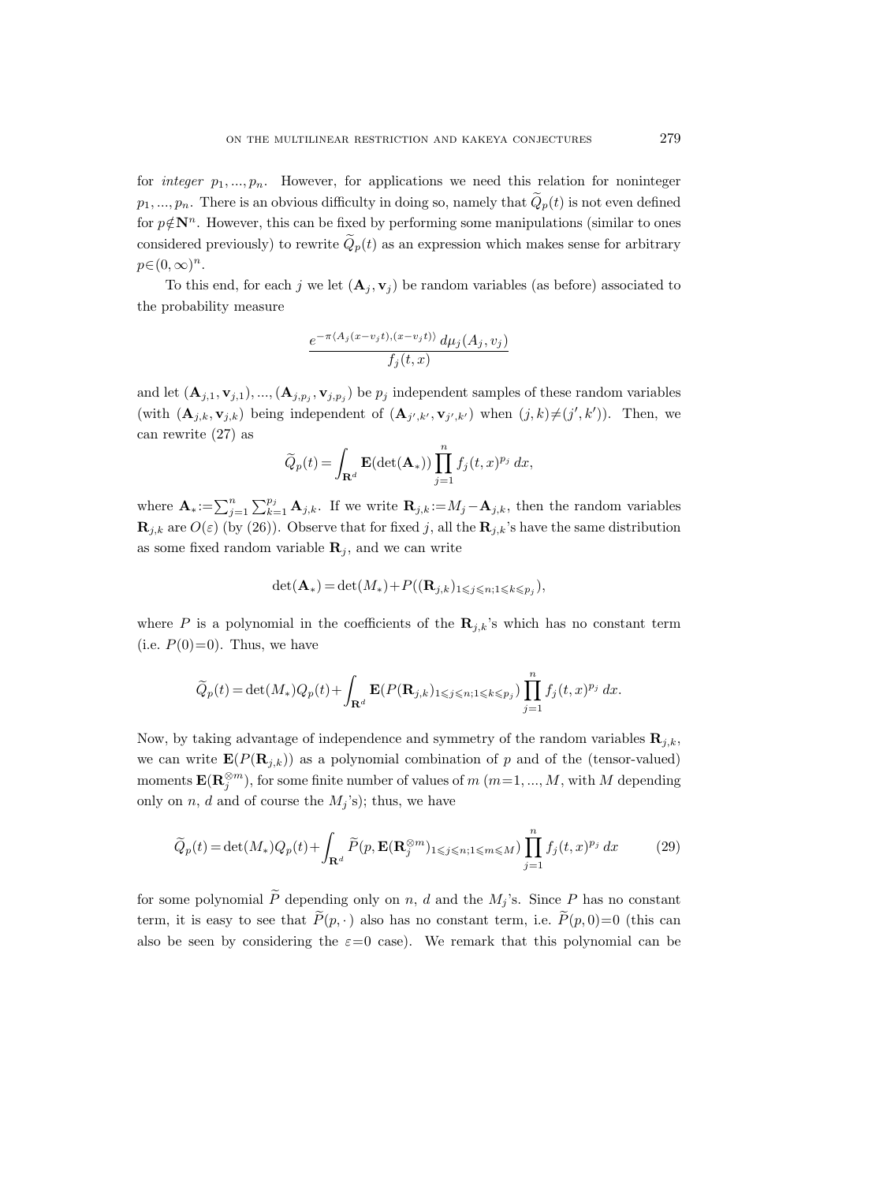for *integer* $p_1, ..., p_n$. However, for applications we need this relation for noninteger $p_1, ..., p_n$. There is an obvious difficulty in doing so, namely that $\widetilde{Q}_p(t)$ is not even defined for $p \notin \mathbf{N}^n$. However, this can be fixed by performing some manipulations (similar to ones considered previously) to rewrite $\widetilde{Q}_p(t)$ as an expression which makes sense for arbitrary $p \in (0, \infty)^n$.

To this end, for each $j$ we let $(\mathbf{A}_j, \mathbf{v}_j)$ be random variables (as before) associated to the probability measure

$$\frac{e^{-\pi \langle A_j(x - v_j t), (x - v_j t) \rangle} \, d\mu_j(A_j, v_j)}{f_j(t, x)}$$

and let $(\mathbf{A}_{j,1}, \mathbf{v}_{j,1}), ..., (\mathbf{A}_{j,p_j}, \mathbf{v}_{j,p_j})$ be $p_j$ independent samples of these random variables (with $(\mathbf{A}_{j,k}, \mathbf{v}_{j,k})$ being independent of $(\mathbf{A}_{j',k'}, \mathbf{v}_{j',k'})$ when $(j,k) \neq (j',k')$). Then, we can rewrite (27) as

$$\widetilde{Q}_p(t) = \int_{\mathbf{R}^d} \mathbf{E}(\det(\mathbf{A}_*)) \prod_{j=1}^n f_j(t, x)^{p_j} \, dx,$$

where $\mathbf{A}_* := \sum_{j=1}^n \sum_{k=1}^{p_j} \mathbf{A}_{j,k}$. If we write $\mathbf{R}_{j,k} := M_j - \mathbf{A}_{j,k}$, then the random variables $\mathbf{R}_{j,k}$ are $O(\varepsilon)$ (by (26)). Observe that for fixed $j$, all the $\mathbf{R}_{j,k}$'s have the same distribution as some fixed random variable $\mathbf{R}_j$, and we can write

$$\det(\mathbf{A}_*) = \det(M_*) + P((\mathbf{R}_{j,k})_{1 \leqslant j \leqslant n; 1 \leqslant k \leqslant p_j}),$$

where $P$ is a polynomial in the coefficients of the $\mathbf{R}_{j,k}$'s which has no constant term (i.e. $P(0) = 0$). Thus, we have

$$\widetilde{Q}_p(t) = \det(M_*) Q_p(t) + \int_{\mathbf{R}^d} \mathbf{E}(P(\mathbf{R}_{j,k})_{1 \leqslant j \leqslant n; 1 \leqslant k \leqslant p_j}) \prod_{j=1}^n f_j(t, x)^{p_j} \, dx.$$

Now, by taking advantage of independence and symmetry of the random variables $\mathbf{R}_{j,k}$, we can write $\mathbf{E}(P(\mathbf{R}_{j,k}))$ as a polynomial combination of $p$ and of the (tensor-valued) moments $\mathbf{E}(\mathbf{R}_j^{\otimes m})$, for some finite number of values of $m$ ($m = 1, ..., M$, with $M$ depending only on $n$, $d$ and of course the $M_j$'s); thus, we have

$$\widetilde{Q}_p(t) = \det(M_*) Q_p(t) + \int_{\mathbf{R}^d} \widetilde{P}(p, \mathbf{E}(\mathbf{R}_j^{\otimes m})_{1 \leqslant j \leqslant n; 1 \leqslant m \leqslant M}) \prod_{j=1}^n f_j(t, x)^{p_j} \, dx \tag{29}$$

for some polynomial $\widetilde{P}$ depending only on $n$, $d$ and the $M_j$'s. Since $P$ has no constant term, it is easy to see that $\widetilde{P}(p, \cdot)$ also has no constant term, i.e. $\widetilde{P}(p, 0) = 0$ (this can also be seen by considering the $\varepsilon = 0$ case). We remark that this polynomial can be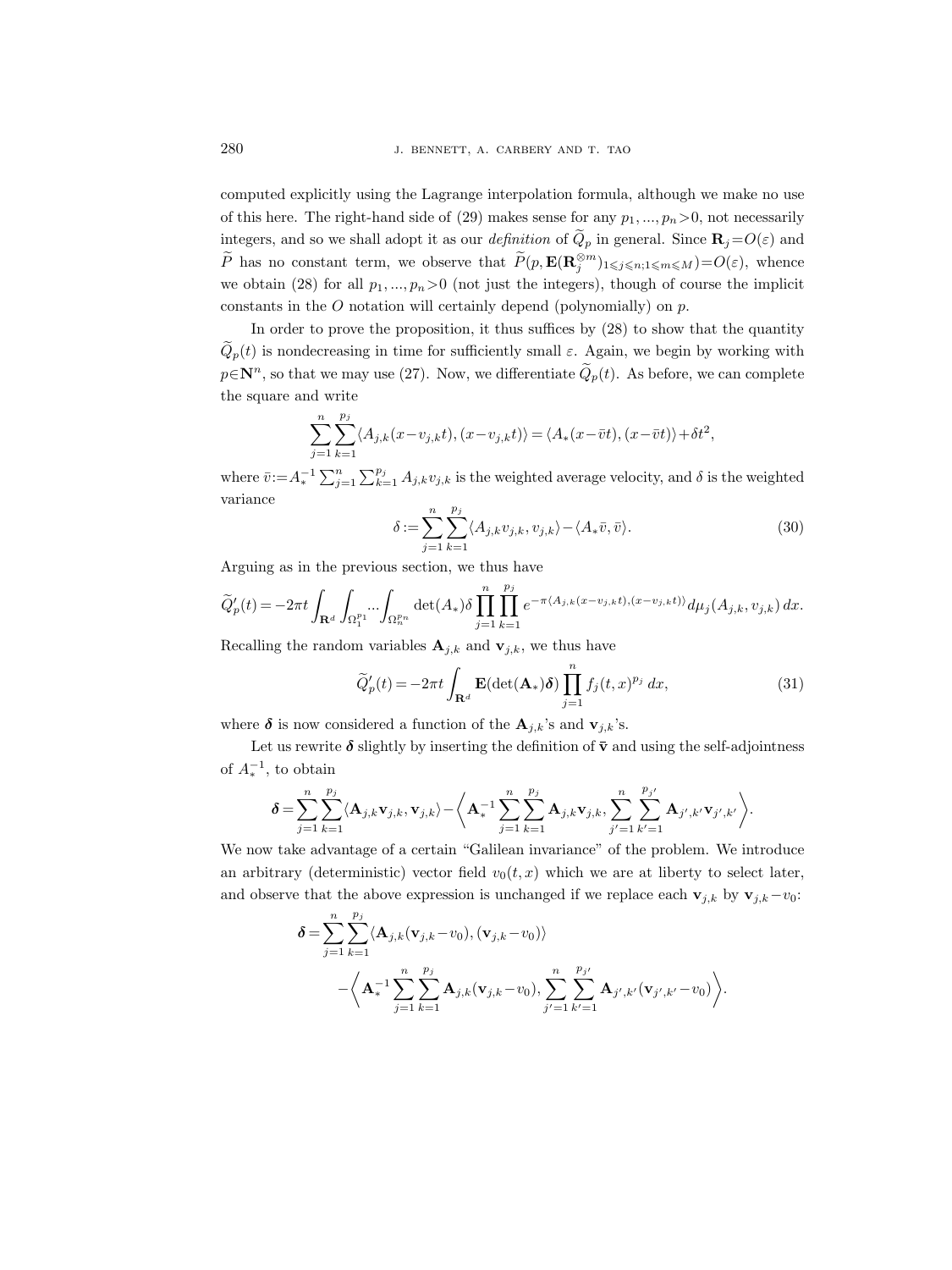computed explicitly using the Lagrange interpolation formula, although we make no use of this here. The right-hand side of (29) makes sense for any $p_1, ..., p_n > 0$, not necessarily integers, and so we shall adopt it as our *definition* of $\widetilde{Q}_p$ in general. Since $\mathbf{R}_j = O(\varepsilon)$ and $\widetilde{P}$ has no constant term, we observe that $\widetilde{P}(p, \mathbf{E}(\mathbf{R}_j^{\otimes m})_{1 \leqslant j \leqslant n; 1 \leqslant m \leqslant M}) = O(\varepsilon)$, whence we obtain (28) for all $p_1, ..., p_n > 0$ (not just the integers), though of course the implicit constants in the $O$ notation will certainly depend (polynomially) on $p$.

In order to prove the proposition, it thus suffices by (28) to show that the quantity $\widetilde{Q}_p(t)$ is nondecreasing in time for sufficiently small $\varepsilon$. Again, we begin by working with $p \in \mathbf{N}^n$, so that we may use (27). Now, we differentiate $\widetilde{Q}_p(t)$. As before, we can complete the square and write

$$\sum_{j=1}^{n} \sum_{k=1}^{p_j} \langle A_{j,k}(x - v_{j,k}t), (x - v_{j,k}t) \rangle = \langle A_*(x - \bar{v}t), (x - \bar{v}t) \rangle + \delta t^2,$$

where $\bar{v} := A_*^{-1} \sum_{j=1}^{n} \sum_{k=1}^{p_j} A_{j,k} v_{j,k}$ is the weighted average velocity, and $\delta$ is the weighted variance

$$\delta := \sum_{j=1}^{n} \sum_{k=1}^{p_j} \langle A_{j,k} v_{j,k}, v_{j,k} \rangle - \langle A_* \bar{v}, \bar{v} \rangle. \tag{30}$$

Arguing as in the previous section, we thus have

$$\widetilde{Q}_p'(t) = -2\pi t \int_{\mathbf{R}^d} \int_{\Omega_1^{p_1}} ... \int_{\Omega_n^{p_n}} \det(A_*) \delta \prod_{j=1}^{n} \prod_{k=1}^{p_j} e^{-\pi \langle A_{j,k}(x - v_{j,k}t), (x - v_{j,k}t) \rangle} d\mu_j(A_{j,k}, v_{j,k})\, dx.$$

Recalling the random variables $\mathbf{A}_{j,k}$ and $\mathbf{v}_{j,k}$, we thus have

$$\widetilde{Q}_p'(t) = -2\pi t \int_{\mathbf{R}^d} \mathbf{E}(\det(\mathbf{A}_*) \boldsymbol{\delta}) \prod_{j=1}^{n} f_j(t, x)^{p_j}\, dx, \tag{31}$$

where $\boldsymbol{\delta}$ is now considered a function of the $\mathbf{A}_{j,k}$'s and $\mathbf{v}_{j,k}$'s.

Let us rewrite $\boldsymbol{\delta}$ slightly by inserting the definition of $\bar{\mathbf{v}}$ and using the self-adjointness of $A_*^{-1}$, to obtain

$$\boldsymbol{\delta} = \sum_{j=1}^{n} \sum_{k=1}^{p_j} \langle \mathbf{A}_{j,k} \mathbf{v}_{j,k}, \mathbf{v}_{j,k} \rangle - \left\langle \mathbf{A}_*^{-1} \sum_{j=1}^{n} \sum_{k=1}^{p_j} \mathbf{A}_{j,k} \mathbf{v}_{j,k}, \sum_{j'=1}^{n} \sum_{k'=1}^{p_{j'}} \mathbf{A}_{j',k'} \mathbf{v}_{j',k'} \right\rangle.$$

We now take advantage of a certain "Galilean invariance" of the problem. We introduce an arbitrary (deterministic) vector field $v_0(t, x)$ which we are at liberty to select later, and observe that the above expression is unchanged if we replace each $\mathbf{v}_{j,k}$ by $\mathbf{v}_{j,k} - v_0$:

$$\begin{aligned}
\boldsymbol{\delta} = &\sum_{j=1}^{n} \sum_{k=1}^{p_j} \langle \mathbf{A}_{j,k}(\mathbf{v}_{j,k} - v_0), (\mathbf{v}_{j,k} - v_0) \rangle \\
&- \left\langle \mathbf{A}_*^{-1} \sum_{j=1}^{n} \sum_{k=1}^{p_j} \mathbf{A}_{j,k}(\mathbf{v}_{j,k} - v_0), \sum_{j'=1}^{n} \sum_{k'=1}^{p_{j'}} \mathbf{A}_{j',k'}(\mathbf{v}_{j',k'} - v_0) \right\rangle.
\end{aligned}$$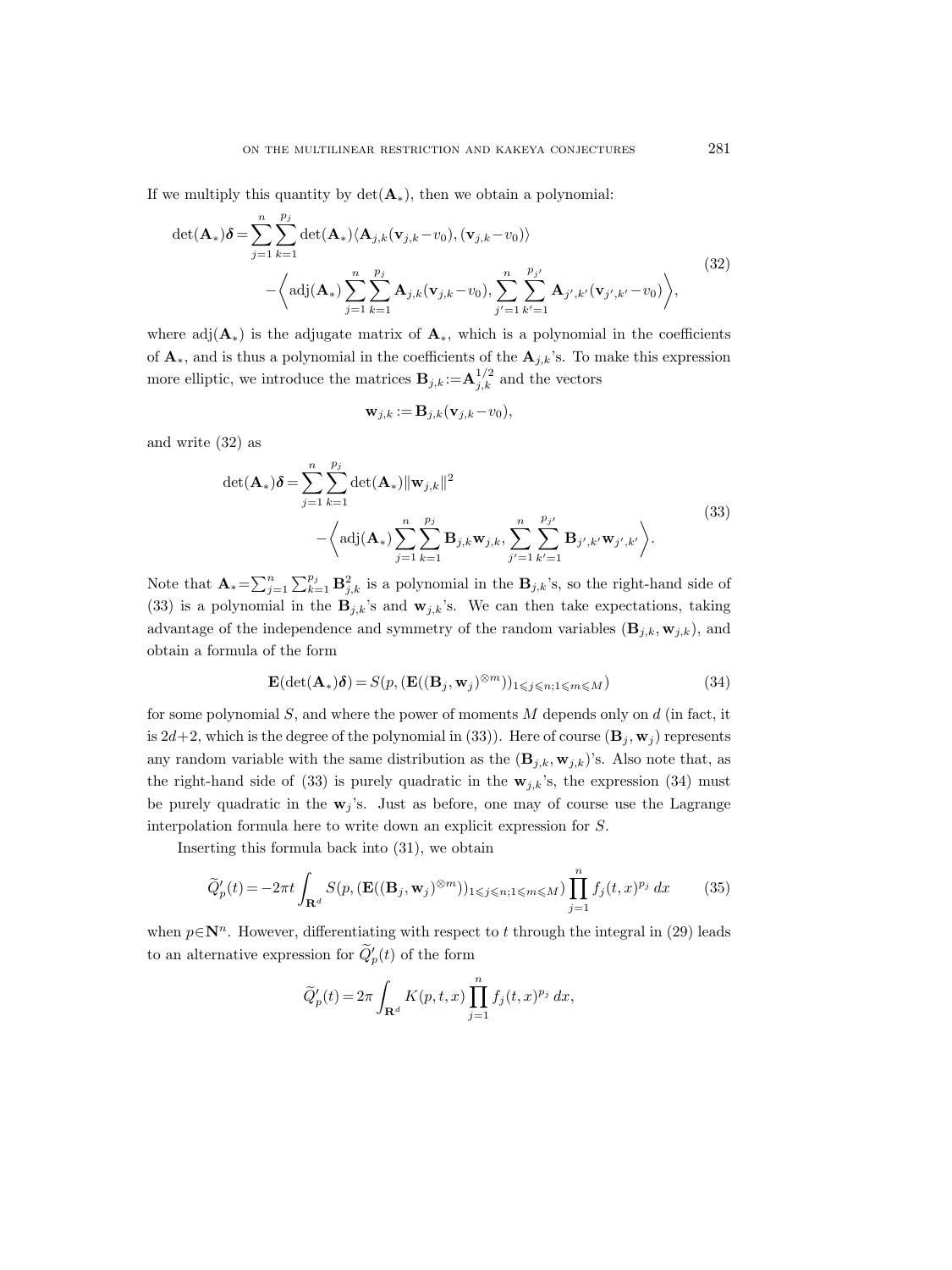If we multiply this quantity by $\det(\mathbf{A}_*)$, then we obtain a polynomial:

$$
\begin{aligned}
\det(\mathbf{A}_*)\boldsymbol{\delta} = &\sum_{j=1}^{n}\sum_{k=1}^{p_j} \det(\mathbf{A}_*)\langle \mathbf{A}_{j,k}(\mathbf{v}_{j,k}-v_0), (\mathbf{v}_{j,k}-v_0)\rangle \\
&-\bigg\langle \operatorname{adj}(\mathbf{A}_*)\sum_{j=1}^{n}\sum_{k=1}^{p_j}\mathbf{A}_{j,k}(\mathbf{v}_{j,k}-v_0), \sum_{j'=1}^{n}\sum_{k'=1}^{p_{j'}}\mathbf{A}_{j',k'}(\mathbf{v}_{j',k'}-v_0)\bigg\rangle,
\end{aligned}
\tag{32}
$$

where $\operatorname{adj}(\mathbf{A}_*)$ is the adjugate matrix of $\mathbf{A}_*$, which is a polynomial in the coefficients of $\mathbf{A}_*$, and is thus a polynomial in the coefficients of the $\mathbf{A}_{j,k}$'s. To make this expression more elliptic, we introduce the matrices $\mathbf{B}_{j,k} := \mathbf{A}_{j,k}^{1/2}$ and the vectors

$$
\mathbf{w}_{j,k} := \mathbf{B}_{j,k}(\mathbf{v}_{j,k}-v_0),
$$

and write (32) as

$$
\begin{aligned}
\det(\mathbf{A}_*)\boldsymbol{\delta} = &\sum_{j=1}^{n}\sum_{k=1}^{p_j} \det(\mathbf{A}_*)\|\mathbf{w}_{j,k}\|^2 \\
&-\bigg\langle \operatorname{adj}(\mathbf{A}_*)\sum_{j=1}^{n}\sum_{k=1}^{p_j}\mathbf{B}_{j,k}\mathbf{w}_{j,k}, \sum_{j'=1}^{n}\sum_{k'=1}^{p_{j'}}\mathbf{B}_{j',k'}\mathbf{w}_{j',k'}\bigg\rangle.
\end{aligned}
\tag{33}
$$

Note that $\mathbf{A}_* = \sum_{j=1}^{n}\sum_{k=1}^{p_j}\mathbf{B}_{j,k}^2$ is a polynomial in the $\mathbf{B}_{j,k}$'s, so the right-hand side of (33) is a polynomial in the $\mathbf{B}_{j,k}$'s and $\mathbf{w}_{j,k}$'s. We can then take expectations, taking advantage of the independence and symmetry of the random variables $(\mathbf{B}_{j,k}, \mathbf{w}_{j,k})$, and obtain a formula of the form

$$
\mathbf{E}(\det(\mathbf{A}_*)\boldsymbol{\delta}) = S(p, (\mathbf{E}((\mathbf{B}_j, \mathbf{w}_j)^{\otimes m}))_{1\leqslant j\leqslant n; 1\leqslant m\leqslant M})
\tag{34}
$$

for some polynomial $S$, and where the power of moments $M$ depends only on $d$ (in fact, it is $2d+2$, which is the degree of the polynomial in (33)). Here of course $(\mathbf{B}_j, \mathbf{w}_j)$ represents any random variable with the same distribution as the $(\mathbf{B}_{j,k}, \mathbf{w}_{j,k})$'s. Also note that, as the right-hand side of (33) is purely quadratic in the $\mathbf{w}_{j,k}$'s, the expression (34) must be purely quadratic in the $\mathbf{w}_j$'s. Just as before, one may of course use the Lagrange interpolation formula here to write down an explicit expression for $S$.

Inserting this formula back into (31), we obtain

$$
\widetilde{Q}_p'(t) = -2\pi t \int_{\mathbf{R}^d} S(p, (\mathbf{E}((\mathbf{B}_j, \mathbf{w}_j)^{\otimes m}))_{1\leqslant j\leqslant n; 1\leqslant m\leqslant M}) \prod_{j=1}^{n} f_j(t,x)^{p_j}\, dx
\tag{35}
$$

when $p\in\mathbf{N}^n$. However, differentiating with respect to $t$ through the integral in (29) leads to an alternative expression for $\widetilde{Q}_p'(t)$ of the form

$$
\widetilde{Q}_p'(t) = 2\pi \int_{\mathbf{R}^d} K(p,t,x) \prod_{j=1}^{n} f_j(t,x)^{p_j}\, dx,
$$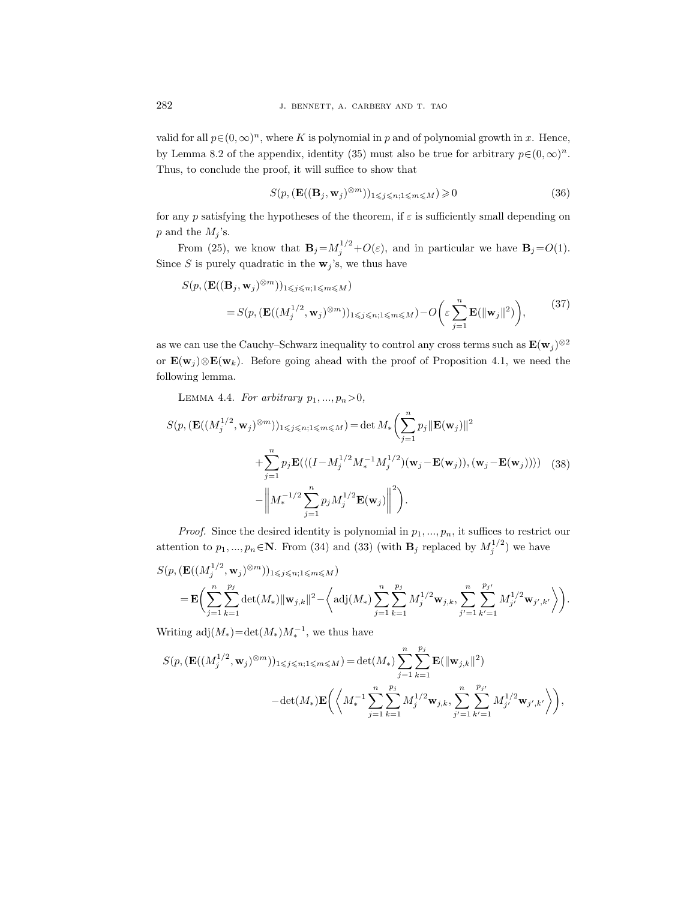valid for all $p\in(0,\infty)^n$, where $K$ is polynomial in $p$ and of polynomial growth in $x$. Hence, by Lemma 8.2 of the appendix, identity (35) must also be true for arbitrary $p\in(0,\infty)^n$. Thus, to conclude the proof, it will suffice to show that

$$S(p,(\mathbf{E}((\mathbf{B}_j,\mathbf{w}_j)^{\otimes m}))_{1\leqslant j\leqslant n;1\leqslant m\leqslant M})\geqslant 0 \tag{36}$$

for any $p$ satisfying the hypotheses of the theorem, if $\varepsilon$ is sufficiently small depending on $p$ and the $M_j$'s.

From (25), we know that $\mathbf{B}_j=M_j^{1/2}+O(\varepsilon)$, and in particular we have $\mathbf{B}_j=O(1)$. Since $S$ is purely quadratic in the $\mathbf{w}_j$'s, we thus have

$$\begin{aligned}S(p,&(\mathbf{E}((\mathbf{B}_j,\mathbf{w}_j)^{\otimes m}))_{1\leqslant j\leqslant n;1\leqslant m\leqslant M})\\&=S(p,(\mathbf{E}((M_j^{1/2},\mathbf{w}_j)^{\otimes m}))_{1\leqslant j\leqslant n;1\leqslant m\leqslant M})-O\bigg(\varepsilon\sum_{j=1}^n\mathbf{E}(\|\mathbf{w}_j\|^2)\bigg),\end{aligned}\tag{37}$$

as we can use the Cauchy–Schwarz inequality to control any cross terms such as $\mathbf{E}(\mathbf{w}_j)^{\otimes 2}$ or $\mathbf{E}(\mathbf{w}_j)\otimes\mathbf{E}(\mathbf{w}_k)$. Before going ahead with the proof of Proposition 4.1, we need the following lemma.

Lemma 4.4. *For arbitrary $p_1,...,p_n>0$,*

$$\begin{aligned}S(p,(\mathbf{E}((M_j^{1/2},\mathbf{w}_j)^{\otimes m}))_{1\leqslant j\leqslant n;1\leqslant m\leqslant M})=\det M_*\bigg(&\sum_{j=1}^n p_j\|\mathbf{E}(\mathbf{w}_j)\|^2\\&+\sum_{j=1}^n p_j\mathbf{E}(\langle(I-M_j^{1/2}M_*^{-1}M_j^{1/2})(\mathbf{w}_j-\mathbf{E}(\mathbf{w}_j)),(\mathbf{w}_j-\mathbf{E}(\mathbf{w}_j))\rangle)\\&-\bigg\|M_*^{-1/2}\sum_{j=1}^n p_jM_j^{1/2}\mathbf{E}(\mathbf{w}_j)\bigg\|^2\bigg).\end{aligned}\tag{38}$$

*Proof.* Since the desired identity is polynomial in $p_1,...,p_n$, it suffices to restrict our attention to $p_1,...,p_n\in\mathbf{N}$. From (34) and (33) (with $\mathbf{B}_j$ replaced by $M_j^{1/2}$) we have

$$\begin{aligned}S(p,&(\mathbf{E}((M_j^{1/2},\mathbf{w}_j)^{\otimes m}))_{1\leqslant j\leqslant n;1\leqslant m\leqslant M})\\&=\mathbf{E}\bigg(\sum_{j=1}^n\sum_{k=1}^{p_j}\det(M_*)\|\mathbf{w}_{j,k}\|^2-\bigg\langle\operatorname{adj}(M_*)\sum_{j=1}^n\sum_{k=1}^{p_j}M_j^{1/2}\mathbf{w}_{j,k},\sum_{j'=1}^n\sum_{k'=1}^{p_{j'}}M_{j'}^{1/2}\mathbf{w}_{j',k'}\bigg\rangle\bigg).\end{aligned}$$

Writing $\operatorname{adj}(M_*)=\det(M_*)M_*^{-1}$, we thus have

$$\begin{aligned}S(p,(\mathbf{E}((M_j^{1/2},\mathbf{w}_j)^{\otimes m}))_{1\leqslant j\leqslant n;1\leqslant m\leqslant M})&=\det(M_*)\sum_{j=1}^n\sum_{k=1}^{p_j}\mathbf{E}(\|\mathbf{w}_{j,k}\|^2)\\&\quad-\det(M_*)\mathbf{E}\bigg(\bigg\langle M_*^{-1}\sum_{j=1}^n\sum_{k=1}^{p_j}M_j^{1/2}\mathbf{w}_{j,k},\sum_{j'=1}^n\sum_{k'=1}^{p_{j'}}M_{j'}^{1/2}\mathbf{w}_{j',k'}\bigg\rangle\bigg),\end{aligned}$$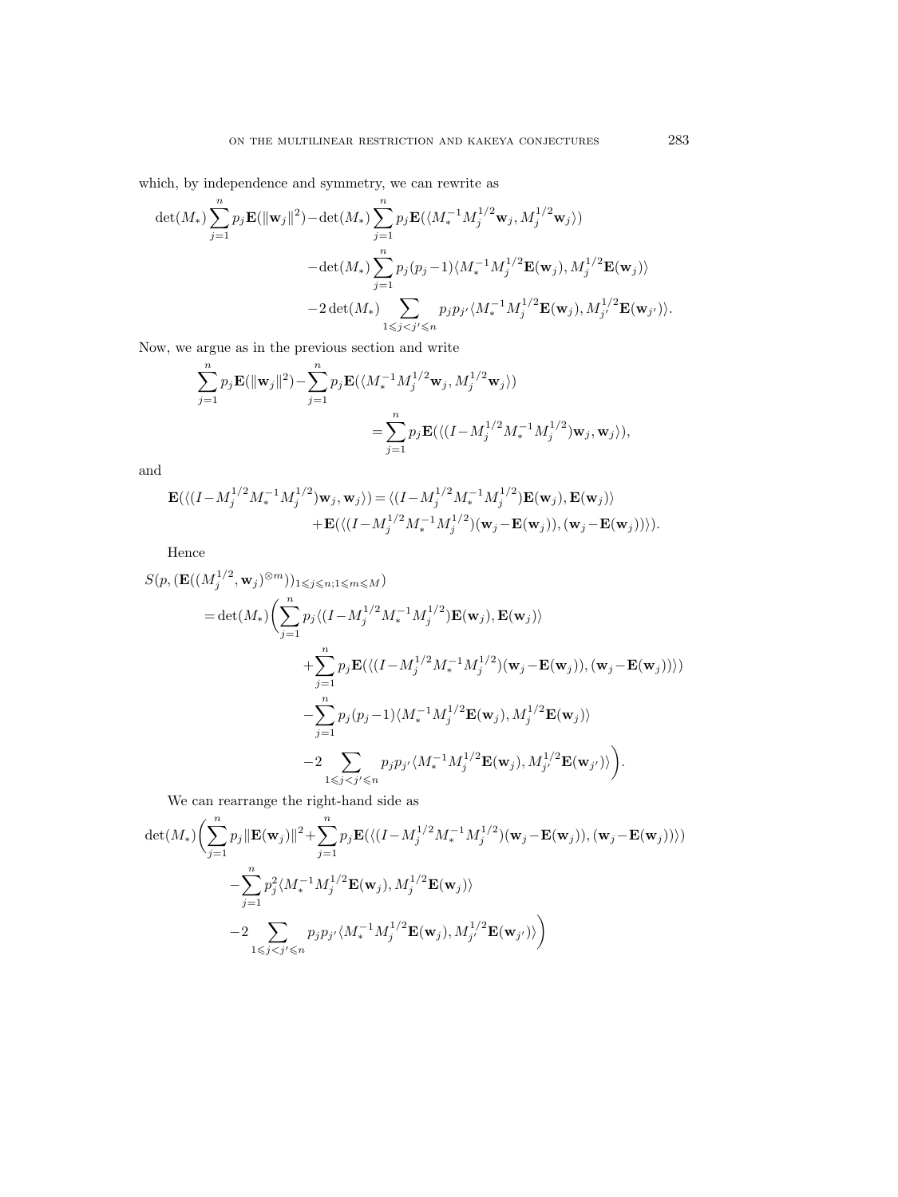which, by independence and symmetry, we can rewrite as

$$
\begin{aligned}
\det(M_*)\sum_{j=1}^n p_j \mathbf{E}(\|\mathbf{w}_j\|^2) - \det(M_*)\sum_{j=1}^n p_j \mathbf{E}(\langle M_*^{-1}M_j^{1/2}\mathbf{w}_j, M_j^{1/2}\mathbf{w}_j\rangle) \\
-\det(M_*)\sum_{j=1}^n p_j(p_j-1)\langle M_*^{-1}M_j^{1/2}\mathbf{E}(\mathbf{w}_j), M_j^{1/2}\mathbf{E}(\mathbf{w}_j)\rangle \\
-2\det(M_*)\sum_{1\leqslant j<j'\leqslant n} p_j p_{j'}\langle M_*^{-1}M_j^{1/2}\mathbf{E}(\mathbf{w}_j), M_{j'}^{1/2}\mathbf{E}(\mathbf{w}_{j'})\rangle.
\end{aligned}
$$

Now, we argue as in the previous section and write

$$
\begin{aligned}
\sum_{j=1}^n p_j \mathbf{E}(\|\mathbf{w}_j\|^2) - \sum_{j=1}^n p_j \mathbf{E}(\langle M_*^{-1}M_j^{1/2}\mathbf{w}_j, M_j^{1/2}\mathbf{w}_j\rangle) \\
= \sum_{j=1}^n p_j \mathbf{E}(\langle (I - M_j^{1/2}M_*^{-1}M_j^{1/2})\mathbf{w}_j, \mathbf{w}_j\rangle),
\end{aligned}
$$

and

$$
\begin{aligned}
\mathbf{E}(\langle (I - M_j^{1/2}M_*^{-1}M_j^{1/2})\mathbf{w}_j, \mathbf{w}_j\rangle) = \langle (I - M_j^{1/2}M_*^{-1}M_j^{1/2})\mathbf{E}(\mathbf{w}_j), \mathbf{E}(\mathbf{w}_j)\rangle \\
+\mathbf{E}(\langle (I - M_j^{1/2}M_*^{-1}M_j^{1/2})(\mathbf{w}_j - \mathbf{E}(\mathbf{w}_j)), (\mathbf{w}_j - \mathbf{E}(\mathbf{w}_j))\rangle).
\end{aligned}
$$

Hence

$$
\begin{aligned}
&S(p, (\mathbf{E}((M_j^{1/2}, \mathbf{w}_j)^{\otimes m}))_{1\leqslant j\leqslant n; 1\leqslant m\leqslant M}) \\
&\quad = \det(M_*)\bigg(\sum_{j=1}^n p_j \langle (I - M_j^{1/2}M_*^{-1}M_j^{1/2})\mathbf{E}(\mathbf{w}_j), \mathbf{E}(\mathbf{w}_j)\rangle \\
&\qquad + \sum_{j=1}^n p_j \mathbf{E}(\langle (I - M_j^{1/2}M_*^{-1}M_j^{1/2})(\mathbf{w}_j - \mathbf{E}(\mathbf{w}_j)), (\mathbf{w}_j - \mathbf{E}(\mathbf{w}_j))\rangle) \\
&\qquad - \sum_{j=1}^n p_j(p_j-1)\langle M_*^{-1}M_j^{1/2}\mathbf{E}(\mathbf{w}_j), M_j^{1/2}\mathbf{E}(\mathbf{w}_j)\rangle \\
&\qquad - 2\sum_{1\leqslant j<j'\leqslant n} p_j p_{j'}\langle M_*^{-1}M_j^{1/2}\mathbf{E}(\mathbf{w}_j), M_{j'}^{1/2}\mathbf{E}(\mathbf{w}_{j'})\rangle\bigg).
\end{aligned}
$$

We can rearrange the right-hand side as

$$
\begin{aligned}
\det(M_*)\bigg(\sum_{j=1}^n p_j \|\mathbf{E}(\mathbf{w}_j)\|^2 + \sum_{j=1}^n p_j \mathbf{E}(\langle (I - M_j^{1/2}M_*^{-1}M_j^{1/2})(\mathbf{w}_j - \mathbf{E}(\mathbf{w}_j)), (\mathbf{w}_j - \mathbf{E}(\mathbf{w}_j))\rangle) \\
- \sum_{j=1}^n p_j^2 \langle M_*^{-1}M_j^{1/2}\mathbf{E}(\mathbf{w}_j), M_j^{1/2}\mathbf{E}(\mathbf{w}_j)\rangle \\
- 2\sum_{1\leqslant j<j'\leqslant n} p_j p_{j'}\langle M_*^{-1}M_j^{1/2}\mathbf{E}(\mathbf{w}_j), M_{j'}^{1/2}\mathbf{E}(\mathbf{w}_{j'})\rangle\bigg)
\end{aligned}
$$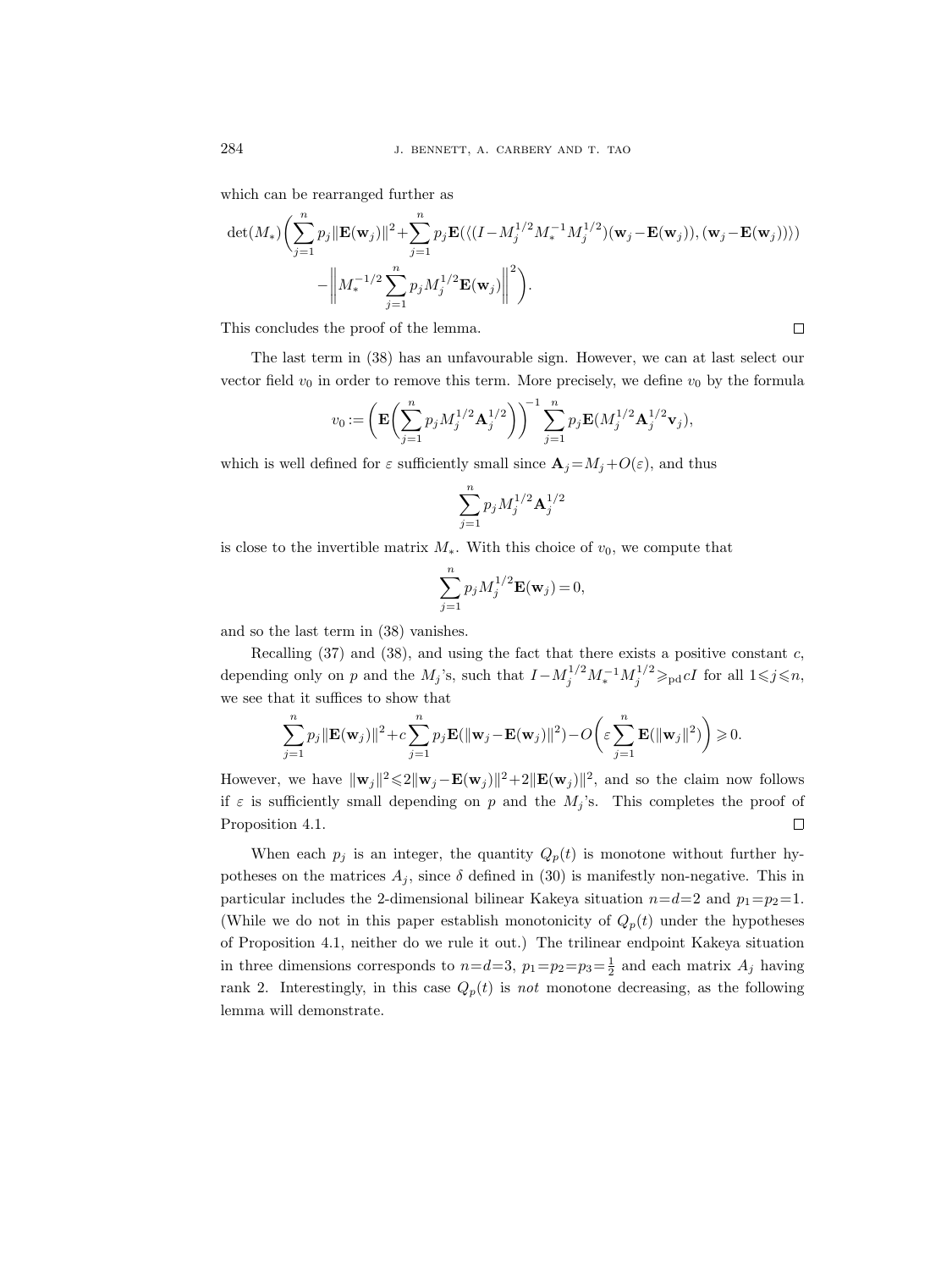which can be rearranged further as

$$\det(M_*)\bigg(\sum_{j=1}^n p_j\|\mathbf{E}(\mathbf{w}_j)\|^2+\sum_{j=1}^n p_j\mathbf{E}(\langle (I-M_j^{1/2}M_*^{-1}M_j^{1/2})(\mathbf{w}_j-\mathbf{E}(\mathbf{w}_j)),(\mathbf{w}_j-\mathbf{E}(\mathbf{w}_j))\rangle) - \bigg\|M_*^{-1/2}\sum_{j=1}^n p_j M_j^{1/2}\mathbf{E}(\mathbf{w}_j)\bigg\|^2\bigg).$$

This concludes the proof of the lemma. □

The last term in (38) has an unfavourable sign. However, we can at last select our vector field $v_0$ in order to remove this term. More precisely, we define $v_0$ by the formula

$$v_0:=\bigg(\mathbf{E}\bigg(\sum_{j=1}^n p_j M_j^{1/2}\mathbf{A}_j^{1/2}\bigg)\bigg)^{-1}\sum_{j=1}^n p_j\mathbf{E}(M_j^{1/2}\mathbf{A}_j^{1/2}\mathbf{v}_j),$$

which is well defined for $\varepsilon$ sufficiently small since $\mathbf{A}_j=M_j+O(\varepsilon)$, and thus

$$\sum_{j=1}^n p_j M_j^{1/2}\mathbf{A}_j^{1/2}$$

is close to the invertible matrix $M_*$. With this choice of $v_0$, we compute that

$$\sum_{j=1}^n p_j M_j^{1/2}\mathbf{E}(\mathbf{w}_j)=0,$$

and so the last term in (38) vanishes.

Recalling (37) and (38), and using the fact that there exists a positive constant $c$, depending only on $p$ and the $M_j$'s, such that $I-M_j^{1/2}M_*^{-1}M_j^{1/2}\geqslant_{\mathrm{pd}} cI$ for all $1\leqslant j\leqslant n$, we see that it suffices to show that

$$\sum_{j=1}^n p_j\|\mathbf{E}(\mathbf{w}_j)\|^2+c\sum_{j=1}^n p_j\mathbf{E}(\|\mathbf{w}_j-\mathbf{E}(\mathbf{w}_j)\|^2)-O\bigg(\varepsilon\sum_{j=1}^n\mathbf{E}(\|\mathbf{w}_j\|^2)\bigg)\geqslant 0.$$

However, we have $\|\mathbf{w}_j\|^2\leqslant 2\|\mathbf{w}_j-\mathbf{E}(\mathbf{w}_j)\|^2+2\|\mathbf{E}(\mathbf{w}_j)\|^2$, and so the claim now follows if $\varepsilon$ is sufficiently small depending on $p$ and the $M_j$'s. This completes the proof of Proposition 4.1. □

When each $p_j$ is an integer, the quantity $Q_p(t)$ is monotone without further hypotheses on the matrices $A_j$, since $\delta$ defined in (30) is manifestly non-negative. This in particular includes the 2-dimensional bilinear Kakeya situation $n=d=2$ and $p_1=p_2=1$. (While we do not in this paper establish monotonicity of $Q_p(t)$ under the hypotheses of Proposition 4.1, neither do we rule it out.) The trilinear endpoint Kakeya situation in three dimensions corresponds to $n=d=3$, $p_1=p_2=p_3=\frac{1}{2}$ and each matrix $A_j$ having rank 2. Interestingly, in this case $Q_p(t)$ is *not* monotone decreasing, as the following lemma will demonstrate.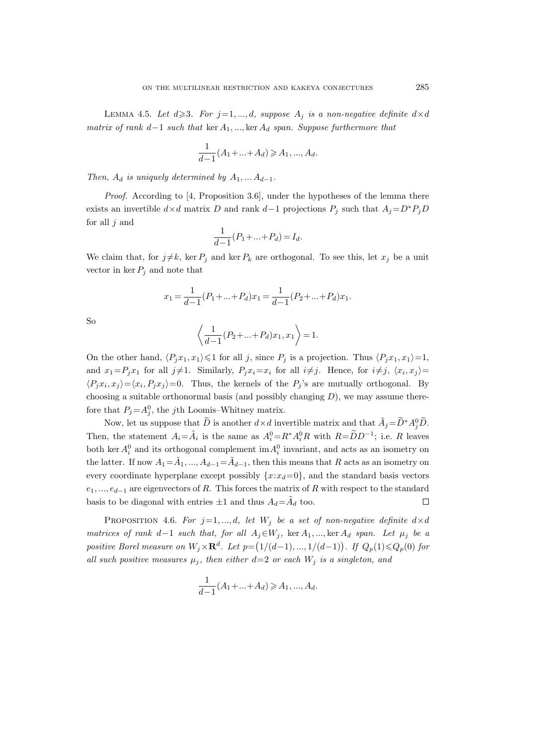**Lemma 4.5.** *Let $d\geqslant 3$. For $j=1,...,d$, suppose $A_j$ is a non-negative definite $d\times d$ matrix of rank $d-1$ such that $\ker A_1,...,\ker A_d$ span. Suppose furthermore that*

$$\frac{1}{d-1}(A_1+...+A_d)\geqslant A_1,...,A_d.$$

*Then, $A_d$ is uniquely determined by $A_1,...A_{d-1}$.*

*Proof.* According to [4, Proposition 3.6], under the hypotheses of the lemma there exists an invertible $d\times d$ matrix $D$ and rank $d-1$ projections $P_j$ such that $A_j=D^*P_jD$ for all $j$ and

$$\frac{1}{d-1}(P_1+...+P_d)=I_d.$$

We claim that, for $j\neq k$, $\ker P_j$ and $\ker P_k$ are orthogonal. To see this, let $x_j$ be a unit vector in $\ker P_j$ and note that

$$x_1=\frac{1}{d-1}(P_1+...+P_d)x_1=\frac{1}{d-1}(P_2+...+P_d)x_1.$$

So

$$\left\langle \frac{1}{d-1}(P_2+...+P_d)x_1,x_1\right\rangle=1.$$

On the other hand, $\langle P_jx_1,x_1\rangle\leqslant 1$ for all $j$, since $P_j$ is a projection. Thus $\langle P_jx_1,x_1\rangle=1$, and $x_1=P_jx_1$ for all $j\neq 1$. Similarly, $P_jx_i=x_i$ for all $i\neq j$. Hence, for $i\neq j$, $\langle x_i,x_j\rangle=\langle P_jx_i,x_j\rangle=\langle x_i,P_jx_j\rangle=0$. Thus, the kernels of the $P_j$'s are mutually orthogonal. By choosing a suitable orthonormal basis (and possibly changing $D$), we may assume therefore that $P_j=A_j^0$, the $j$th Loomis–Whitney matrix.

Now, let us suppose that $\widetilde{D}$ is another $d\times d$ invertible matrix and that $\tilde{A}_j=\widetilde{D}^*A_j^0\widetilde{D}$. Then, the statement $A_i=\tilde{A}_i$ is the same as $A_i^0=R^*A_i^0R$ with $R=\widetilde{D}D^{-1}$; i.e. $R$ leaves both $\ker A_i^0$ and its orthogonal complement $\operatorname{im} A_i^0$ invariant, and acts as an isometry on the latter. If now $A_1=\tilde{A}_1,...,A_{d-1}=\tilde{A}_{d-1}$, then this means that $R$ acts as an isometry on every coordinate hyperplane except possibly $\{x:x_d=0\}$, and the standard basis vectors $e_1,...,e_{d-1}$ are eigenvectors of $R$. This forces the matrix of $R$ with respect to the standard basis to be diagonal with entries $\pm 1$ and thus $A_d=\tilde{A}_d$ too. $\square$

**Proposition 4.6.** *For $j=1,...,d$, let $W_j$ be a set of non-negative definite $d\times d$ matrices of rank $d-1$ such that, for all $A_j\in W_j$, $\ker A_1,...,\ker A_d$ span. Let $\mu_j$ be a positive Borel measure on $W_j\times\mathbf{R}^d$. Let $p=(1/(d-1),...,1/(d-1))$. If $Q_p(1)\leqslant Q_p(0)$ for all such positive measures $\mu_j$, then either $d=2$ or each $W_j$ is a singleton, and*

$$\frac{1}{d-1}(A_1+...+A_d)\geqslant A_1,...,A_d.$$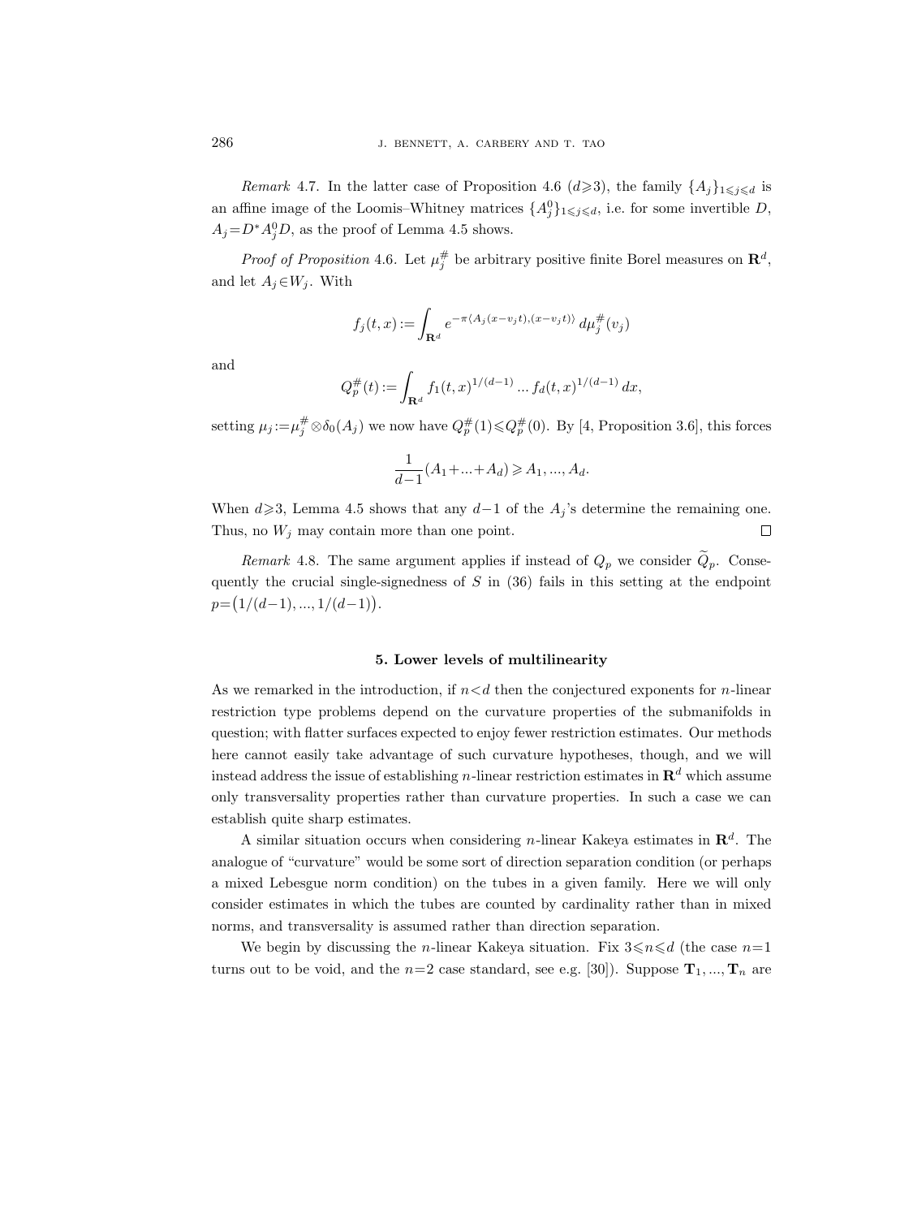*Remark* 4.7. In the latter case of Proposition 4.6 ($d\geqslant 3$), the family $\{A_j\}_{1\leqslant j\leqslant d}$ is an affine image of the Loomis–Whitney matrices $\{A_j^0\}_{1\leqslant j\leqslant d}$, i.e. for some invertible $D$, $A_j=D^*A_j^0D$, as the proof of Lemma 4.5 shows.

*Proof of Proposition* 4.6. Let $\mu_j^{\#}$ be arbitrary positive finite Borel measures on $\mathbf{R}^d$, and let $A_j\in W_j$. With

$$f_j(t,x):=\int_{\mathbf{R}^d} e^{-\pi\langle A_j(x-v_jt),(x-v_jt)\rangle}\,d\mu_j^{\#}(v_j)$$

and

$$Q_p^{\#}(t):=\int_{\mathbf{R}^d} f_1(t,x)^{1/(d-1)}\dots f_d(t,x)^{1/(d-1)}\,dx,$$

setting $\mu_j:=\mu_j^{\#}\otimes\delta_0(A_j)$ we now have $Q_p^{\#}(1)\leqslant Q_p^{\#}(0)$. By [4, Proposition 3.6], this forces

$$\frac{1}{d-1}(A_1+\dots+A_d)\geqslant A_1,\dots,A_d.$$

When $d\geqslant 3$, Lemma 4.5 shows that any $d-1$ of the $A_j$'s determine the remaining one. Thus, no $W_j$ may contain more than one point. $\square$

*Remark* 4.8. The same argument applies if instead of $Q_p$ we consider $\widetilde{Q}_p$. Consequently the crucial single-signedness of $S$ in (36) fails in this setting at the endpoint $p=\big(1/(d-1),\dots,1/(d-1)\big)$.

## 5. Lower levels of multilinearity

As we remarked in the introduction, if $n<d$ then the conjectured exponents for $n$-linear restriction type problems depend on the curvature properties of the submanifolds in question; with flatter surfaces expected to enjoy fewer restriction estimates. Our methods here cannot easily take advantage of such curvature hypotheses, though, and we will instead address the issue of establishing $n$-linear restriction estimates in $\mathbf{R}^d$ which assume only transversality properties rather than curvature properties. In such a case we can establish quite sharp estimates.

A similar situation occurs when considering $n$-linear Kakeya estimates in $\mathbf{R}^d$. The analogue of "curvature" would be some sort of direction separation condition (or perhaps a mixed Lebesgue norm condition) on the tubes in a given family. Here we will only consider estimates in which the tubes are counted by cardinality rather than in mixed norms, and transversality is assumed rather than direction separation.

We begin by discussing the $n$-linear Kakeya situation. Fix $3\leqslant n\leqslant d$ (the case $n=1$ turns out to be void, and the $n=2$ case standard, see e.g. [30]). Suppose $\mathbf{T}_1,\dots,\mathbf{T}_n$ are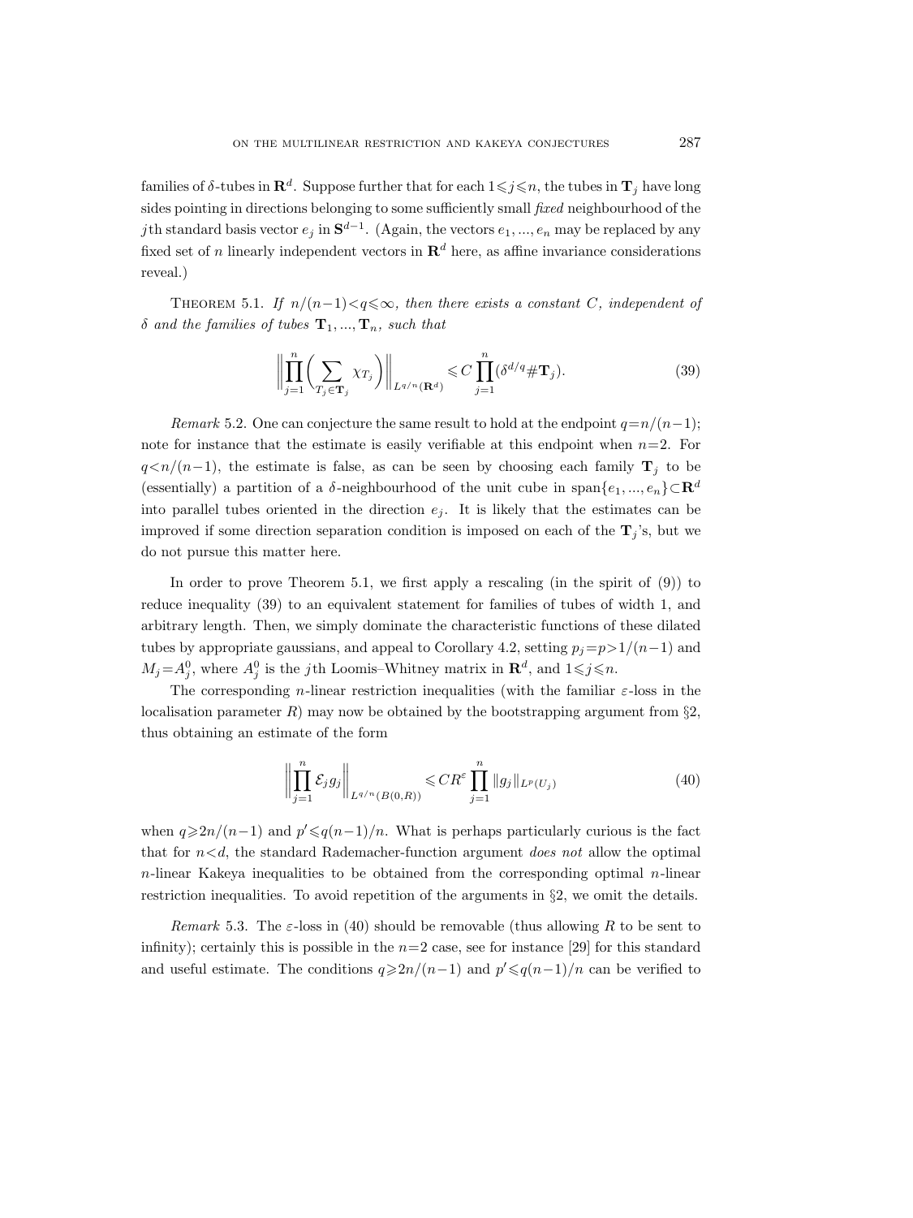families of $\delta$-tubes in $\mathbf{R}^d$. Suppose further that for each $1 \leqslant j \leqslant n$, the tubes in $\mathbf{T}_j$ have long sides pointing in directions belonging to some sufficiently small *fixed* neighbourhood of the $j$th standard basis vector $e_j$ in $\mathbf{S}^{d-1}$. (Again, the vectors $e_1, ..., e_n$ may be replaced by any fixed set of $n$ linearly independent vectors in $\mathbf{R}^d$ here, as affine invariance considerations reveal.)

THEOREM 5.1. *If $n/(n-1) < q \leqslant \infty$, then there exists a constant $C$, independent of $\delta$ and the families of tubes $\mathbf{T}_1, ..., \mathbf{T}_n$, such that*

$$\left\| \prod_{j=1}^{n} \left( \sum_{T_j \in \mathbf{T}_j} \chi_{T_j} \right) \right\|_{L^{q/n}(\mathbf{R}^d)} \leqslant C \prod_{j=1}^{n} (\delta^{d/q} \# \mathbf{T}_j). \tag{39}$$

*Remark* 5.2. One can conjecture the same result to hold at the endpoint $q=n/(n-1)$; note for instance that the estimate is easily verifiable at this endpoint when $n=2$. For $q<n/(n-1)$, the estimate is false, as can be seen by choosing each family $\mathbf{T}_j$ to be (essentially) a partition of a $\delta$-neighbourhood of the unit cube in $\operatorname{span}\{e_1, ..., e_n\} \subset \mathbf{R}^d$ into parallel tubes oriented in the direction $e_j$. It is likely that the estimates can be improved if some direction separation condition is imposed on each of the $\mathbf{T}_j$'s, but we do not pursue this matter here.

In order to prove Theorem 5.1, we first apply a rescaling (in the spirit of (9)) to reduce inequality (39) to an equivalent statement for families of tubes of width 1, and arbitrary length. Then, we simply dominate the characteristic functions of these dilated tubes by appropriate gaussians, and appeal to Corollary 4.2, setting $p_j = p > 1/(n-1)$ and $M_j = A_j^0$, where $A_j^0$ is the $j$th Loomis–Whitney matrix in $\mathbf{R}^d$, and $1 \leqslant j \leqslant n$.

The corresponding $n$-linear restriction inequalities (with the familiar $\varepsilon$-loss in the localisation parameter $R$) may now be obtained by the bootstrapping argument from §2, thus obtaining an estimate of the form

$$\left\| \prod_{j=1}^{n} \mathcal{E}_j g_j \right\|_{L^{q/n}(B(0,R))} \leqslant C R^{\varepsilon} \prod_{j=1}^{n} \|g_j\|_{L^p(U_j)} \tag{40}$$

when $q \geqslant 2n/(n-1)$ and $p' \leqslant q(n-1)/n$. What is perhaps particularly curious is the fact that for $n<d$, the standard Rademacher-function argument *does not* allow the optimal $n$-linear Kakeya inequalities to be obtained from the corresponding optimal $n$-linear restriction inequalities. To avoid repetition of the arguments in §2, we omit the details.

*Remark* 5.3. The $\varepsilon$-loss in (40) should be removable (thus allowing $R$ to be sent to infinity); certainly this is possible in the $n=2$ case, see for instance [29] for this standard and useful estimate. The conditions $q \geqslant 2n/(n-1)$ and $p' \leqslant q(n-1)/n$ can be verified to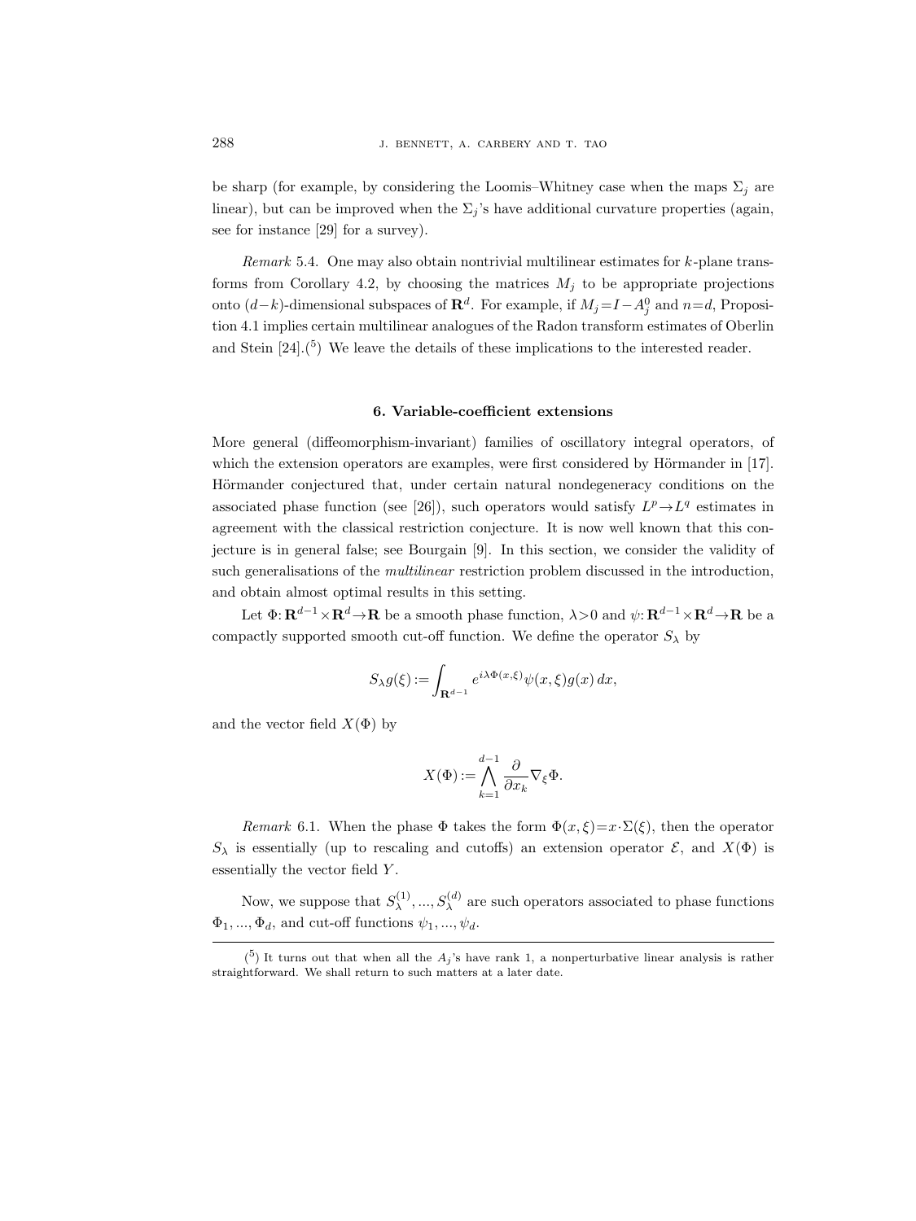be sharp (for example, by considering the Loomis–Whitney case when the maps $\Sigma_j$ are linear), but can be improved when the $\Sigma_j$'s have additional curvature properties (again, see for instance [29] for a survey).

*Remark* 5.4. One may also obtain nontrivial multilinear estimates for $k$-plane transforms from Corollary 4.2, by choosing the matrices $M_j$ to be appropriate projections onto $(d-k)$-dimensional subspaces of $\mathbf{R}^d$. For example, if $M_j = I - A_j^0$ and $n=d$, Proposition 4.1 implies certain multilinear analogues of the Radon transform estimates of Oberlin and Stein [24].([5]) We leave the details of these implications to the interested reader.

## 6. Variable-coefficient extensions

More general (diffeomorphism-invariant) families of oscillatory integral operators, of which the extension operators are examples, were first considered by Hörmander in [17]. Hörmander conjectured that, under certain natural nondegeneracy conditions on the associated phase function (see [26]), such operators would satisfy $L^p \to L^q$ estimates in agreement with the classical restriction conjecture. It is now well known that this conjecture is in general false; see Bourgain [9]. In this section, we consider the validity of such generalisations of the *multilinear* restriction problem discussed in the introduction, and obtain almost optimal results in this setting.

Let $\Phi: \mathbf{R}^{d-1} \times \mathbf{R}^d \to \mathbf{R}$ be a smooth phase function, $\lambda > 0$ and $\psi: \mathbf{R}^{d-1} \times \mathbf{R}^d \to \mathbf{R}$ be a compactly supported smooth cut-off function. We define the operator $S_\lambda$ by

$$S_\lambda g(\xi) := \int_{\mathbf{R}^{d-1}} e^{i\lambda\Phi(x,\xi)} \psi(x,\xi) g(x)\, dx,$$

and the vector field $X(\Phi)$ by

$$X(\Phi) := \bigwedge_{k=1}^{d-1} \frac{\partial}{\partial x_k} \nabla_\xi \Phi.$$

*Remark* 6.1. When the phase $\Phi$ takes the form $\Phi(x,\xi) = x \cdot \Sigma(\xi)$, then the operator $S_\lambda$ is essentially (up to rescaling and cutoffs) an extension operator $\mathcal{E}$, and $X(\Phi)$ is essentially the vector field $Y$.

Now, we suppose that $S_\lambda^{(1)}, ..., S_\lambda^{(d)}$ are such operators associated to phase functions $\Phi_1, ..., \Phi_d$, and cut-off functions $\psi_1, ..., \psi_d$.

([5]) It turns out that when all the $A_j$'s have rank 1, a nonperturbative linear analysis is rather straightforward. We shall return to such matters at a later date.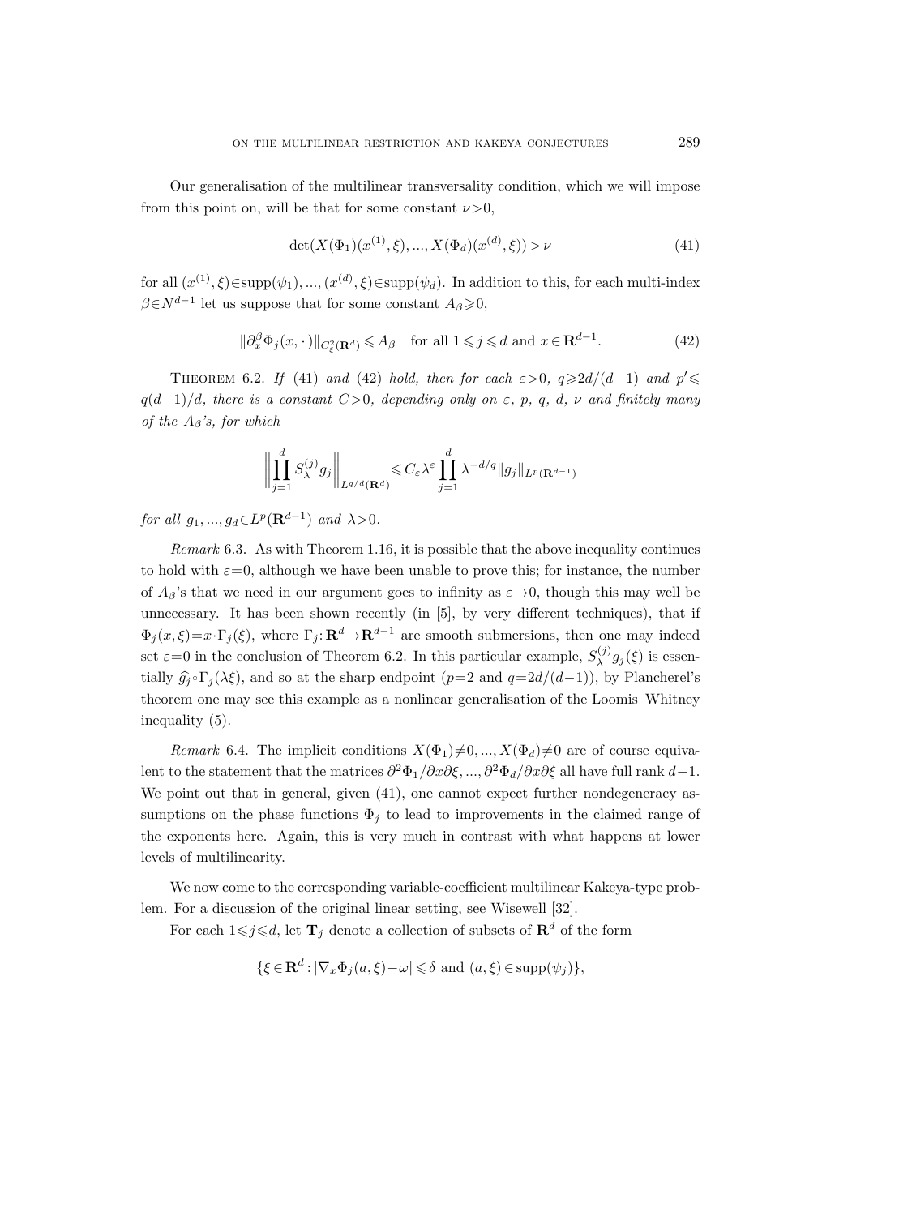Our generalisation of the multilinear transversality condition, which we will impose from this point on, will be that for some constant $\nu>0$,

$$\det(X(\Phi_1)(x^{(1)},\xi),...,X(\Phi_d)(x^{(d)},\xi))>\nu \tag{41}$$

for all $(x^{(1)},\xi)\in\operatorname{supp}(\psi_1),...,(x^{(d)},\xi)\in\operatorname{supp}(\psi_d)$. In addition to this, for each multi-index $\beta\in N^{d-1}$ let us suppose that for some constant $A_\beta\geqslant 0$,

$$\|\partial_x^\beta\Phi_j(x,\cdot)\|_{C_\xi^2(\mathbf{R}^d)}\leqslant A_\beta \quad \text{for all } 1\leqslant j\leqslant d \text{ and } x\in\mathbf{R}^{d-1}. \tag{42}$$

THEOREM 6.2. *If* (41) *and* (42) *hold, then for each* $\varepsilon>0$, $q\geqslant 2d/(d-1)$ *and* $p'\leqslant q(d-1)/d$, *there is a constant* $C>0$, *depending only on* $\varepsilon$, $p$, $q$, $d$, $\nu$ *and finitely many of the* $A_\beta$*'s, for which*

$$\left\|\prod_{j=1}^d S_\lambda^{(j)}g_j\right\|_{L^{q/d}(\mathbf{R}^d)}\leqslant C_\varepsilon\lambda^\varepsilon\prod_{j=1}^d\lambda^{-d/q}\|g_j\|_{L^p(\mathbf{R}^{d-1})}$$

*for all* $g_1,...,g_d\in L^p(\mathbf{R}^{d-1})$ *and* $\lambda>0$.

*Remark* 6.3. As with Theorem 1.16, it is possible that the above inequality continues to hold with $\varepsilon=0$, although we have been unable to prove this; for instance, the number of $A_\beta$'s that we need in our argument goes to infinity as $\varepsilon\to 0$, though this may well be unnecessary. It has been shown recently (in [5], by very different techniques), that if $\Phi_j(x,\xi)=x\cdot\Gamma_j(\xi)$, where $\Gamma_j:\mathbf{R}^d\to\mathbf{R}^{d-1}$ are smooth submersions, then one may indeed set $\varepsilon=0$ in the conclusion of Theorem 6.2. In this particular example, $S_\lambda^{(j)}g_j(\xi)$ is essentially $\widehat{g_j}\circ\Gamma_j(\lambda\xi)$, and so at the sharp endpoint ($p=2$ and $q=2d/(d-1)$), by Plancherel's theorem one may see this example as a nonlinear generalisation of the Loomis–Whitney inequality (5).

*Remark* 6.4. The implicit conditions $X(\Phi_1)\neq 0,...,X(\Phi_d)\neq 0$ are of course equivalent to the statement that the matrices $\partial^2\Phi_1/\partial x\partial\xi,...,\partial^2\Phi_d/\partial x\partial\xi$ all have full rank $d-1$. We point out that in general, given (41), one cannot expect further nondegeneracy assumptions on the phase functions $\Phi_j$ to lead to improvements in the claimed range of the exponents here. Again, this is very much in contrast with what happens at lower levels of multilinearity.

We now come to the corresponding variable-coefficient multilinear Kakeya-type problem. For a discussion of the original linear setting, see Wisewell [32].

For each $1\leqslant j\leqslant d$, let $\mathbf{T}_j$ denote a collection of subsets of $\mathbf{R}^d$ of the form

$$\{\xi\in\mathbf{R}^d:|\nabla_x\Phi_j(a,\xi)-\omega|\leqslant\delta \text{ and } (a,\xi)\in\operatorname{supp}(\psi_j)\},$$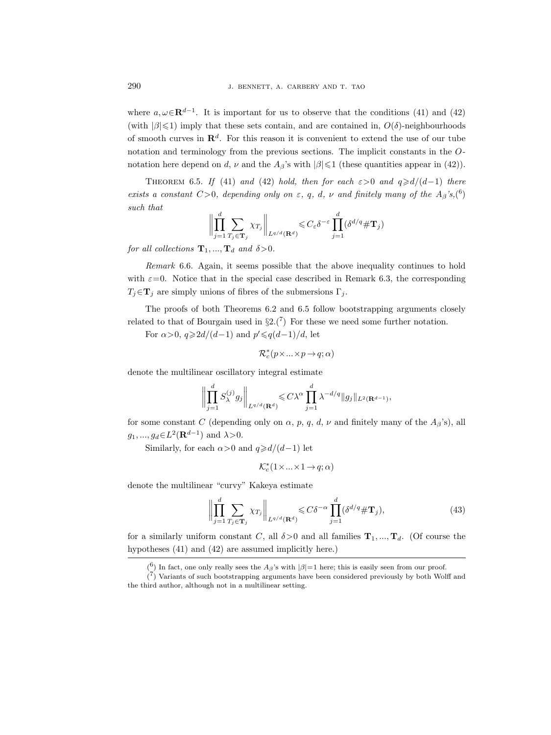where $a, \omega \in \mathbf{R}^{d-1}$. It is important for us to observe that the conditions (41) and (42) (with $|\beta| \leqslant 1$) imply that these sets contain, and are contained in, $O(\delta)$-neighbourhoods of smooth curves in $\mathbf{R}^d$. For this reason it is convenient to extend the use of our tube notation and terminology from the previous sections. The implicit constants in the $O$-notation here depend on $d$, $\nu$ and the $A_\beta$'s with $|\beta| \leqslant 1$ (these quantities appear in (42)).

Theorem 6.5. *If* (41) *and* (42) *hold, then for each $\varepsilon > 0$ and $q \geqslant d/(d-1)$ there exists a constant $C > 0$, depending only on $\varepsilon$, $q$, $d$, $\nu$ and finitely many of the $A_\beta$'s,*(6) *such that*

$$\left\| \prod_{j=1}^{d} \sum_{T_j \in \mathbf{T}_j} \chi_{T_j} \right\|_{L^{q/d}(\mathbf{R}^d)} \leqslant C_\varepsilon \delta^{-\varepsilon} \prod_{j=1}^{d} (\delta^{d/q} \# \mathbf{T}_j)$$

*for all collections $\mathbf{T}_1, ..., \mathbf{T}_d$ and $\delta > 0$.*

*Remark* 6.6. Again, it seems possible that the above inequality continues to hold with $\varepsilon = 0$. Notice that in the special case described in Remark 6.3, the corresponding $T_j \in \mathbf{T}_j$ are simply unions of fibres of the submersions $\Gamma_j$.

The proofs of both Theorems 6.2 and 6.5 follow bootstrapping arguments closely related to that of Bourgain used in §2.(7) For these we need some further notation.

For $\alpha > 0$, $q \geqslant 2d/(d-1)$ and $p' \leqslant q(d-1)/d$, let

$$\mathcal{R}_c^*(p \times ... \times p \to q; \alpha)$$

denote the multilinear oscillatory integral estimate

$$\left\| \prod_{j=1}^{d} S_\lambda^{(j)} g_j \right\|_{L^{q/d}(\mathbf{R}^d)} \leqslant C \lambda^\alpha \prod_{j=1}^{d} \lambda^{-d/q} \|g_j\|_{L^2(\mathbf{R}^{d-1})},$$

for some constant $C$ (depending only on $\alpha$, $p$, $q$, $d$, $\nu$ and finitely many of the $A_\beta$'s), all $g_1, ..., g_d \in L^2(\mathbf{R}^{d-1})$ and $\lambda > 0$.

Similarly, for each $\alpha > 0$ and $q \geqslant d/(d-1)$ let

$$\mathcal{K}_c^*(1 \times ... \times 1 \to q; \alpha)$$

denote the multilinear "curvy" Kakeya estimate

$$\left\| \prod_{j=1}^{d} \sum_{T_j \in \mathbf{T}_j} \chi_{T_j} \right\|_{L^{q/d}(\mathbf{R}^d)} \leqslant C \delta^{-\alpha} \prod_{j=1}^{d} (\delta^{d/q} \# \mathbf{T}_j), \tag{43}$$

for a similarly uniform constant $C$, all $\delta > 0$ and all families $\mathbf{T}_1, ..., \mathbf{T}_d$. (Of course the hypotheses (41) and (42) are assumed implicitly here.)

---

(6) In fact, one only really sees the $A_\beta$'s with $|\beta| = 1$ here; this is easily seen from our proof.

(7) Variants of such bootstrapping arguments have been considered previously by both Wolff and the third author, although not in a multilinear setting.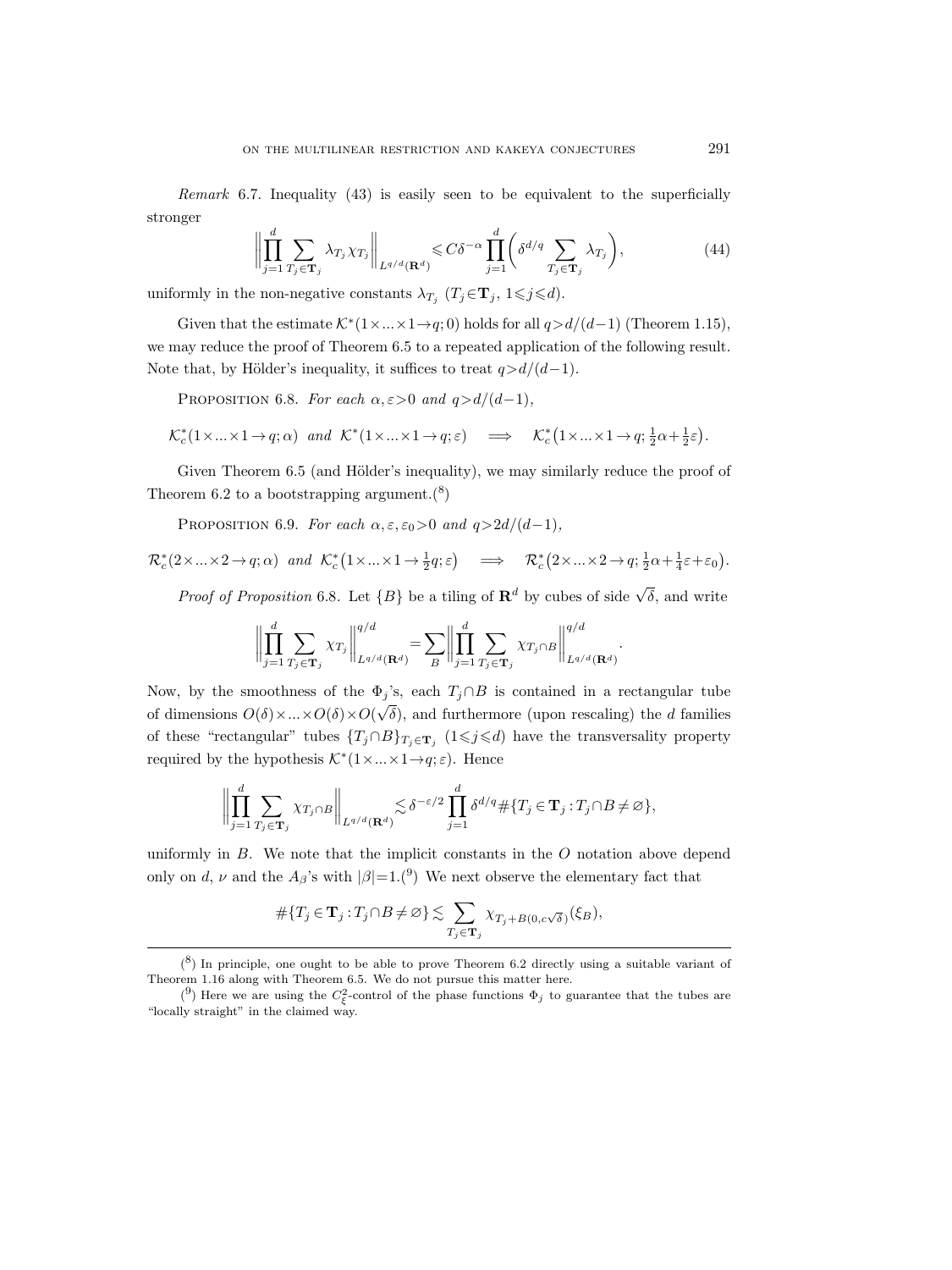*Remark* 6.7. Inequality (43) is easily seen to be equivalent to the superficially stronger

$$\left\|\prod_{j=1}^{d}\sum_{T_j\in\mathbf{T}_j}\lambda_{T_j}\chi_{T_j}\right\|_{L^{q/d}(\mathbf{R}^d)}\leqslant C\delta^{-\alpha}\prod_{j=1}^{d}\biggl(\delta^{d/q}\sum_{T_j\in\mathbf{T}_j}\lambda_{T_j}\biggr),\tag{44}$$

uniformly in the non-negative constants $\lambda_{T_j}$ ($T_j\in\mathbf{T}_j$, $1\leqslant j\leqslant d$).

Given that the estimate $\mathcal{K}^*(1\times...\times 1\to q;0)$ holds for all $q>d/(d-1)$ (Theorem 1.15), we may reduce the proof of Theorem 6.5 to a repeated application of the following result. Note that, by Hölder's inequality, it suffices to treat $q>d/(d-1)$.

PROPOSITION 6.8. *For each* $\alpha,\varepsilon>0$ *and* $q>d/(d-1)$,

$$\mathcal{K}_c^*(1\times...\times 1\to q;\alpha)\ \text{ and }\ \mathcal{K}^*(1\times...\times 1\to q;\varepsilon)\quad\Longrightarrow\quad \mathcal{K}_c^*\bigl(1\times...\times 1\to q;\tfrac{1}{2}\alpha+\tfrac{1}{2}\varepsilon\bigr).$$

Given Theorem 6.5 (and Hölder's inequality), we may similarly reduce the proof of Theorem 6.2 to a bootstrapping argument.[8]

PROPOSITION 6.9. *For each* $\alpha,\varepsilon,\varepsilon_0>0$ *and* $q>2d/(d-1)$,

$$\mathcal{R}_c^*(2\times...\times 2\to q;\alpha)\ \text{ and }\ \mathcal{K}_c^*\bigl(1\times...\times 1\to \tfrac{1}{2}q;\varepsilon\bigr)\quad\Longrightarrow\quad \mathcal{R}_c^*\bigl(2\times...\times 2\to q;\tfrac{1}{2}\alpha+\tfrac{1}{4}\varepsilon+\varepsilon_0\bigr).$$

*Proof of Proposition* 6.8. Let $\{B\}$ be a tiling of $\mathbf{R}^d$ by cubes of side $\sqrt{\delta}$, and write

$$\left\|\prod_{j=1}^{d}\sum_{T_j\in\mathbf{T}_j}\chi_{T_j}\right\|_{L^{q/d}(\mathbf{R}^d)}^{q/d}=\sum_{B}\left\|\prod_{j=1}^{d}\sum_{T_j\in\mathbf{T}_j}\chi_{T_j\cap B}\right\|_{L^{q/d}(\mathbf{R}^d)}^{q/d}.$$

Now, by the smoothness of the $\Phi_j$'s, each $T_j\cap B$ is contained in a rectangular tube of dimensions $O(\delta)\times...\times O(\delta)\times O(\sqrt{\delta})$, and furthermore (upon rescaling) the $d$ families of these "rectangular" tubes $\{T_j\cap B\}_{T_j\in\mathbf{T}_j}$ ($1\leqslant j\leqslant d$) have the transversality property required by the hypothesis $\mathcal{K}^*(1\times...\times 1\to q;\varepsilon)$. Hence

$$\left\|\prod_{j=1}^{d}\sum_{T_j\in\mathbf{T}_j}\chi_{T_j\cap B}\right\|_{L^{q/d}(\mathbf{R}^d)}\lesssim\delta^{-\varepsilon/2}\prod_{j=1}^{d}\delta^{d/q}\#\{T_j\in\mathbf{T}_j:T_j\cap B\neq\varnothing\},$$

uniformly in $B$. We note that the implicit constants in the $O$ notation above depend only on $d$, $\nu$ and the $A_\beta$'s with $|\beta|=1$.[9] We next observe the elementary fact that

$$\#\{T_j\in\mathbf{T}_j:T_j\cap B\neq\varnothing\}\lesssim\sum_{T_j\in\mathbf{T}_j}\chi_{T_j+B(0,c\sqrt{\delta})}(\xi_B),$$

---

[8] In principle, one ought to be able to prove Theorem 6.2 directly using a suitable variant of Theorem 1.16 along with Theorem 6.5. We do not pursue this matter here.

[9] Here we are using the $C_\xi^2$-control of the phase functions $\Phi_j$ to guarantee that the tubes are "locally straight" in the claimed way.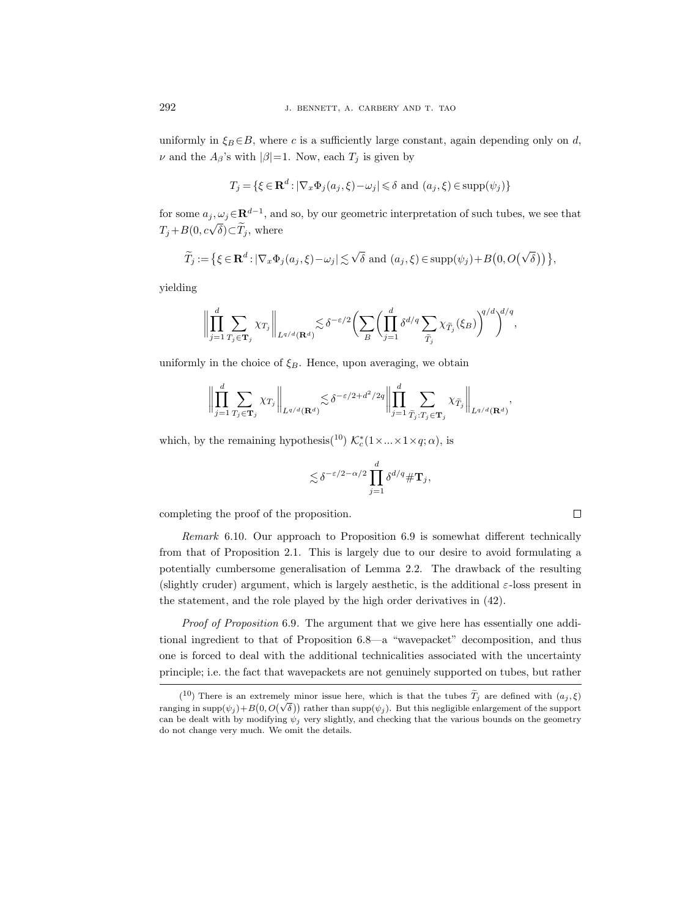uniformly in $\xi_B \in B$, where $c$ is a sufficiently large constant, again depending only on $d$, $\nu$ and the $A_\beta$'s with $|\beta|=1$. Now, each $T_j$ is given by

$$T_j = \{\xi \in \mathbf{R}^d : |\nabla_x \Phi_j(a_j, \xi) - \omega_j| \leqslant \delta \text{ and } (a_j, \xi) \in \operatorname{supp}(\psi_j)\}$$

for some $a_j, \omega_j \in \mathbf{R}^{d-1}$, and so, by our geometric interpretation of such tubes, we see that $T_j + B(0, c\sqrt{\delta}) \subset \widetilde{T}_j$, where

$$\widetilde{T}_j := \{\xi \in \mathbf{R}^d : |\nabla_x \Phi_j(a_j, \xi) - \omega_j| \lesssim \sqrt{\delta} \text{ and } (a_j, \xi) \in \operatorname{supp}(\psi_j) + B(0, O(\sqrt{\delta}))\},$$

yielding

$$\left\| \prod_{j=1}^d \sum_{T_j \in \mathbf{T}_j} \chi_{T_j} \right\|_{L^{q/d}(\mathbf{R}^d)} \lesssim \delta^{-\varepsilon/2} \left( \sum_B \left( \prod_{j=1}^d \delta^{d/q} \sum_{\widetilde{T}_j} \chi_{\widetilde{T}_j}(\xi_B) \right)^{q/d} \right)^{d/q},$$

uniformly in the choice of $\xi_B$. Hence, upon averaging, we obtain

$$\left\| \prod_{j=1}^d \sum_{T_j \in \mathbf{T}_j} \chi_{T_j} \right\|_{L^{q/d}(\mathbf{R}^d)} \lesssim \delta^{-\varepsilon/2 + d^2/2q} \left\| \prod_{j=1}^d \sum_{\widetilde{T}_j : T_j \in \mathbf{T}_j} \chi_{\widetilde{T}_j} \right\|_{L^{q/d}(\mathbf{R}^d)},$$

which, by the remaining hypothesis(10) $\mathcal{K}_c^*(1 \times ... \times 1 \times q; \alpha)$, is

$$\lesssim \delta^{-\varepsilon/2 - \alpha/2} \prod_{j=1}^d \delta^{d/q} \# \mathbf{T}_j,$$

completing the proof of the proposition. $\square$

*Remark* 6.10. Our approach to Proposition 6.9 is somewhat different technically from that of Proposition 2.1. This is largely due to our desire to avoid formulating a potentially cumbersome generalisation of Lemma 2.2. The drawback of the resulting (slightly cruder) argument, which is largely aesthetic, is the additional $\varepsilon$-loss present in the statement, and the role played by the high order derivatives in (42).

*Proof of Proposition* 6.9. The argument that we give here has essentially one additional ingredient to that of Proposition 6.8—a "wavepacket" decomposition, and thus one is forced to deal with the additional technicalities associated with the uncertainty principle; i.e. the fact that wavepackets are not genuinely supported on tubes, but rather

---

(10) There is an extremely minor issue here, which is that the tubes $\widetilde{T}_j$ are defined with $(a_j, \xi)$ ranging in $\operatorname{supp}(\psi_j) + B(0, O(\sqrt{\delta}))$ rather than $\operatorname{supp}(\psi_j)$. But this negligible enlargement of the support can be dealt with by modifying $\psi_j$ very slightly, and checking that the various bounds on the geometry do not change very much. We omit the details.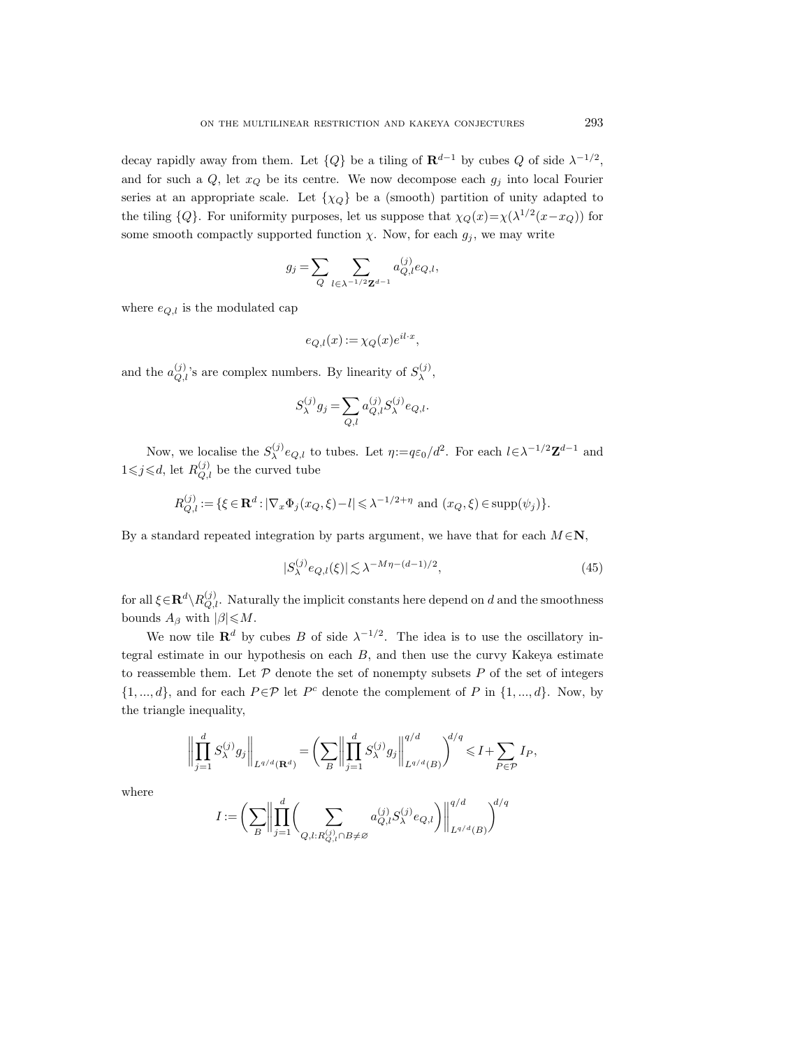decay rapidly away from them. Let $\{Q\}$ be a tiling of $\mathbf{R}^{d-1}$ by cubes $Q$ of side $\lambda^{-1/2}$, and for such a $Q$, let $x_Q$ be its centre. We now decompose each $g_j$ into local Fourier series at an appropriate scale. Let $\{\chi_Q\}$ be a (smooth) partition of unity adapted to the tiling $\{Q\}$. For uniformity purposes, let us suppose that $\chi_Q(x)=\chi(\lambda^{1/2}(x-x_Q))$ for some smooth compactly supported function $\chi$. Now, for each $g_j$, we may write

$$g_j = \sum_Q \sum_{l\in\lambda^{-1/2}\mathbf{Z}^{d-1}} a_{Q,l}^{(j)} e_{Q,l},$$

where $e_{Q,l}$ is the modulated cap

$$e_{Q,l}(x) := \chi_Q(x)e^{il\cdot x},$$

and the $a_{Q,l}^{(j)}$'s are complex numbers. By linearity of $S_\lambda^{(j)}$,

$$S_\lambda^{(j)} g_j = \sum_{Q,l} a_{Q,l}^{(j)} S_\lambda^{(j)} e_{Q,l}.$$

Now, we localise the $S_\lambda^{(j)} e_{Q,l}$ to tubes. Let $\eta := q\varepsilon_0/d^2$. For each $l\in\lambda^{-1/2}\mathbf{Z}^{d-1}$ and $1\leqslant j\leqslant d$, let $R_{Q,l}^{(j)}$ be the curved tube

$$R_{Q,l}^{(j)} := \{\xi\in\mathbf{R}^d : |\nabla_x\Phi_j(x_Q,\xi)-l| \leqslant \lambda^{-1/2+\eta} \text{ and } (x_Q,\xi)\in\operatorname{supp}(\psi_j)\}.$$

By a standard repeated integration by parts argument, we have that for each $M\in\mathbf{N}$,

$$|S_\lambda^{(j)} e_{Q,l}(\xi)| \lesssim \lambda^{-M\eta-(d-1)/2}, \tag{45}$$

for all $\xi\in\mathbf{R}^d\setminus R_{Q,l}^{(j)}$. Naturally the implicit constants here depend on $d$ and the smoothness bounds $A_\beta$ with $|\beta|\leqslant M$.

We now tile $\mathbf{R}^d$ by cubes $B$ of side $\lambda^{-1/2}$. The idea is to use the oscillatory integral estimate in our hypothesis on each $B$, and then use the curvy Kakeya estimate to reassemble them. Let $\mathcal{P}$ denote the set of nonempty subsets $P$ of the set of integers $\{1,...,d\}$, and for each $P\in\mathcal{P}$ let $P^c$ denote the complement of $P$ in $\{1,...,d\}$. Now, by the triangle inequality,

$$\biggl\|\prod_{j=1}^d S_\lambda^{(j)} g_j\biggr\|_{L^{q/d}(\mathbf{R}^d)} = \biggl(\sum_B \biggl\|\prod_{j=1}^d S_\lambda^{(j)} g_j\biggr\|_{L^{q/d}(B)}^{q/d}\biggr)^{d/q} \leqslant I + \sum_{P\in\mathcal{P}} I_P,$$

where

$$I := \biggl(\sum_B \biggl\|\prod_{j=1}^d \biggl(\sum_{Q,l:R_{Q,l}^{(j)}\cap B\neq\varnothing} a_{Q,l}^{(j)} S_\lambda^{(j)} e_{Q,l}\biggr)\biggr\|_{L^{q/d}(B)}^{q/d}\biggr)^{d/q}$$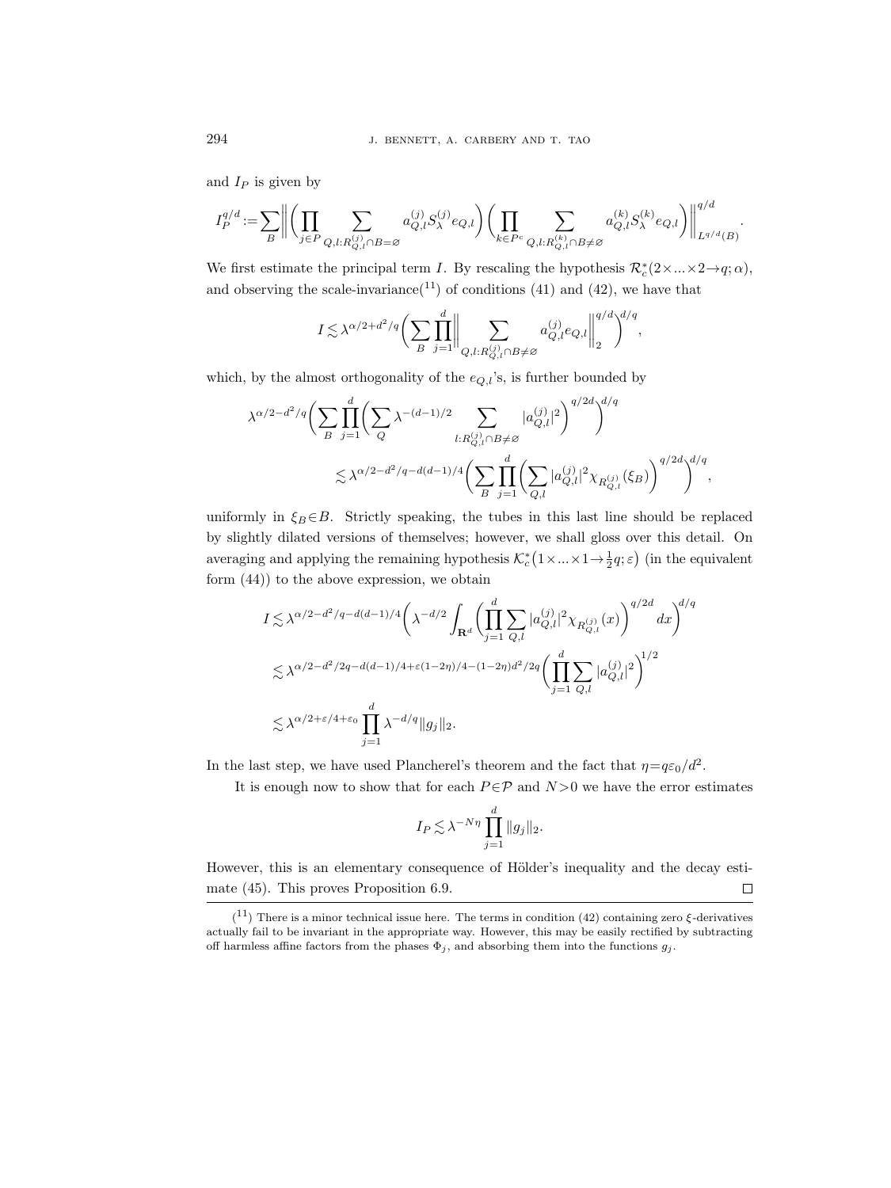and $I_P$ is given by

$$I_P^{q/d} := \sum_B \bigg\| \bigg( \prod_{j\in P} \sum_{Q,l:R_{Q,l}^{(j)}\cap B=\varnothing} a_{Q,l}^{(j)} S_\lambda^{(j)} e_{Q,l} \bigg) \bigg( \prod_{k\in P^c} \sum_{Q,l:R_{Q,l}^{(k)}\cap B\neq\varnothing} a_{Q,l}^{(k)} S_\lambda^{(k)} e_{Q,l} \bigg) \bigg\|_{L^{q/d}(B)}^{q/d}.$$

We first estimate the principal term $I$. By rescaling the hypothesis $\mathcal{R}_c^*(2\times...\times 2\to q;\alpha)$, and observing the scale-invariance([11]) of conditions (41) and (42), we have that

$$I \lesssim \lambda^{\alpha/2+d^2/q} \bigg( \sum_B \prod_{j=1}^d \bigg\| \sum_{Q,l:R_{Q,l}^{(j)}\cap B\neq\varnothing} a_{Q,l}^{(j)} e_{Q,l} \bigg\|_2^{q/d} \bigg)^{d/q},$$

which, by the almost orthogonality of the $e_{Q,l}$'s, is further bounded by

$$\begin{aligned}
\lambda^{\alpha/2-d^2/q} &\bigg( \sum_B \prod_{j=1}^d \bigg( \sum_Q \lambda^{-(d-1)/2} \sum_{l:R_{Q,l}^{(j)}\cap B\neq\varnothing} |a_{Q,l}^{(j)}|^2 \bigg)^{q/2d} \bigg)^{d/q} \\
&\lesssim \lambda^{\alpha/2-d^2/q-d(d-1)/4} \bigg( \sum_B \prod_{j=1}^d \bigg( \sum_{Q,l} |a_{Q,l}^{(j)}|^2 \chi_{R_{Q,l}^{(j)}}(\xi_B) \bigg)^{q/2d} \bigg)^{d/q},
\end{aligned}$$

uniformly in $\xi_B \in B$. Strictly speaking, the tubes in this last line should be replaced by slightly dilated versions of themselves; however, we shall gloss over this detail. On averaging and applying the remaining hypothesis $\mathcal{K}_c^*\big(1\times...\times 1\to \frac{1}{2}q;\varepsilon\big)$ (in the equivalent form (44)) to the above expression, we obtain

$$\begin{aligned}
I &\lesssim \lambda^{\alpha/2-d^2/q-d(d-1)/4} \bigg( \lambda^{-d/2} \int_{\mathbf{R}^d} \bigg( \prod_{j=1}^d \sum_{Q,l} |a_{Q,l}^{(j)}|^2 \chi_{R_{Q,l}^{(j)}}(x) \bigg)^{q/2d} dx \bigg)^{d/q} \\
&\lesssim \lambda^{\alpha/2-d^2/2q-d(d-1)/4+\varepsilon(1-2\eta)/4-(1-2\eta)d^2/2q} \bigg( \prod_{j=1}^d \sum_{Q,l} |a_{Q,l}^{(j)}|^2 \bigg)^{1/2} \\
&\lesssim \lambda^{\alpha/2+\varepsilon/4+\varepsilon_0} \prod_{j=1}^d \lambda^{-d/q} \|g_j\|_2.
\end{aligned}$$

In the last step, we have used Plancherel's theorem and the fact that $\eta = q\varepsilon_0/d^2$.

It is enough now to show that for each $P\in\mathcal{P}$ and $N>0$ we have the error estimates

$$I_P \lesssim \lambda^{-N\eta} \prod_{j=1}^d \|g_j\|_2.$$

However, this is an elementary consequence of Hölder's inequality and the decay estimate (45). This proves Proposition 6.9. □

([11]) There is a minor technical issue here. The terms in condition (42) containing zero $\xi$-derivatives actually fail to be invariant in the appropriate way. However, this may be easily rectified by subtracting off harmless affine factors from the phases $\Phi_j$, and absorbing them into the functions $g_j$.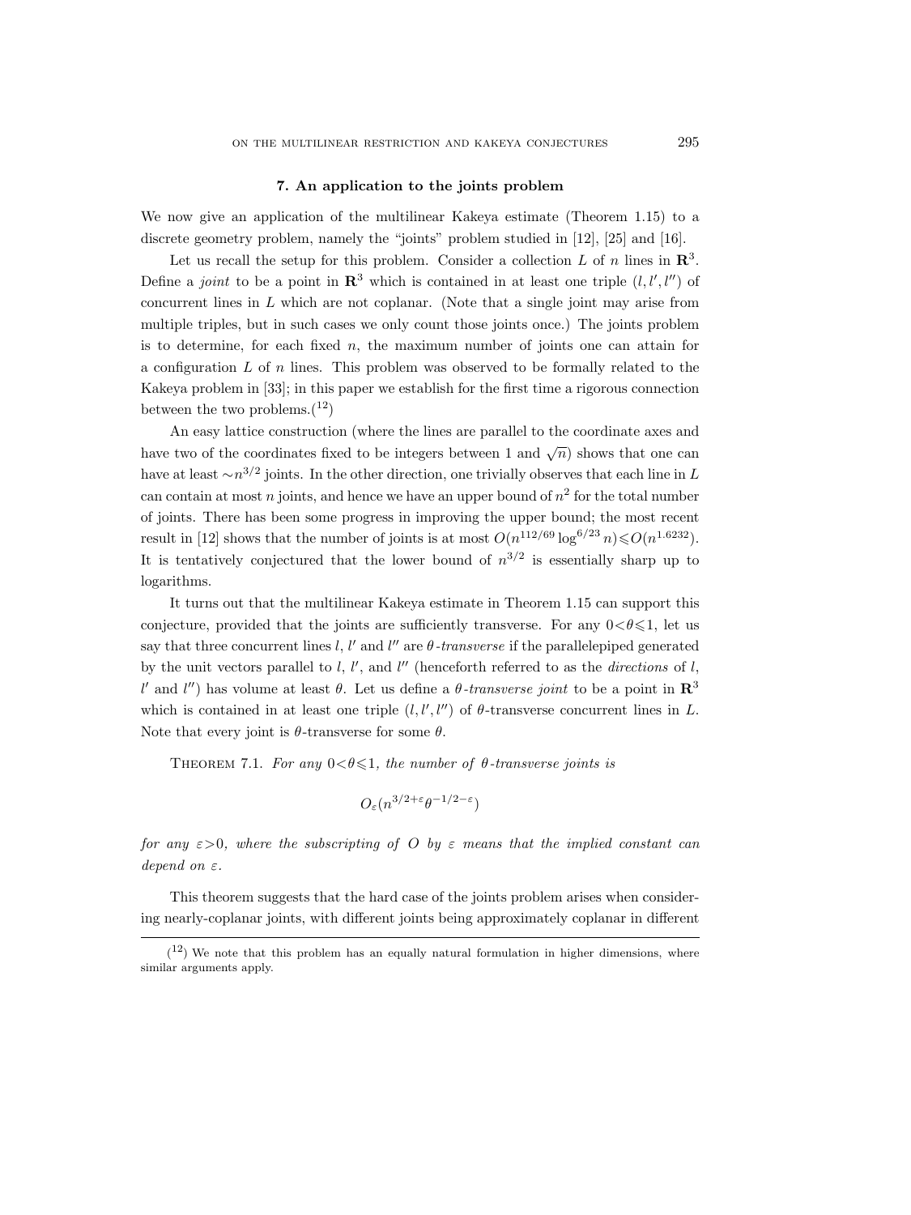## 7. An application to the joints problem

We now give an application of the multilinear Kakeya estimate (Theorem 1.15) to a discrete geometry problem, namely the "joints" problem studied in [12], [25] and [16].

Let us recall the setup for this problem. Consider a collection $L$ of $n$ lines in $\mathbf{R}^3$. Define a *joint* to be a point in $\mathbf{R}^3$ which is contained in at least one triple $(l, l', l'')$ of concurrent lines in $L$ which are not coplanar. (Note that a single joint may arise from multiple triples, but in such cases we only count those joints once.) The joints problem is to determine, for each fixed $n$, the maximum number of joints one can attain for a configuration $L$ of $n$ lines. This problem was observed to be formally related to the Kakeya problem in [33]; in this paper we establish for the first time a rigorous connection between the two problems.[12]

An easy lattice construction (where the lines are parallel to the coordinate axes and have two of the coordinates fixed to be integers between 1 and $\sqrt{n}$) shows that one can have at least $\sim n^{3/2}$ joints. In the other direction, one trivially observes that each line in $L$ can contain at most $n$ joints, and hence we have an upper bound of $n^2$ for the total number of joints. There has been some progress in improving the upper bound; the most recent result in [12] shows that the number of joints is at most $O(n^{112/69} \log^{6/23} n) \leqslant O(n^{1.6232})$. It is tentatively conjectured that the lower bound of $n^{3/2}$ is essentially sharp up to logarithms.

It turns out that the multilinear Kakeya estimate in Theorem 1.15 can support this conjecture, provided that the joints are sufficiently transverse. For any $0 < \theta \leqslant 1$, let us say that three concurrent lines $l$, $l'$ and $l''$ are $\theta$*-transverse* if the parallelepiped generated by the unit vectors parallel to $l$, $l'$, and $l''$ (henceforth referred to as the *directions* of $l$, $l'$ and $l''$) has volume at least $\theta$. Let us define a $\theta$*-transverse joint* to be a point in $\mathbf{R}^3$ which is contained in at least one triple $(l, l', l'')$ of $\theta$-transverse concurrent lines in $L$. Note that every joint is $\theta$-transverse for some $\theta$.

THEOREM 7.1. *For any $0 < \theta \leqslant 1$, the number of $\theta$-transverse joints is*

$$O_\varepsilon(n^{3/2+\varepsilon} \theta^{-1/2-\varepsilon})$$

*for any $\varepsilon > 0$, where the subscripting of $O$ by $\varepsilon$ means that the implied constant can depend on $\varepsilon$.*

This theorem suggests that the hard case of the joints problem arises when considering nearly-coplanar joints, with different joints being approximately coplanar in different

---

[12] We note that this problem has an equally natural formulation in higher dimensions, where similar arguments apply.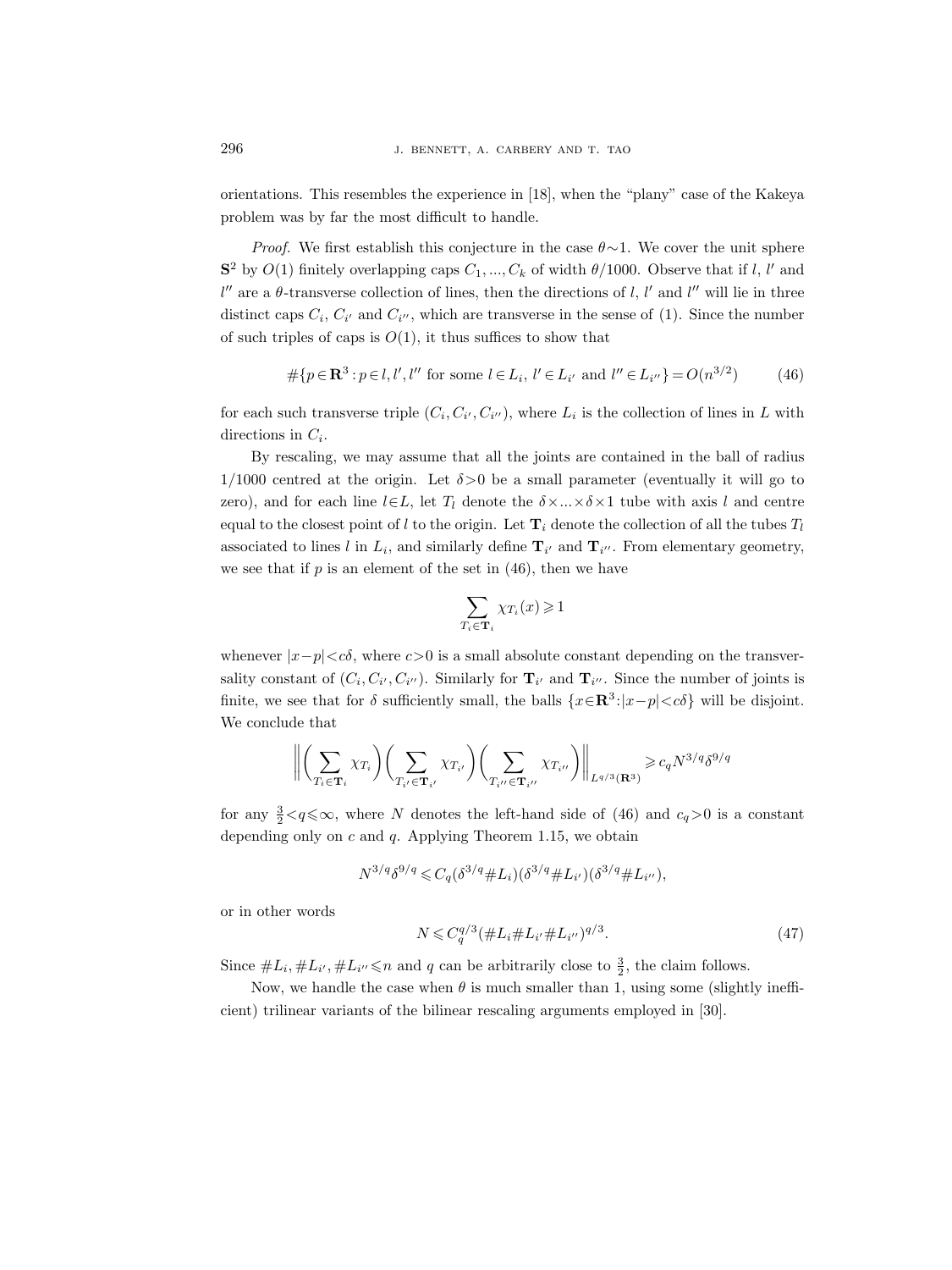orientations. This resembles the experience in [18], when the "plany" case of the Kakeya problem was by far the most difficult to handle.

*Proof.* We first establish this conjecture in the case $\theta\sim 1$. We cover the unit sphere $\mathbf{S}^2$ by $O(1)$ finitely overlapping caps $C_1, ..., C_k$ of width $\theta/1000$. Observe that if $l$, $l'$ and $l''$ are a $\theta$-transverse collection of lines, then the directions of $l$, $l'$ and $l''$ will lie in three distinct caps $C_i$, $C_{i'}$ and $C_{i''}$, which are transverse in the sense of (1). Since the number of such triples of caps is $O(1)$, it thus suffices to show that

$$\#\{p\in\mathbf{R}^3 : p\in l, l', l'' \text{ for some } l\in L_i,\ l'\in L_{i'} \text{ and } l''\in L_{i''}\} = O(n^{3/2}) \tag{46}$$

for each such transverse triple $(C_i, C_{i'}, C_{i''})$, where $L_i$ is the collection of lines in $L$ with directions in $C_i$.

By rescaling, we may assume that all the joints are contained in the ball of radius $1/1000$ centred at the origin. Let $\delta>0$ be a small parameter (eventually it will go to zero), and for each line $l\in L$, let $T_l$ denote the $\delta\times...\times\delta\times 1$ tube with axis $l$ and centre equal to the closest point of $l$ to the origin. Let $\mathbf{T}_i$ denote the collection of all the tubes $T_l$ associated to lines $l$ in $L_i$, and similarly define $\mathbf{T}_{i'}$ and $\mathbf{T}_{i''}$. From elementary geometry, we see that if $p$ is an element of the set in (46), then we have

$$\sum_{T_i\in\mathbf{T}_i}\chi_{T_i}(x)\geqslant 1$$

whenever $|x-p|<c\delta$, where $c>0$ is a small absolute constant depending on the transversality constant of $(C_i, C_{i'}, C_{i''})$. Similarly for $\mathbf{T}_{i'}$ and $\mathbf{T}_{i''}$. Since the number of joints is finite, we see that for $\delta$ sufficiently small, the balls $\{x\in\mathbf{R}^3 : |x-p|<c\delta\}$ will be disjoint. We conclude that

$$\left\|\left(\sum_{T_i\in\mathbf{T}_i}\chi_{T_i}\right)\left(\sum_{T_{i'}\in\mathbf{T}_{i'}}\chi_{T_{i'}}\right)\left(\sum_{T_{i''}\in\mathbf{T}_{i''}}\chi_{T_{i''}}\right)\right\|_{L^{q/3}(\mathbf{R}^3)}\geqslant c_q N^{3/q}\delta^{9/q}$$

for any $\frac{3}{2}<q\leqslant\infty$, where $N$ denotes the left-hand side of (46) and $c_q>0$ is a constant depending only on $c$ and $q$. Applying Theorem 1.15, we obtain

$$N^{3/q}\delta^{9/q}\leqslant C_q(\delta^{3/q}\#L_i)(\delta^{3/q}\#L_{i'})(\delta^{3/q}\#L_{i''}),$$

or in other words

$$N\leqslant C_q^{q/3}(\#L_i\#L_{i'}\#L_{i''})^{q/3}. \tag{47}$$

Since $\#L_i, \#L_{i'}, \#L_{i''}\leqslant n$ and $q$ can be arbitrarily close to $\frac{3}{2}$, the claim follows.

Now, we handle the case when $\theta$ is much smaller than 1, using some (slightly inefficient) trilinear variants of the bilinear rescaling arguments employed in [30].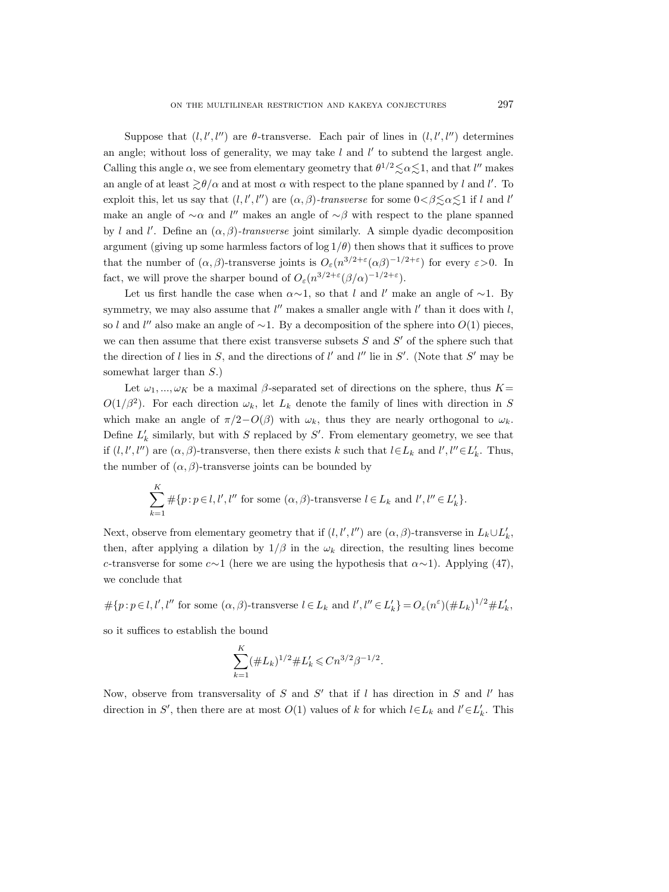Suppose that $(l, l', l'')$ are $\theta$-transverse. Each pair of lines in $(l, l', l'')$ determines an angle; without loss of generality, we may take $l$ and $l'$ to subtend the largest angle. Calling this angle $\alpha$, we see from elementary geometry that $\theta^{1/2} \lesssim \alpha \lesssim 1$, and that $l''$ makes an angle of at least $\gtrsim \theta/\alpha$ and at most $\alpha$ with respect to the plane spanned by $l$ and $l'$. To exploit this, let us say that $(l, l', l'')$ are *$(\alpha, \beta)$-transverse* for some $0 < \beta \lesssim \alpha \lesssim 1$ if $l$ and $l'$ make an angle of $\sim\alpha$ and $l''$ makes an angle of $\sim\beta$ with respect to the plane spanned by $l$ and $l'$. Define an *$(\alpha, \beta)$-transverse* joint similarly. A simple dyadic decomposition argument (giving up some harmless factors of $\log 1/\theta$) then shows that it suffices to prove that the number of $(\alpha, \beta)$-transverse joints is $O_\varepsilon(n^{3/2+\varepsilon}(\alpha\beta)^{-1/2+\varepsilon})$ for every $\varepsilon > 0$. In fact, we will prove the sharper bound of $O_\varepsilon(n^{3/2+\varepsilon}(\beta/\alpha)^{-1/2+\varepsilon})$.

Let us first handle the case when $\alpha \sim 1$, so that $l$ and $l'$ make an angle of $\sim 1$. By symmetry, we may also assume that $l''$ makes a smaller angle with $l'$ than it does with $l$, so $l$ and $l''$ also make an angle of $\sim 1$. By a decomposition of the sphere into $O(1)$ pieces, we can then assume that there exist transverse subsets $S$ and $S'$ of the sphere such that the direction of $l$ lies in $S$, and the directions of $l'$ and $l''$ lie in $S'$. (Note that $S'$ may be somewhat larger than $S$.)

Let $\omega_1, ..., \omega_K$ be a maximal $\beta$-separated set of directions on the sphere, thus $K = O(1/\beta^2)$. For each direction $\omega_k$, let $L_k$ denote the family of lines with direction in $S$ which make an angle of $\pi/2 - O(\beta)$ with $\omega_k$, thus they are nearly orthogonal to $\omega_k$. Define $L'_k$ similarly, but with $S$ replaced by $S'$. From elementary geometry, we see that if $(l, l', l'')$ are $(\alpha, \beta)$-transverse, then there exists $k$ such that $l \in L_k$ and $l', l'' \in L'_k$. Thus, the number of $(\alpha, \beta)$-transverse joints can be bounded by

$$\sum_{k=1}^{K} \#\{p : p \in l, l', l'' \text{ for some } (\alpha, \beta)\text{-transverse } l \in L_k \text{ and } l', l'' \in L'_k\}.$$

Next, observe from elementary geometry that if $(l, l', l'')$ are $(\alpha, \beta)$-transverse in $L_k \cup L'_k$, then, after applying a dilation by $1/\beta$ in the $\omega_k$ direction, the resulting lines become $c$-transverse for some $c \sim 1$ (here we are using the hypothesis that $\alpha \sim 1$). Applying (47), we conclude that

$$\#\{p : p \in l, l', l'' \text{ for some } (\alpha, \beta)\text{-transverse } l \in L_k \text{ and } l', l'' \in L'_k\} = O_\varepsilon(n^\varepsilon)(\#L_k)^{1/2} \#L'_k,$$

so it suffices to establish the bound

$$\sum_{k=1}^{K} (\#L_k)^{1/2} \#L'_k \leqslant C n^{3/2} \beta^{-1/2}.$$

Now, observe from transversality of $S$ and $S'$ that if $l$ has direction in $S$ and $l'$ has direction in $S'$, then there are at most $O(1)$ values of $k$ for which $l \in L_k$ and $l' \in L'_k$. This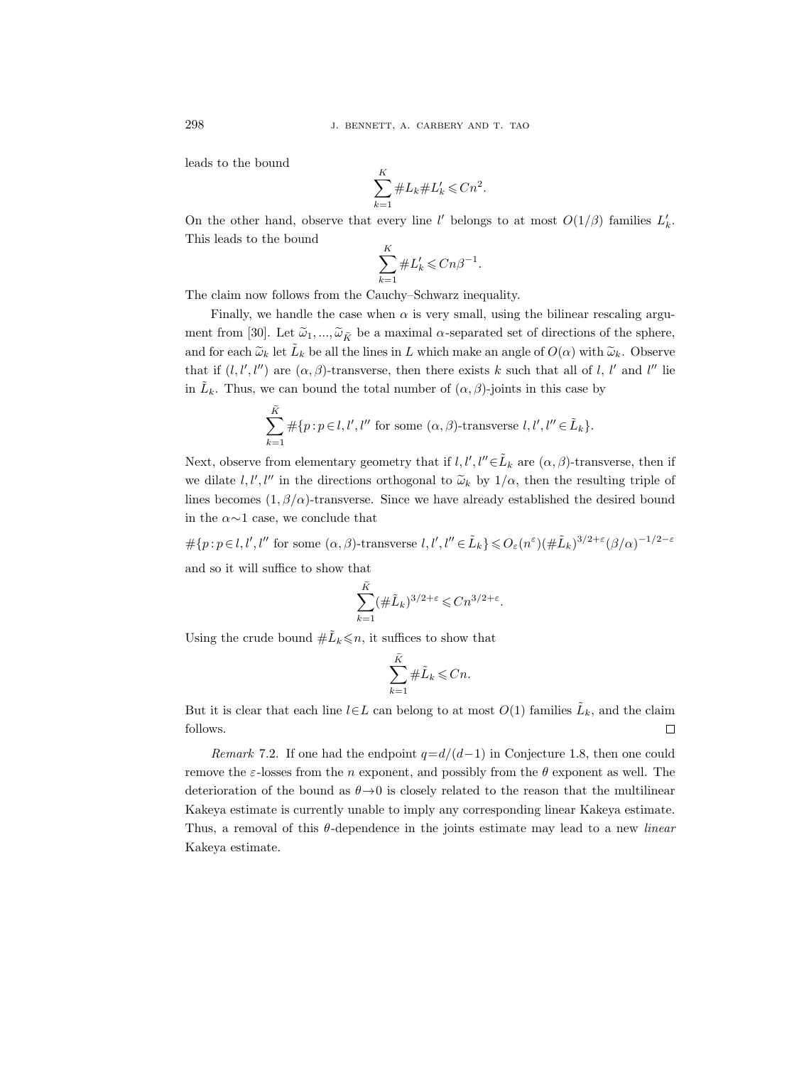leads to the bound

$$\sum_{k=1}^{K} \#L_k \#L'_k \leqslant Cn^2.$$

On the other hand, observe that every line $l'$ belongs to at most $O(1/\beta)$ families $L'_k$. This leads to the bound

$$\sum_{k=1}^{K} \#L'_k \leqslant Cn\beta^{-1}.$$

The claim now follows from the Cauchy–Schwarz inequality.

Finally, we handle the case when $\alpha$ is very small, using the bilinear rescaling argument from [30]. Let $\widetilde{\omega}_1, ..., \widetilde{\omega}_{\widetilde{K}}$ be a maximal $\alpha$-separated set of directions of the sphere, and for each $\widetilde{\omega}_k$ let $\tilde{L}_k$ be all the lines in $L$ which make an angle of $O(\alpha)$ with $\widetilde{\omega}_k$. Observe that if $(l, l', l'')$ are $(\alpha, \beta)$-transverse, then there exists $k$ such that all of $l$, $l'$ and $l''$ lie in $\tilde{L}_k$. Thus, we can bound the total number of $(\alpha, \beta)$-joints in this case by

$$\sum_{k=1}^{\tilde{K}} \#\{p : p \in l, l', l'' \text{ for some } (\alpha, \beta)\text{-transverse } l, l', l'' \in \tilde{L}_k\}.$$

Next, observe from elementary geometry that if $l, l', l'' \in \tilde{L}_k$ are $(\alpha, \beta)$-transverse, then if we dilate $l, l', l''$ in the directions orthogonal to $\widetilde{\omega}_k$ by $1/\alpha$, then the resulting triple of lines becomes $(1, \beta/\alpha)$-transverse. Since we have already established the desired bound in the $\alpha \sim 1$ case, we conclude that

$$\#\{p : p \in l, l', l'' \text{ for some } (\alpha, \beta)\text{-transverse } l, l', l'' \in \tilde{L}_k\} \leqslant O_\varepsilon(n^\varepsilon)(\#\tilde{L}_k)^{3/2+\varepsilon}(\beta/\alpha)^{-1/2-\varepsilon}$$

and so it will suffice to show that

$$\sum_{k=1}^{\tilde{K}} (\#\tilde{L}_k)^{3/2+\varepsilon} \leqslant Cn^{3/2+\varepsilon}.$$

Using the crude bound $\#\tilde{L}_k \leqslant n$, it suffices to show that

$$\sum_{k=1}^{\tilde{K}} \#\tilde{L}_k \leqslant Cn.$$

But it is clear that each line $l \in L$ can belong to at most $O(1)$ families $\tilde{L}_k$, and the claim follows. □

*Remark* 7.2. If one had the endpoint $q = d/(d-1)$ in Conjecture 1.8, then one could remove the $\varepsilon$-losses from the $n$ exponent, and possibly from the $\theta$ exponent as well. The deterioration of the bound as $\theta \to 0$ is closely related to the reason that the multilinear Kakeya estimate is currently unable to imply any corresponding linear Kakeya estimate. Thus, a removal of this $\theta$-dependence in the joints estimate may lead to a new *linear* Kakeya estimate.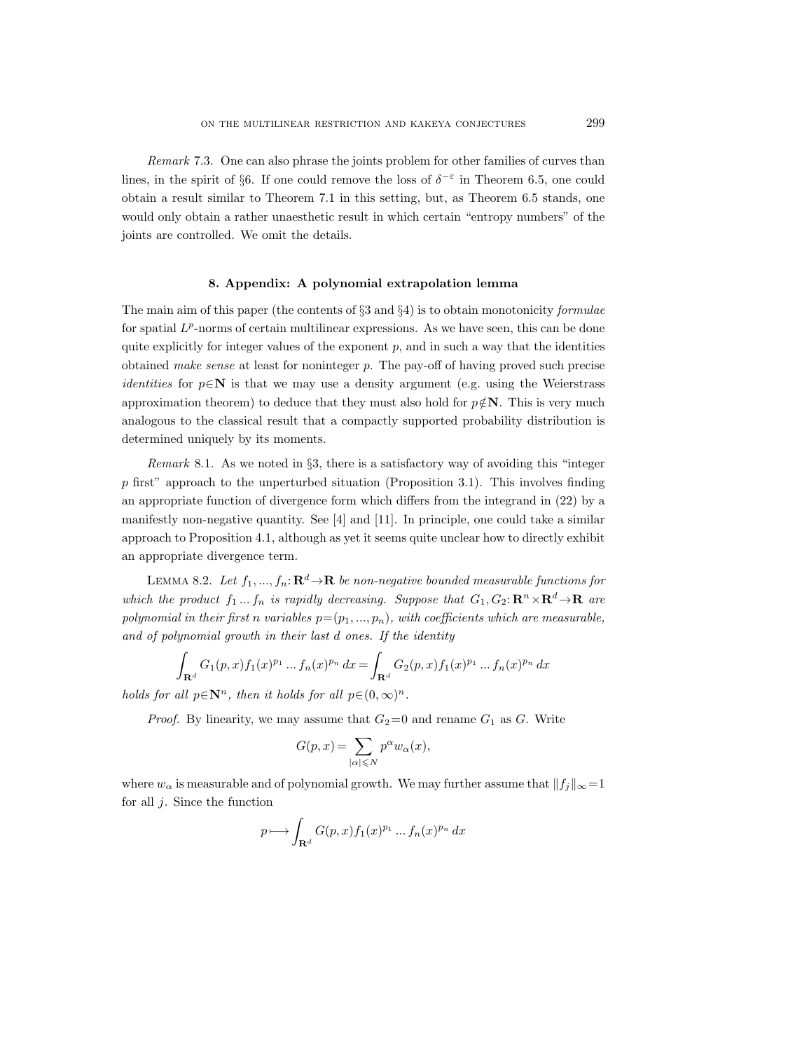*Remark* 7.3. One can also phrase the joints problem for other families of curves than lines, in the spirit of §6. If one could remove the loss of $\delta^{-\varepsilon}$ in Theorem 6.5, one could obtain a result similar to Theorem 7.1 in this setting, but, as Theorem 6.5 stands, one would only obtain a rather unaesthetic result in which certain "entropy numbers" of the joints are controlled. We omit the details.

## 8. Appendix: A polynomial extrapolation lemma

The main aim of this paper (the contents of §3 and §4) is to obtain monotonicity *formulae* for spatial $L^p$-norms of certain multilinear expressions. As we have seen, this can be done quite explicitly for integer values of the exponent $p$, and in such a way that the identities obtained *make sense* at least for noninteger $p$. The pay-off of having proved such precise *identities* for $p\in\mathbf{N}$ is that we may use a density argument (e.g. using the Weierstrass approximation theorem) to deduce that they must also hold for $p\notin\mathbf{N}$. This is very much analogous to the classical result that a compactly supported probability distribution is determined uniquely by its moments.

*Remark* 8.1. As we noted in §3, there is a satisfactory way of avoiding this "integer $p$ first" approach to the unperturbed situation (Proposition 3.1). This involves finding an appropriate function of divergence form which differs from the integrand in (22) by a manifestly non-negative quantity. See [4] and [11]. In principle, one could take a similar approach to Proposition 4.1, although as yet it seems quite unclear how to directly exhibit an appropriate divergence term.

LEMMA 8.2. *Let $f_1, ..., f_n: \mathbf{R}^d \to \mathbf{R}$ be non-negative bounded measurable functions for which the product $f_1 ... f_n$ is rapidly decreasing. Suppose that $G_1, G_2: \mathbf{R}^n \times \mathbf{R}^d \to \mathbf{R}$ are polynomial in their first $n$ variables $p=(p_1, ..., p_n)$, with coefficients which are measurable, and of polynomial growth in their last $d$ ones. If the identity*

$$\int_{\mathbf{R}^d} G_1(p,x) f_1(x)^{p_1} ... f_n(x)^{p_n}\, dx = \int_{\mathbf{R}^d} G_2(p,x) f_1(x)^{p_1} ... f_n(x)^{p_n}\, dx$$

*holds for all $p\in\mathbf{N}^n$, then it holds for all $p\in(0,\infty)^n$.*

*Proof.* By linearity, we may assume that $G_2=0$ and rename $G_1$ as $G$. Write

$$G(p,x) = \sum_{|\alpha|\leqslant N} p^\alpha w_\alpha(x),$$

where $w_\alpha$ is measurable and of polynomial growth. We may further assume that $\|f_j\|_\infty=1$ for all $j$. Since the function

$$p \longmapsto \int_{\mathbf{R}^d} G(p,x) f_1(x)^{p_1} ... f_n(x)^{p_n}\, dx$$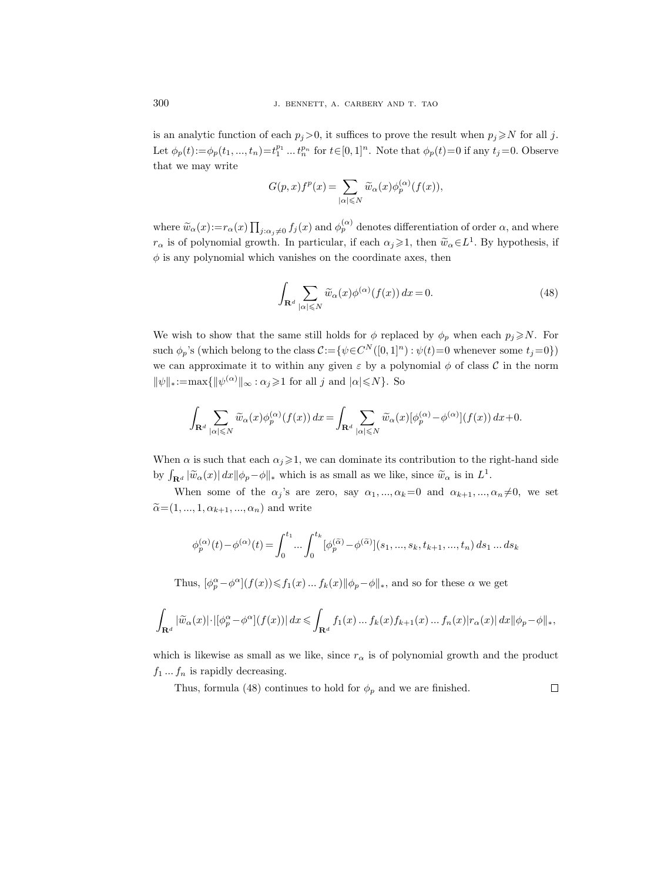is an analytic function of each $p_j > 0$, it suffices to prove the result when $p_j \geqslant N$ for all $j$. Let $\phi_p(t) := \phi_p(t_1, ..., t_n) = t_1^{p_1} ... t_n^{p_n}$ for $t \in [0,1]^n$. Note that $\phi_p(t) = 0$ if any $t_j = 0$. Observe that we may write

$$G(p,x) f^p(x) = \sum_{|\alpha| \leqslant N} \widetilde{w}_\alpha(x) \phi_p^{(\alpha)}(f(x)),$$

where $\widetilde{w}_\alpha(x) := r_\alpha(x) \prod_{j:\alpha_j \neq 0} f_j(x)$ and $\phi_p^{(\alpha)}$ denotes differentiation of order $\alpha$, and where $r_\alpha$ is of polynomial growth. In particular, if each $\alpha_j \geqslant 1$, then $\widetilde{w}_\alpha \in L^1$. By hypothesis, if $\phi$ is any polynomial which vanishes on the coordinate axes, then

$$\int_{\mathbf{R}^d} \sum_{|\alpha| \leqslant N} \widetilde{w}_\alpha(x) \phi^{(\alpha)}(f(x)) \, dx = 0. \tag{48}$$

We wish to show that the same still holds for $\phi$ replaced by $\phi_p$ when each $p_j \geqslant N$. For such $\phi_p$'s (which belong to the class $\mathcal{C} := \{\psi \in C^N([0,1]^n) : \psi(t) = 0 \text{ whenever some } t_j = 0\}$) we can approximate it to within any given $\varepsilon$ by a polynomial $\phi$ of class $\mathcal{C}$ in the norm $\|\psi\|_* := \max\{\|\psi^{(\alpha)}\|_\infty : \alpha_j \geqslant 1 \text{ for all } j \text{ and } |\alpha| \leqslant N\}$. So

$$\int_{\mathbf{R}^d} \sum_{|\alpha| \leqslant N} \widetilde{w}_\alpha(x) \phi_p^{(\alpha)}(f(x)) \, dx = \int_{\mathbf{R}^d} \sum_{|\alpha| \leqslant N} \widetilde{w}_\alpha(x) [\phi_p^{(\alpha)} - \phi^{(\alpha)}](f(x)) \, dx + 0.$$

When $\alpha$ is such that each $\alpha_j \geqslant 1$, we can dominate its contribution to the right-hand side by $\int_{\mathbf{R}^d} |\widetilde{w}_\alpha(x)| \, dx \|\phi_p - \phi\|_*$ which is as small as we like, since $\widetilde{w}_\alpha$ is in $L^1$.

When some of the $\alpha_j$'s are zero, say $\alpha_1, ..., \alpha_k = 0$ and $\alpha_{k+1}, ..., \alpha_n \neq 0$, we set $\widetilde{\alpha} = (1, ..., 1, \alpha_{k+1}, ..., \alpha_n)$ and write

$$\phi_p^{(\alpha)}(t) - \phi^{(\alpha)}(t) = \int_0^{t_1} ... \int_0^{t_k} [\phi_p^{(\widetilde{\alpha})} - \phi^{(\widetilde{\alpha})}](s_1, ..., s_k, t_{k+1}, ..., t_n) \, ds_1 ... ds_k$$

Thus, $[\phi_p^\alpha - \phi^\alpha](f(x)) \leqslant f_1(x) ... f_k(x) \|\phi_p - \phi\|_*$, and so for these $\alpha$ we get

$$\int_{\mathbf{R}^d} |\widetilde{w}_\alpha(x)| \cdot |[\phi_p^\alpha - \phi^\alpha](f(x))| \, dx \leqslant \int_{\mathbf{R}^d} f_1(x) ... f_k(x) f_{k+1}(x) ... f_n(x) |r_\alpha(x)| \, dx \|\phi_p - \phi\|_*,$$

which is likewise as small as we like, since $r_\alpha$ is of polynomial growth and the product $f_1 ... f_n$ is rapidly decreasing.

Thus, formula (48) continues to hold for $\phi_p$ and we are finished. □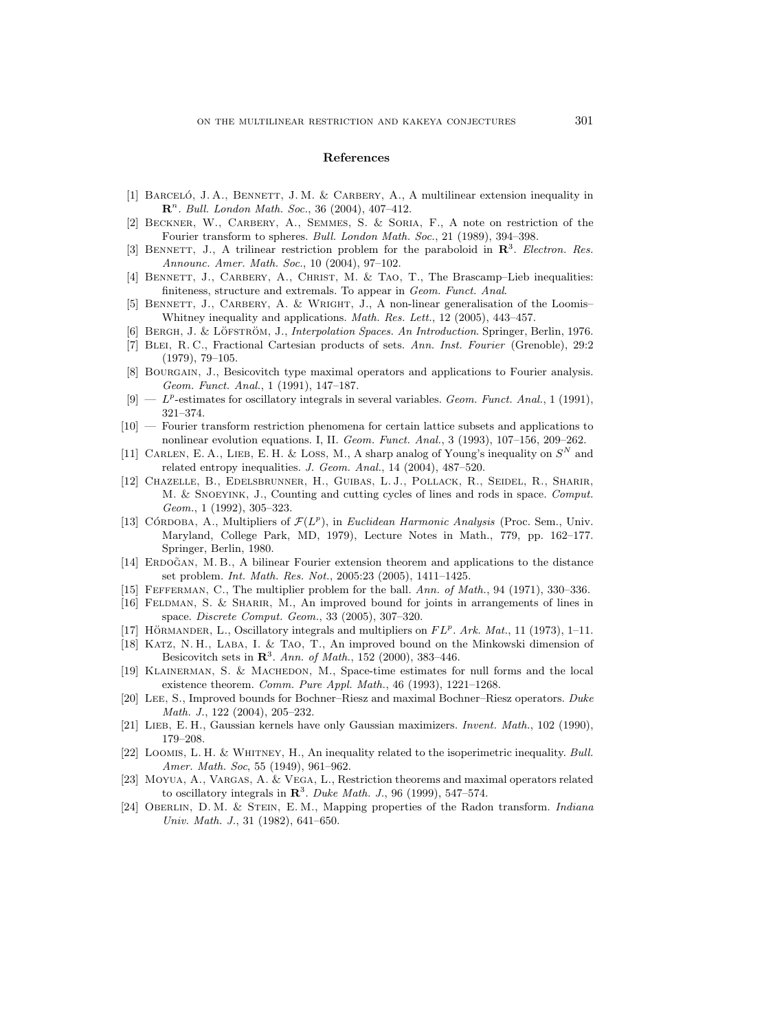## References

[1] Barceló, J. A., Bennett, J. M. & Carbery, A., A multilinear extension inequality in $\mathbf{R}^n$. *Bull. London Math. Soc.*, 36 (2004), 407–412.

[2] Beckner, W., Carbery, A., Semmes, S. & Soria, F., A note on restriction of the Fourier transform to spheres. *Bull. London Math. Soc.*, 21 (1989), 394–398.

[3] Bennett, J., A trilinear restriction problem for the paraboloid in $\mathbf{R}^3$. *Electron. Res. Announc. Amer. Math. Soc.*, 10 (2004), 97–102.

[4] Bennett, J., Carbery, A., Christ, M. & Tao, T., The Brascamp–Lieb inequalities: finiteness, structure and extremals. To appear in *Geom. Funct. Anal*.

[5] Bennett, J., Carbery, A. & Wright, J., A non-linear generalisation of the Loomis–Whitney inequality and applications. *Math. Res. Lett.*, 12 (2005), 443–457.

[6] Bergh, J. & Löfström, J., *Interpolation Spaces. An Introduction*. Springer, Berlin, 1976.

[7] Blei, R. C., Fractional Cartesian products of sets. *Ann. Inst. Fourier* (Grenoble), 29:2 (1979), 79–105.

[8] Bourgain, J., Besicovitch type maximal operators and applications to Fourier analysis. *Geom. Funct. Anal.*, 1 (1991), 147–187.

[9] — $L^p$-estimates for oscillatory integrals in several variables. *Geom. Funct. Anal.*, 1 (1991), 321–374.

[10] — Fourier transform restriction phenomena for certain lattice subsets and applications to nonlinear evolution equations. I, II. *Geom. Funct. Anal.*, 3 (1993), 107–156, 209–262.

[11] Carlen, E. A., Lieb, E. H. & Loss, M., A sharp analog of Young's inequality on $S^N$ and related entropy inequalities. *J. Geom. Anal.*, 14 (2004), 487–520.

[12] Chazelle, B., Edelsbrunner, H., Guibas, L. J., Pollack, R., Seidel, R., Sharir, M. & Snoeyink, J., Counting and cutting cycles of lines and rods in space. *Comput. Geom.*, 1 (1992), 305–323.

[13] Córdoba, A., Multipliers of $\mathcal{F}(L^p)$, in *Euclidean Harmonic Analysis* (Proc. Sem., Univ. Maryland, College Park, MD, 1979), Lecture Notes in Math., 779, pp. 162–177. Springer, Berlin, 1980.

[14] Erdoğan, M. B., A bilinear Fourier extension theorem and applications to the distance set problem. *Int. Math. Res. Not.*, 2005:23 (2005), 1411–1425.

[15] Fefferman, C., The multiplier problem for the ball. *Ann. of Math.*, 94 (1971), 330–336.

[16] Feldman, S. & Sharir, M., An improved bound for joints in arrangements of lines in space. *Discrete Comput. Geom.*, 33 (2005), 307–320.

[17] Hörmander, L., Oscillatory integrals and multipliers on $FL^p$. *Ark. Mat.*, 11 (1973), 1–11.

[18] Katz, N. H., Łaba, I. & Tao, T., An improved bound on the Minkowski dimension of Besicovitch sets in $\mathbf{R}^3$. *Ann. of Math.*, 152 (2000), 383–446.

[19] Klainerman, S. & Machedon, M., Space-time estimates for null forms and the local existence theorem. *Comm. Pure Appl. Math.*, 46 (1993), 1221–1268.

[20] Lee, S., Improved bounds for Bochner–Riesz and maximal Bochner–Riesz operators. *Duke Math. J.*, 122 (2004), 205–232.

[21] Lieb, E. H., Gaussian kernels have only Gaussian maximizers. *Invent. Math.*, 102 (1990), 179–208.

[22] Loomis, L. H. & Whitney, H., An inequality related to the isoperimetric inequality. *Bull. Amer. Math. Soc*, 55 (1949), 961–962.

[23] Moyua, A., Vargas, A. & Vega, L., Restriction theorems and maximal operators related to oscillatory integrals in $\mathbf{R}^3$. *Duke Math. J.*, 96 (1999), 547–574.

[24] Oberlin, D. M. & Stein, E. M., Mapping properties of the Radon transform. *Indiana Univ. Math. J.*, 31 (1982), 641–650.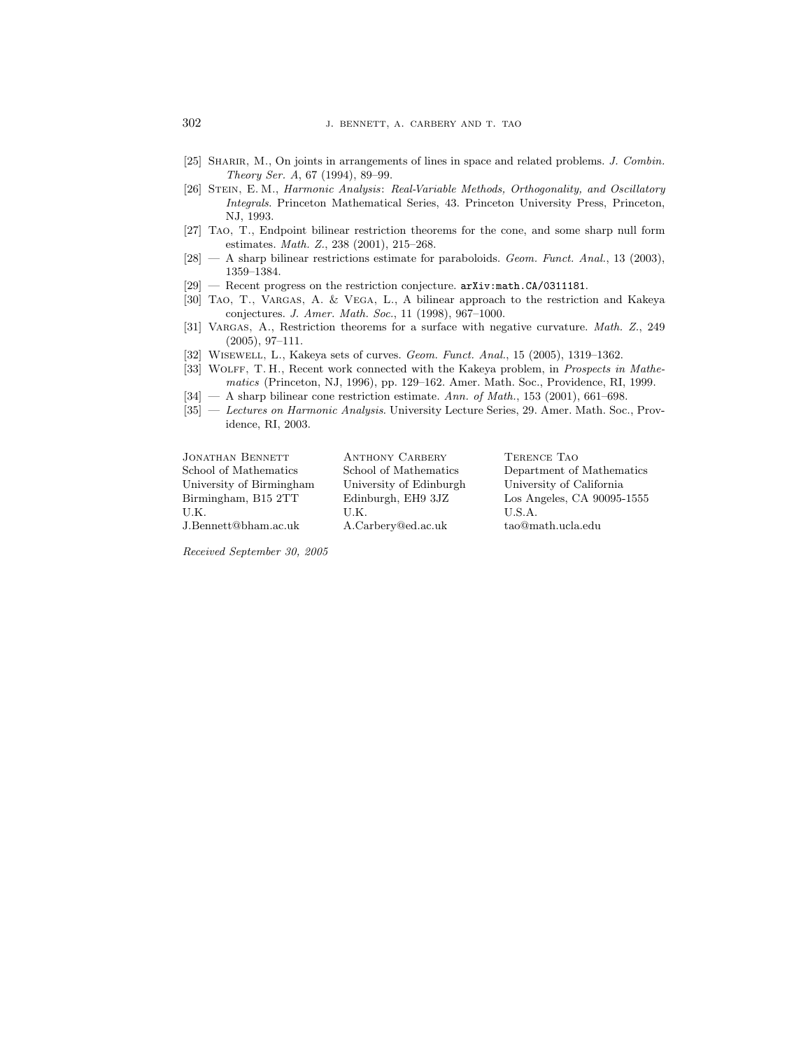[25] Sharir, M., On joints in arrangements of lines in space and related problems. *J. Combin. Theory Ser. A*, 67 (1994), 89–99.

[26] Stein, E. M., *Harmonic Analysis: Real-Variable Methods, Orthogonality, and Oscillatory Integrals*. Princeton Mathematical Series, 43. Princeton University Press, Princeton, NJ, 1993.

[27] Tao, T., Endpoint bilinear restriction theorems for the cone, and some sharp null form estimates. *Math. Z.*, 238 (2001), 215–268.

[28] — A sharp bilinear restrictions estimate for paraboloids. *Geom. Funct. Anal.*, 13 (2003), 1359–1384.

[29] — Recent progress on the restriction conjecture. `arXiv:math.CA/0311181`.

[30] Tao, T., Vargas, A. & Vega, L., A bilinear approach to the restriction and Kakeya conjectures. *J. Amer. Math. Soc.*, 11 (1998), 967–1000.

[31] Vargas, A., Restriction theorems for a surface with negative curvature. *Math. Z.*, 249 (2005), 97–111.

[32] Wisewell, L., Kakeya sets of curves. *Geom. Funct. Anal.*, 15 (2005), 1319–1362.

[33] Wolff, T. H., Recent work connected with the Kakeya problem, in *Prospects in Mathematics* (Princeton, NJ, 1996), pp. 129–162. Amer. Math. Soc., Providence, RI, 1999.

[34] — A sharp bilinear cone restriction estimate. *Ann. of Math.*, 153 (2001), 661–698.

[35] — *Lectures on Harmonic Analysis*. University Lecture Series, 29. Amer. Math. Soc., Providence, RI, 2003.

Jonathan Bennett
School of Mathematics
University of Birmingham
Birmingham, B15 2TT
U.K.
J.Bennett@bham.ac.uk

Anthony Carbery
School of Mathematics
University of Edinburgh
Edinburgh, EH9 3JZ
U.K.
A.Carbery@ed.ac.uk

Terence Tao
Department of Mathematics
University of California
Los Angeles, CA 90095-1555
U.S.A.
tao@math.ucla.edu

*Received September 30, 2005*